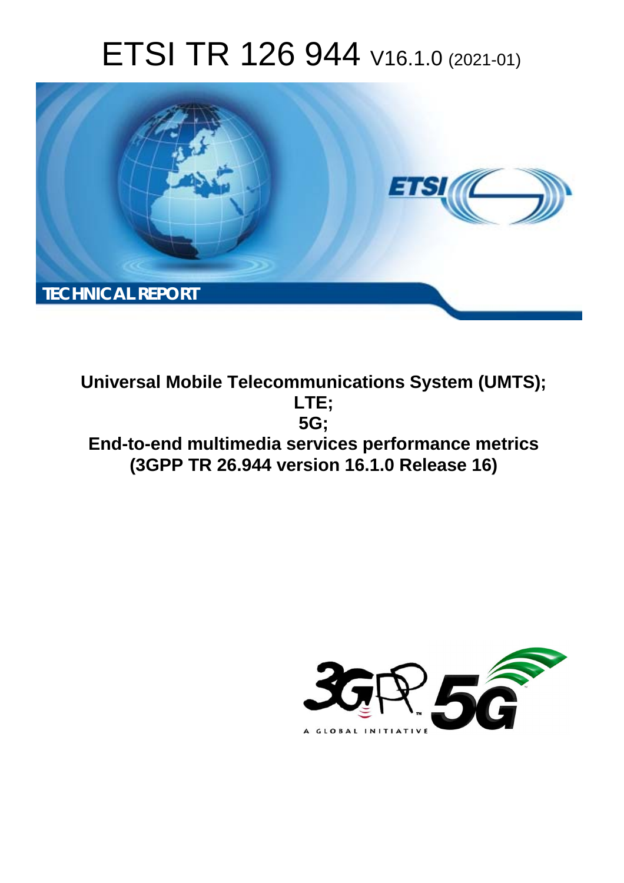# ETSI TR 126 944 V16.1.0 (2021-01)

**TECHNICAL REPORT**

**Universal Mobile Telecommunications System (UMTS); LTE; 5G; End-to-end multimedia services performance metrics (3GPP TR 26.944 version 16.1.0 Release 16)**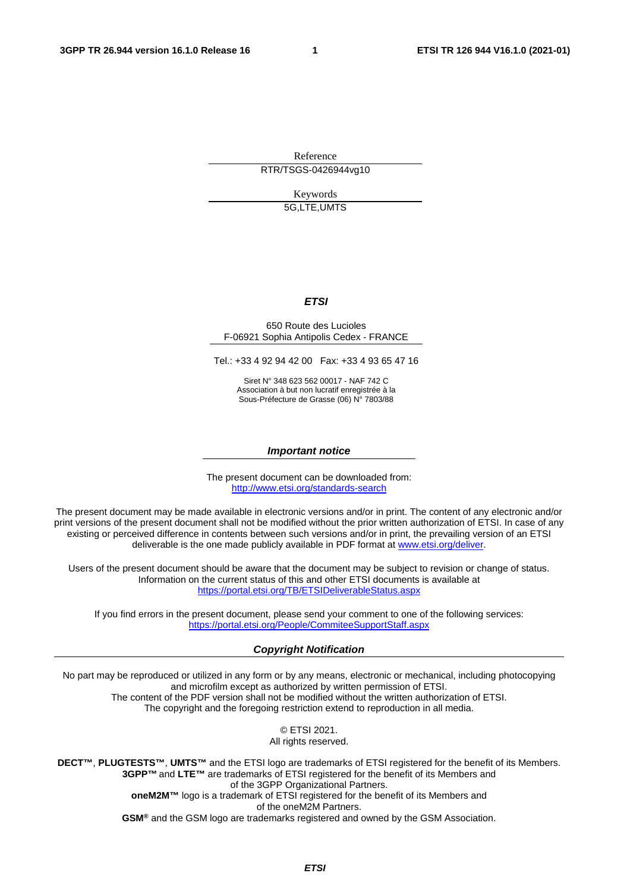Reference

RTR/TSGS-0426944vg10

Keywords

5G,LTE,UMTS

***ETSI***

650 Route des Lucioles
F-06921 Sophia Antipolis Cedex - FRANCE

Tel.: +33 4 92 94 42 00   Fax: +33 4 93 65 47 16

Siret N° 348 623 562 00017 - NAF 742 C
Association à but non lucratif enregistrée à la
Sous-Préfecture de Grasse (06) N° 7803/88

***Important notice***

The present document can be downloaded from:
http://www.etsi.org/standards-search

The present document may be made available in electronic versions and/or in print. The content of any electronic and/or print versions of the present document shall not be modified without the prior written authorization of ETSI. In case of any existing or perceived difference in contents between such versions and/or in print, the prevailing version of an ETSI deliverable is the one made publicly available in PDF format at www.etsi.org/deliver.

Users of the present document should be aware that the document may be subject to revision or change of status. Information on the current status of this and other ETSI documents is available at
https://portal.etsi.org/TB/ETSIDeliverableStatus.aspx

If you find errors in the present document, please send your comment to one of the following services:
https://portal.etsi.org/People/CommiteeSupportStaff.aspx

***Copyright Notification***

No part may be reproduced or utilized in any form or by any means, electronic or mechanical, including photocopying and microfilm except as authorized by written permission of ETSI.
The content of the PDF version shall not be modified without the written authorization of ETSI.
The copyright and the foregoing restriction extend to reproduction in all media.

© ETSI 2021.
All rights reserved.

**DECT™**, **PLUGTESTS™**, **UMTS™** and the ETSI logo are trademarks of ETSI registered for the benefit of its Members.
**3GPP™** and **LTE™** are trademarks of ETSI registered for the benefit of its Members and of the 3GPP Organizational Partners.
**oneM2M™** logo is a trademark of ETSI registered for the benefit of its Members and of the oneM2M Partners.
**GSM®** and the GSM logo are trademarks registered and owned by the GSM Association.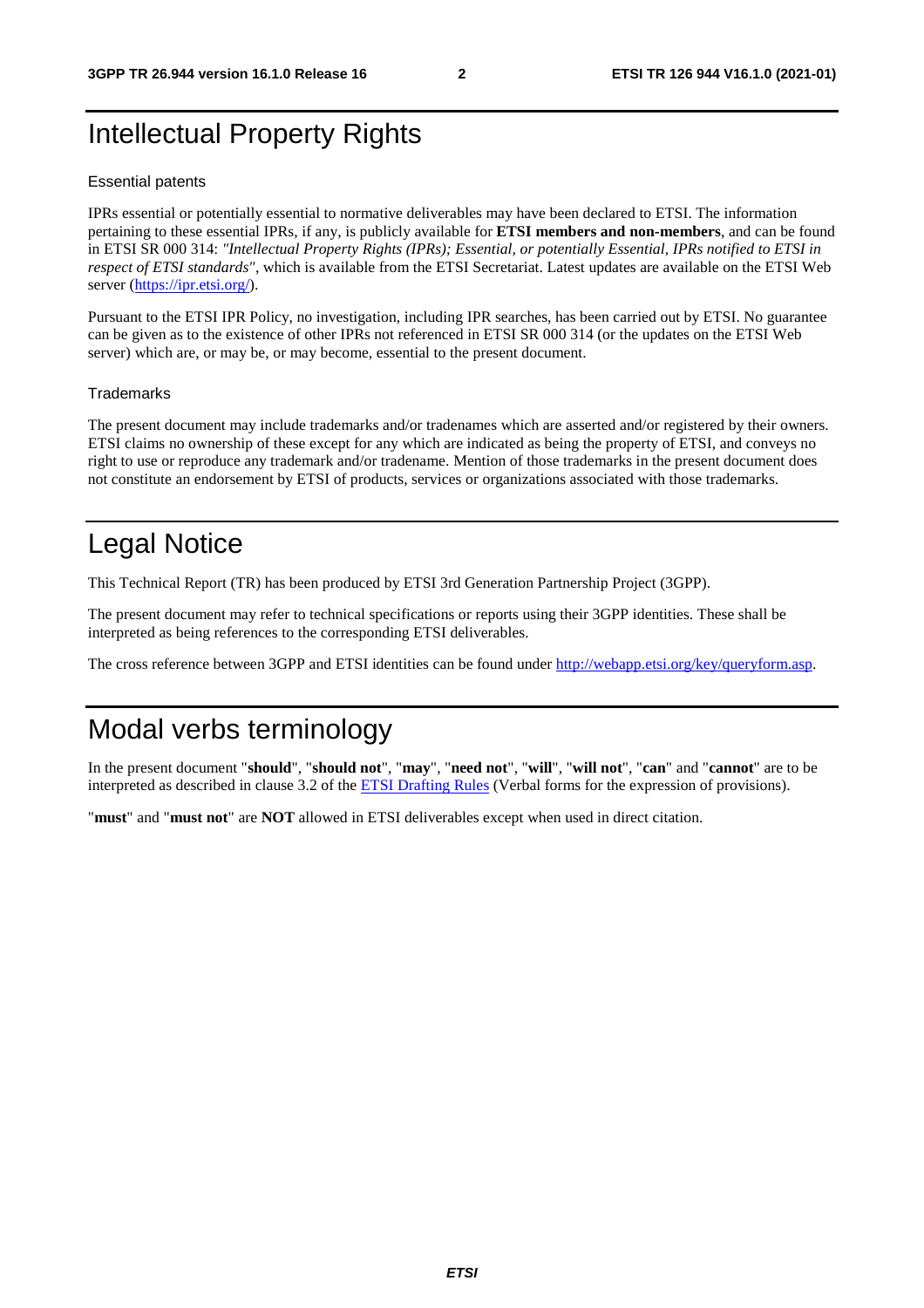# Intellectual Property Rights

### Essential patents

IPRs essential or potentially essential to normative deliverables may have been declared to ETSI. The information pertaining to these essential IPRs, if any, is publicly available for **ETSI members and non-members**, and can be found in ETSI SR 000 314: *"Intellectual Property Rights (IPRs); Essential, or potentially Essential, IPRs notified to ETSI in respect of ETSI standards"*, which is available from the ETSI Secretariat. Latest updates are available on the ETSI Web server (https://ipr.etsi.org/).

Pursuant to the ETSI IPR Policy, no investigation, including IPR searches, has been carried out by ETSI. No guarantee can be given as to the existence of other IPRs not referenced in ETSI SR 000 314 (or the updates on the ETSI Web server) which are, or may be, or may become, essential to the present document.

### Trademarks

The present document may include trademarks and/or tradenames which are asserted and/or registered by their owners. ETSI claims no ownership of these except for any which are indicated as being the property of ETSI, and conveys no right to use or reproduce any trademark and/or tradename. Mention of those trademarks in the present document does not constitute an endorsement by ETSI of products, services or organizations associated with those trademarks.

# Legal Notice

This Technical Report (TR) has been produced by ETSI 3rd Generation Partnership Project (3GPP).

The present document may refer to technical specifications or reports using their 3GPP identities. These shall be interpreted as being references to the corresponding ETSI deliverables.

The cross reference between 3GPP and ETSI identities can be found under http://webapp.etsi.org/key/queryform.asp.

# Modal verbs terminology

In the present document "**should**", "**should not**", "**may**", "**need not**", "**will**", "**will not**", "**can**" and "**cannot**" are to be interpreted as described in clause 3.2 of the ETSI Drafting Rules (Verbal forms for the expression of provisions).

"**must**" and "**must not**" are **NOT** allowed in ETSI deliverables except when used in direct citation.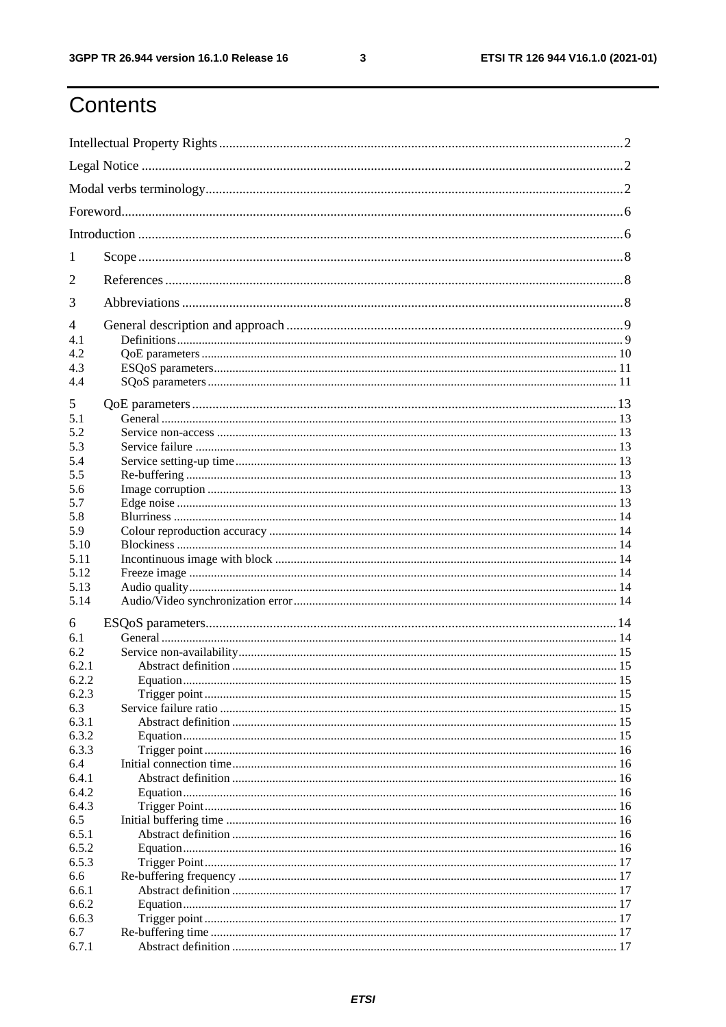# Contents

Intellectual Property Rights ........ 2
Legal Notice ........ 2
Modal verbs terminology ........ 2
Foreword ........ 6
Introduction ........ 6

1 Scope ........ 8

2 References ........ 8

3 Abbreviations ........ 8

4 General description and approach ........ 9
4.1 Definitions ........ 9
4.2 QoE parameters ........ 10
4.3 ESQoS parameters ........ 11
4.4 SQoS parameters ........ 11

5 QoE parameters ........ 13
5.1 General ........ 13
5.2 Service non-access ........ 13
5.3 Service failure ........ 13
5.4 Service setting-up time ........ 13
5.5 Re-buffering ........ 13
5.6 Image corruption ........ 13
5.7 Edge noise ........ 13
5.8 Blurriness ........ 14
5.9 Colour reproduction accuracy ........ 14
5.10 Blockiness ........ 14
5.11 Incontinuous image with block ........ 14
5.12 Freeze image ........ 14
5.13 Audio quality ........ 14
5.14 Audio/Video synchronization error ........ 14

6 ESQoS parameters ........ 14
6.1 General ........ 14
6.2 Service non-availability ........ 15
6.2.1 Abstract definition ........ 15
6.2.2 Equation ........ 15
6.2.3 Trigger point ........ 15
6.3 Service failure ratio ........ 15
6.3.1 Abstract definition ........ 15
6.3.2 Equation ........ 15
6.3.3 Trigger point ........ 16
6.4 Initial connection time ........ 16
6.4.1 Abstract definition ........ 16
6.4.2 Equation ........ 16
6.4.3 Trigger Point ........ 16
6.5 Initial buffering time ........ 16
6.5.1 Abstract definition ........ 16
6.5.2 Equation ........ 16
6.5.3 Trigger Point ........ 17
6.6 Re-buffering frequency ........ 17
6.6.1 Abstract definition ........ 17
6.6.2 Equation ........ 17
6.6.3 Trigger point ........ 17
6.7 Re-buffering time ........ 17
6.7.1 Abstract definition ........ 17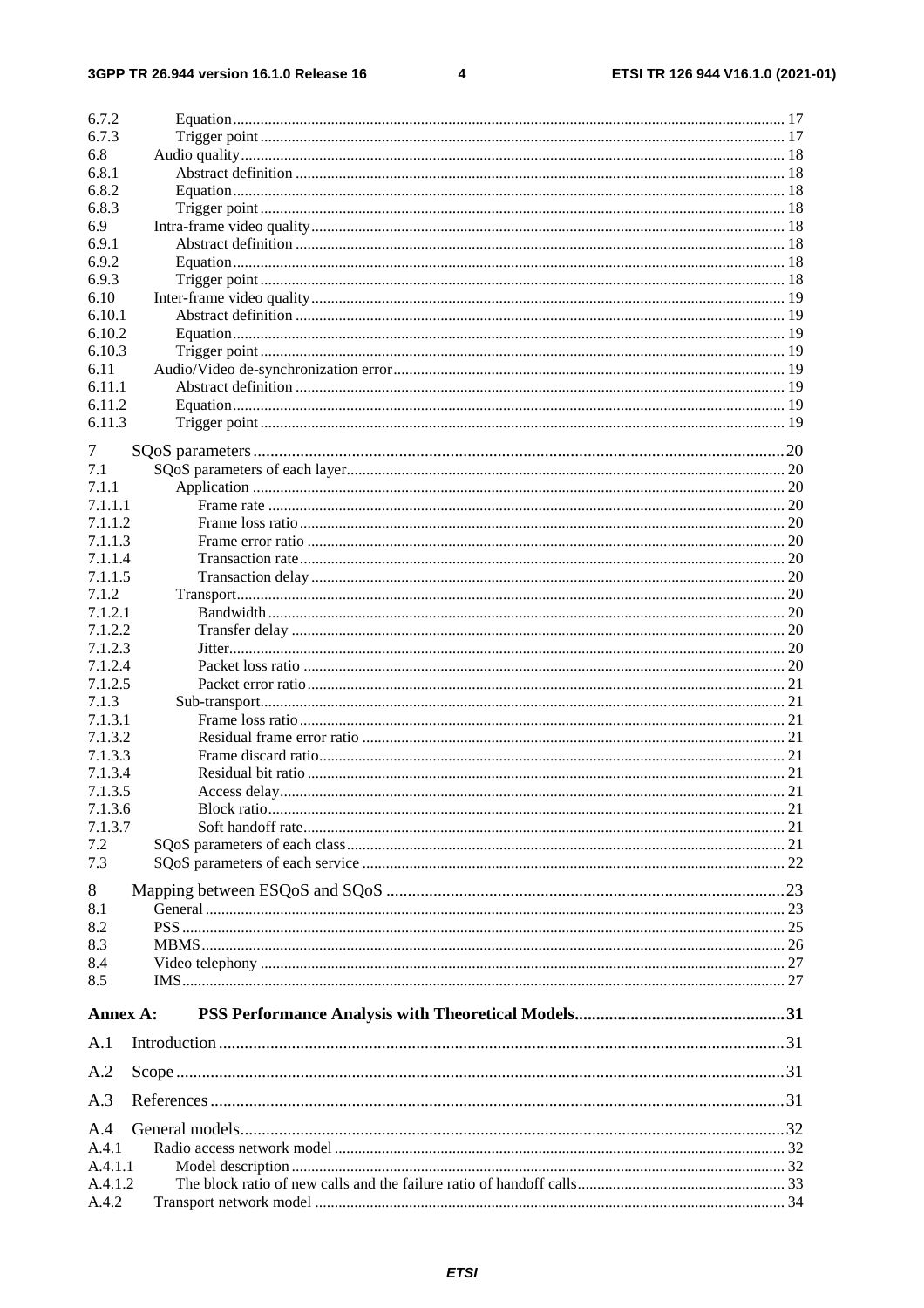6.7.2 Equation ... 17
6.7.3 Trigger point ... 17
6.8 Audio quality ... 18
6.8.1 Abstract definition ... 18
6.8.2 Equation ... 18
6.8.3 Trigger point ... 18
6.9 Intra-frame video quality ... 18
6.9.1 Abstract definition ... 18
6.9.2 Equation ... 18
6.9.3 Trigger point ... 18
6.10 Inter-frame video quality ... 19
6.10.1 Abstract definition ... 19
6.10.2 Equation ... 19
6.10.3 Trigger point ... 19
6.11 Audio/Video de-synchronization error ... 19
6.11.1 Abstract definition ... 19
6.11.2 Equation ... 19
6.11.3 Trigger point ... 19

7 SQoS parameters ... 20
7.1 SQoS parameters of each layer ... 20
7.1.1 Application ... 20
7.1.1.1 Frame rate ... 20
7.1.1.2 Frame loss ratio ... 20
7.1.1.3 Frame error ratio ... 20
7.1.1.4 Transaction rate ... 20
7.1.1.5 Transaction delay ... 20
7.1.2 Transport ... 20
7.1.2.1 Bandwidth ... 20
7.1.2.2 Transfer delay ... 20
7.1.2.3 Jitter ... 20
7.1.2.4 Packet loss ratio ... 20
7.1.2.5 Packet error ratio ... 21
7.1.3 Sub-transport ... 21
7.1.3.1 Frame loss ratio ... 21
7.1.3.2 Residual frame error ratio ... 21
7.1.3.3 Frame discard ratio ... 21
7.1.3.4 Residual bit ratio ... 21
7.1.3.5 Access delay ... 21
7.1.3.6 Block ratio ... 21
7.1.3.7 Soft handoff rate ... 21
7.2 SQoS parameters of each class ... 21
7.3 SQoS parameters of each service ... 22

8 Mapping between ESQoS and SQoS ... 23
8.1 General ... 23
8.2 PSS ... 25
8.3 MBMS ... 26
8.4 Video telephony ... 27
8.5 IMS ... 27

**Annex A: PSS Performance Analysis with Theoretical Models ... 31**

A.1 Introduction ... 31

A.2 Scope ... 31

A.3 References ... 31

A.4 General models ... 32
A.4.1 Radio access network model ... 32
A.4.1.1 Model description ... 32
A.4.1.2 The block ratio of new calls and the failure ratio of handoff calls ... 33
A.4.2 Transport network model ... 34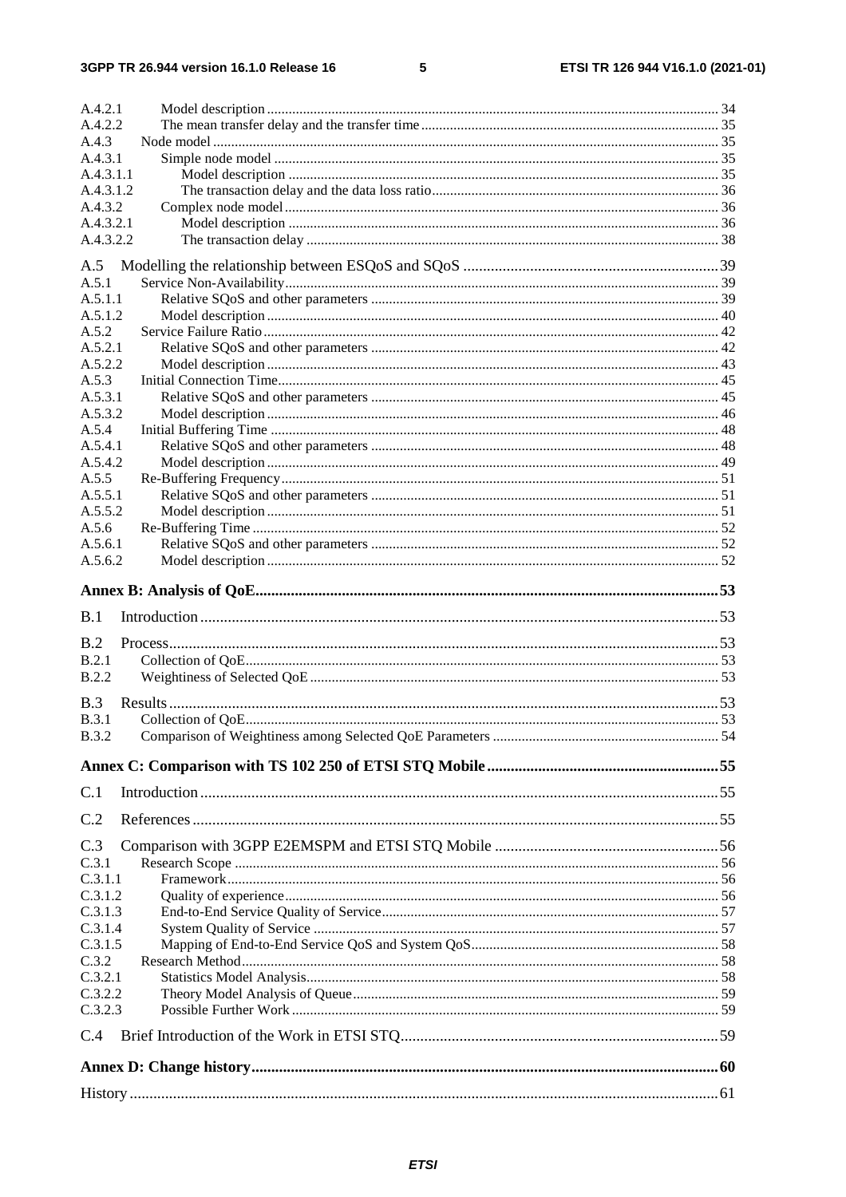A.4.2.1 Model description ..... 34
A.4.2.2 The mean transfer delay and the transfer time ..... 35
A.4.3 Node model ..... 35
A.4.3.1 Simple node model ..... 35
A.4.3.1.1 Model description ..... 35
A.4.3.1.2 The transaction delay and the data loss ratio ..... 36
A.4.3.2 Complex node model ..... 36
A.4.3.2.1 Model description ..... 36
A.4.3.2.2 The transaction delay ..... 38

A.5 Modelling the relationship between ESQoS and SQoS ..... 39
A.5.1 Service Non-Availability ..... 39
A.5.1.1 Relative SQoS and other parameters ..... 39
A.5.1.2 Model description ..... 40
A.5.2 Service Failure Ratio ..... 42
A.5.2.1 Relative SQoS and other parameters ..... 42
A.5.2.2 Model description ..... 43
A.5.3 Initial Connection Time ..... 45
A.5.3.1 Relative SQoS and other parameters ..... 45
A.5.3.2 Model description ..... 46
A.5.4 Initial Buffering Time ..... 48
A.5.4.1 Relative SQoS and other parameters ..... 48
A.5.4.2 Model description ..... 49
A.5.5 Re-Buffering Frequency ..... 51
A.5.5.1 Relative SQoS and other parameters ..... 51
A.5.5.2 Model description ..... 51
A.5.6 Re-Buffering Time ..... 52
A.5.6.1 Relative SQoS and other parameters ..... 52
A.5.6.2 Model description ..... 52

**Annex B: Analysis of QoE ..... 53**

B.1 Introduction ..... 53

B.2 Process ..... 53
B.2.1 Collection of QoE ..... 53
B.2.2 Weightiness of Selected QoE ..... 53

B.3 Results ..... 53
B.3.1 Collection of QoE ..... 53
B.3.2 Comparison of Weightiness among Selected QoE Parameters ..... 54

**Annex C: Comparison with TS 102 250 of ETSI STQ Mobile ..... 55**

C.1 Introduction ..... 55

C.2 References ..... 55

C.3 Comparison with 3GPP E2EMSPM and ETSI STQ Mobile ..... 56
C.3.1 Research Scope ..... 56
C.3.1.1 Framework ..... 56
C.3.1.2 Quality of experience ..... 56
C.3.1.3 End-to-End Service Quality of Service ..... 57
C.3.1.4 System Quality of Service ..... 57
C.3.1.5 Mapping of End-to-End Service QoS and System QoS ..... 58
C.3.2 Research Method ..... 58
C.3.2.1 Statistics Model Analysis ..... 58
C.3.2.2 Theory Model Analysis of Queue ..... 59
C.3.2.3 Possible Further Work ..... 59

C.4 Brief Introduction of the Work in ETSI STQ ..... 59

**Annex D: Change history ..... 60**

History ..... 61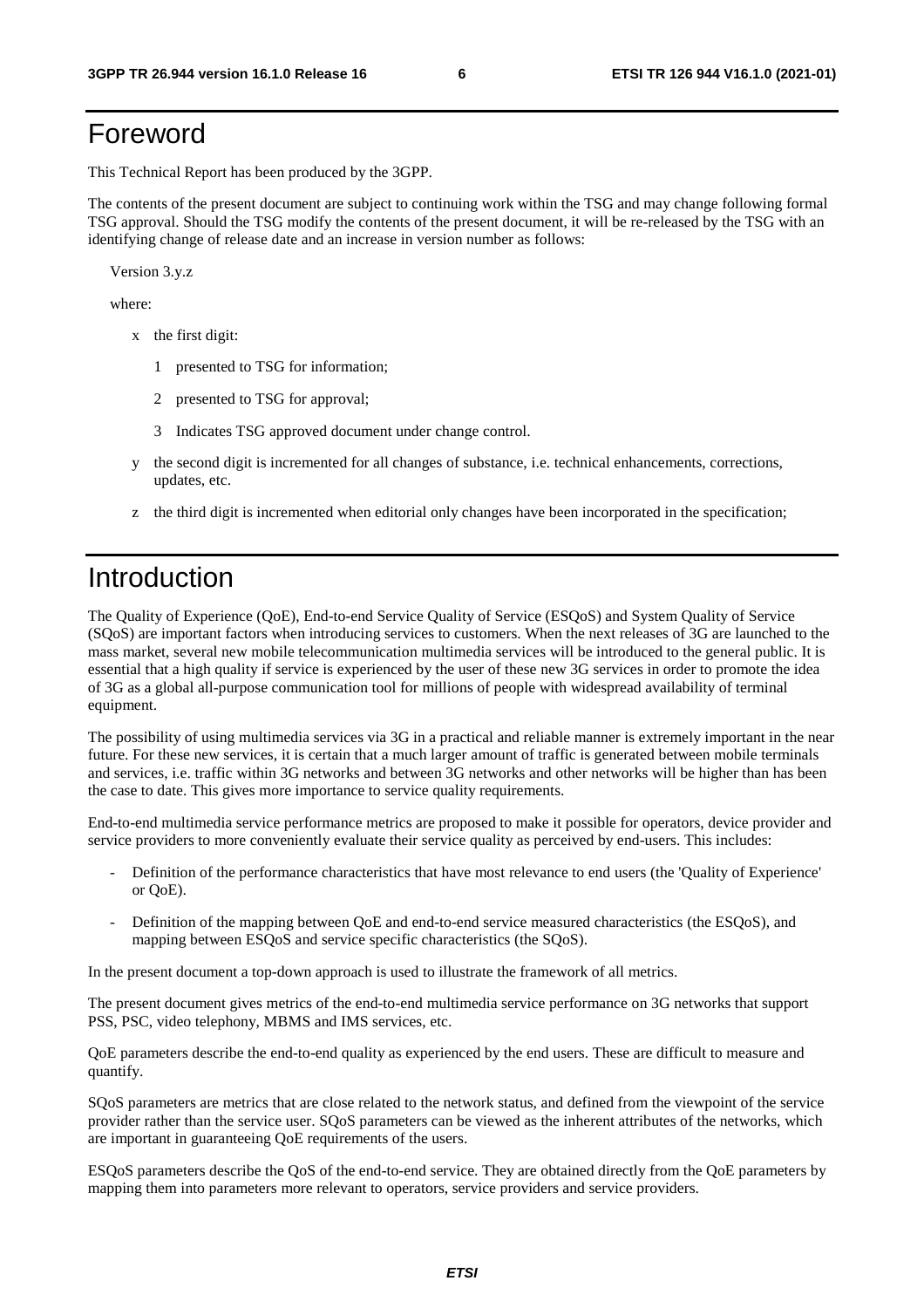# Foreword

This Technical Report has been produced by the 3GPP.

The contents of the present document are subject to continuing work within the TSG and may change following formal TSG approval. Should the TSG modify the contents of the present document, it will be re-released by the TSG with an identifying change of release date and an increase in version number as follows:

Version 3.y.z

where:

- x the first digit:
  - 1 presented to TSG for information;
  - 2 presented to TSG for approval;
  - 3 Indicates TSG approved document under change control.
- y the second digit is incremented for all changes of substance, i.e. technical enhancements, corrections, updates, etc.
- z the third digit is incremented when editorial only changes have been incorporated in the specification;

# Introduction

The Quality of Experience (QoE), End-to-end Service Quality of Service (ESQoS) and System Quality of Service (SQoS) are important factors when introducing services to customers. When the next releases of 3G are launched to the mass market, several new mobile telecommunication multimedia services will be introduced to the general public. It is essential that a high quality if service is experienced by the user of these new 3G services in order to promote the idea of 3G as a global all-purpose communication tool for millions of people with widespread availability of terminal equipment.

The possibility of using multimedia services via 3G in a practical and reliable manner is extremely important in the near future. For these new services, it is certain that a much larger amount of traffic is generated between mobile terminals and services, i.e. traffic within 3G networks and between 3G networks and other networks will be higher than has been the case to date. This gives more importance to service quality requirements.

End-to-end multimedia service performance metrics are proposed to make it possible for operators, device provider and service providers to more conveniently evaluate their service quality as perceived by end-users. This includes:

- Definition of the performance characteristics that have most relevance to end users (the 'Quality of Experience' or QoE).
- Definition of the mapping between QoE and end-to-end service measured characteristics (the ESQoS), and mapping between ESQoS and service specific characteristics (the SQoS).

In the present document a top-down approach is used to illustrate the framework of all metrics.

The present document gives metrics of the end-to-end multimedia service performance on 3G networks that support PSS, PSC, video telephony, MBMS and IMS services, etc.

QoE parameters describe the end-to-end quality as experienced by the end users. These are difficult to measure and quantify.

SQoS parameters are metrics that are close related to the network status, and defined from the viewpoint of the service provider rather than the service user. SQoS parameters can be viewed as the inherent attributes of the networks, which are important in guaranteeing QoE requirements of the users.

ESQoS parameters describe the QoS of the end-to-end service. They are obtained directly from the QoE parameters by mapping them into parameters more relevant to operators, service providers and service providers.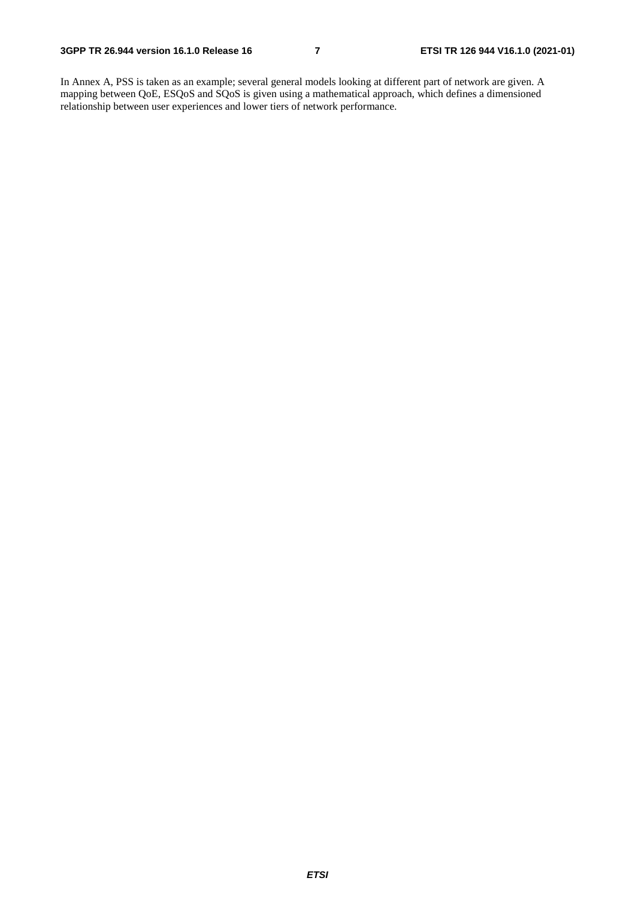In Annex A, PSS is taken as an example; several general models looking at different part of network are given. A mapping between QoE, ESQoS and SQoS is given using a mathematical approach, which defines a dimensioned relationship between user experiences and lower tiers of network performance.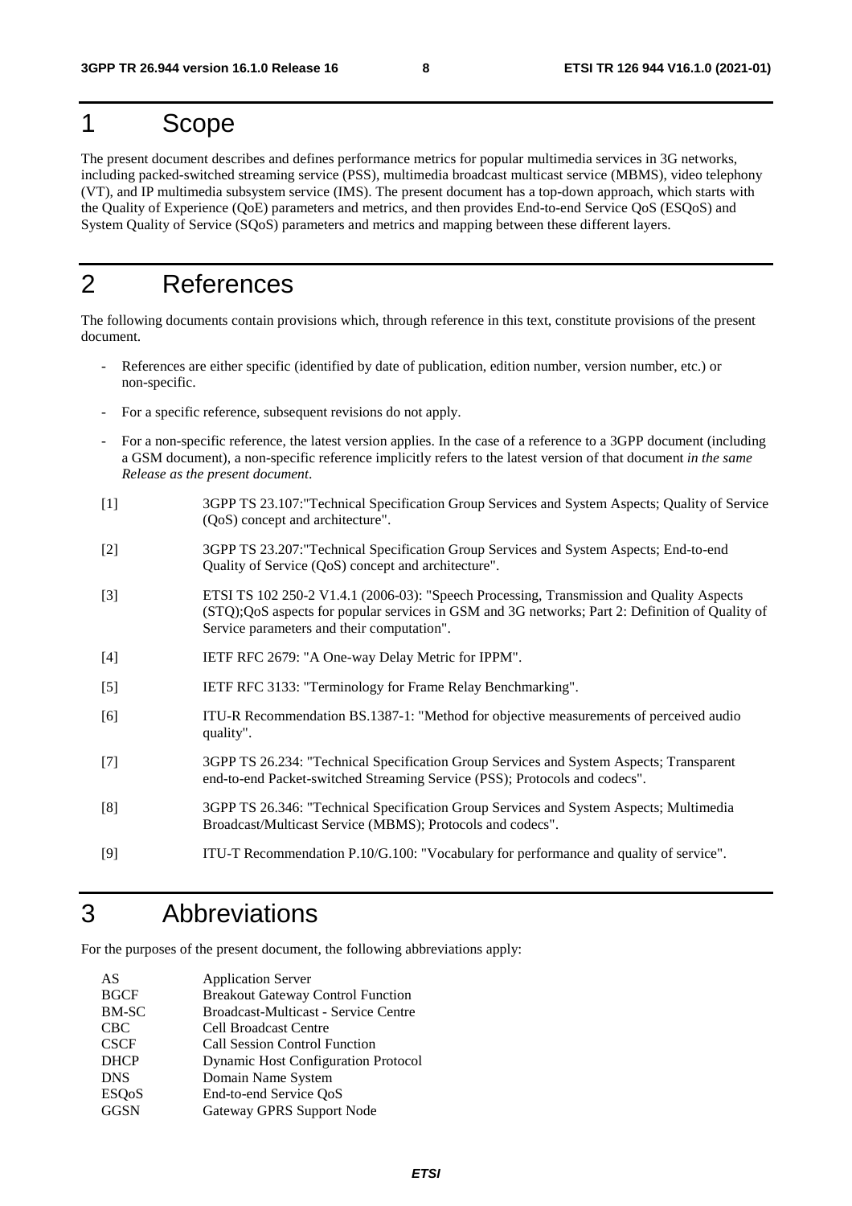# 1 Scope

The present document describes and defines performance metrics for popular multimedia services in 3G networks, including packed-switched streaming service (PSS), multimedia broadcast multicast service (MBMS), video telephony (VT), and IP multimedia subsystem service (IMS). The present document has a top-down approach, which starts with the Quality of Experience (QoE) parameters and metrics, and then provides End-to-end Service QoS (ESQoS) and System Quality of Service (SQoS) parameters and metrics and mapping between these different layers.

# 2 References

The following documents contain provisions which, through reference in this text, constitute provisions of the present document.

- References are either specific (identified by date of publication, edition number, version number, etc.) or non-specific.
- For a specific reference, subsequent revisions do not apply.
- For a non-specific reference, the latest version applies. In the case of a reference to a 3GPP document (including a GSM document), a non-specific reference implicitly refers to the latest version of that document *in the same Release as the present document*.

[1] 3GPP TS 23.107:"Technical Specification Group Services and System Aspects; Quality of Service (QoS) concept and architecture".

[2] 3GPP TS 23.207:"Technical Specification Group Services and System Aspects; End-to-end Quality of Service (QoS) concept and architecture".

[3] ETSI TS 102 250-2 V1.4.1 (2006-03): "Speech Processing, Transmission and Quality Aspects (STQ);QoS aspects for popular services in GSM and 3G networks; Part 2: Definition of Quality of Service parameters and their computation".

[4] IETF RFC 2679: "A One-way Delay Metric for IPPM".

[5] IETF RFC 3133: "Terminology for Frame Relay Benchmarking".

[6] ITU-R Recommendation BS.1387-1: "Method for objective measurements of perceived audio quality".

[7] 3GPP TS 26.234: "Technical Specification Group Services and System Aspects; Transparent end-to-end Packet-switched Streaming Service (PSS); Protocols and codecs".

[8] 3GPP TS 26.346: "Technical Specification Group Services and System Aspects; Multimedia Broadcast/Multicast Service (MBMS); Protocols and codecs".

[9] ITU-T Recommendation P.10/G.100: "Vocabulary for performance and quality of service".

# 3 Abbreviations

For the purposes of the present document, the following abbreviations apply:

| | |
|---|---|
| AS | Application Server |
| BGCF | Breakout Gateway Control Function |
| BM-SC | Broadcast-Multicast - Service Centre |
| CBC | Cell Broadcast Centre |
| CSCF | Call Session Control Function |
| DHCP | Dynamic Host Configuration Protocol |
| DNS | Domain Name System |
| ESQoS | End-to-end Service QoS |
| GGSN | Gateway GPRS Support Node |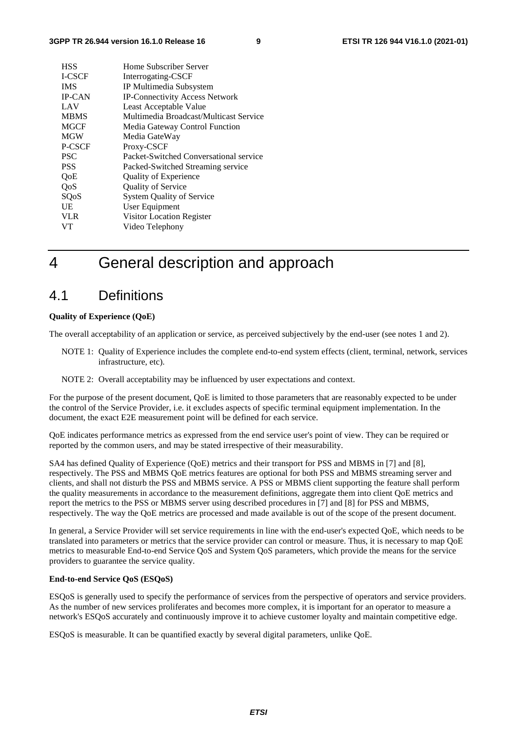| | |
|---|---|
| HSS | Home Subscriber Server |
| I-CSCF | Interrogating-CSCF |
| IMS | IP Multimedia Subsystem |
| IP-CAN | IP-Connectivity Access Network |
| LAV | Least Acceptable Value |
| MBMS | Multimedia Broadcast/Multicast Service |
| MGCF | Media Gateway Control Function |
| MGW | Media GateWay |
| P-CSCF | Proxy-CSCF |
| PSC | Packet-Switched Conversational service |
| PSS | Packed-Switched Streaming service |
| QoE | Quality of Experience |
| QoS | Quality of Service |
| SQoS | System Quality of Service |
| UE | User Equipment |
| VLR | Visitor Location Register |
| VT | Video Telephony |

# 4 General description and approach

## 4.1 Definitions

**Quality of Experience (QoE)**

The overall acceptability of an application or service, as perceived subjectively by the end-user (see notes 1 and 2).

NOTE 1: Quality of Experience includes the complete end-to-end system effects (client, terminal, network, services infrastructure, etc).

NOTE 2: Overall acceptability may be influenced by user expectations and context.

For the purpose of the present document, QoE is limited to those parameters that are reasonably expected to be under the control of the Service Provider, i.e. it excludes aspects of specific terminal equipment implementation. In the document, the exact E2E measurement point will be defined for each service.

QoE indicates performance metrics as expressed from the end service user's point of view. They can be required or reported by the common users, and may be stated irrespective of their measurability.

SA4 has defined Quality of Experience (QoE) metrics and their transport for PSS and MBMS in [7] and [8], respectively. The PSS and MBMS QoE metrics features are optional for both PSS and MBMS streaming server and clients, and shall not disturb the PSS and MBMS service. A PSS or MBMS client supporting the feature shall perform the quality measurements in accordance to the measurement definitions, aggregate them into client QoE metrics and report the metrics to the PSS or MBMS server using described procedures in [7] and [8] for PSS and MBMS, respectively. The way the QoE metrics are processed and made available is out of the scope of the present document.

In general, a Service Provider will set service requirements in line with the end-user's expected QoE, which needs to be translated into parameters or metrics that the service provider can control or measure. Thus, it is necessary to map QoE metrics to measurable End-to-end Service QoS and System QoS parameters, which provide the means for the service providers to guarantee the service quality.

**End-to-end Service QoS (ESQoS)**

ESQoS is generally used to specify the performance of services from the perspective of operators and service providers. As the number of new services proliferates and becomes more complex, it is important for an operator to measure a network's ESQoS accurately and continuously improve it to achieve customer loyalty and maintain competitive edge.

ESQoS is measurable. It can be quantified exactly by several digital parameters, unlike QoE.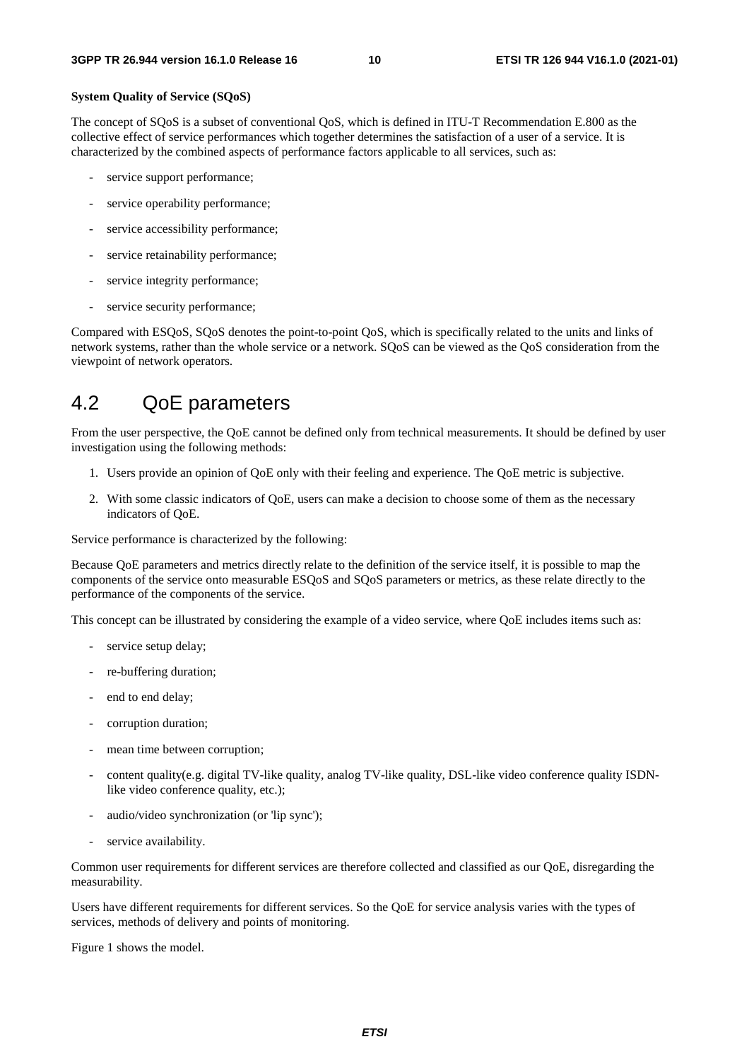**System Quality of Service (SQoS)**

The concept of SQoS is a subset of conventional QoS, which is defined in ITU-T Recommendation E.800 as the collective effect of service performances which together determines the satisfaction of a user of a service. It is characterized by the combined aspects of performance factors applicable to all services, such as:

- service support performance;
- service operability performance;
- service accessibility performance;
- service retainability performance;
- service integrity performance;
- service security performance;

Compared with ESQoS, SQoS denotes the point-to-point QoS, which is specifically related to the units and links of network systems, rather than the whole service or a network. SQoS can be viewed as the QoS consideration from the viewpoint of network operators.

## 4.2 QoE parameters

From the user perspective, the QoE cannot be defined only from technical measurements. It should be defined by user investigation using the following methods:

1. Users provide an opinion of QoE only with their feeling and experience. The QoE metric is subjective.
2. With some classic indicators of QoE, users can make a decision to choose some of them as the necessary indicators of QoE.

Service performance is characterized by the following:

Because QoE parameters and metrics directly relate to the definition of the service itself, it is possible to map the components of the service onto measurable ESQoS and SQoS parameters or metrics, as these relate directly to the performance of the components of the service.

This concept can be illustrated by considering the example of a video service, where QoE includes items such as:

- service setup delay;
- re-buffering duration;
- end to end delay;
- corruption duration;
- mean time between corruption;
- content quality(e.g. digital TV-like quality, analog TV-like quality, DSL-like video conference quality ISDN-like video conference quality, etc.);
- audio/video synchronization (or 'lip sync');
- service availability.

Common user requirements for different services are therefore collected and classified as our QoE, disregarding the measurability.

Users have different requirements for different services. So the QoE for service analysis varies with the types of services, methods of delivery and points of monitoring.

Figure 1 shows the model.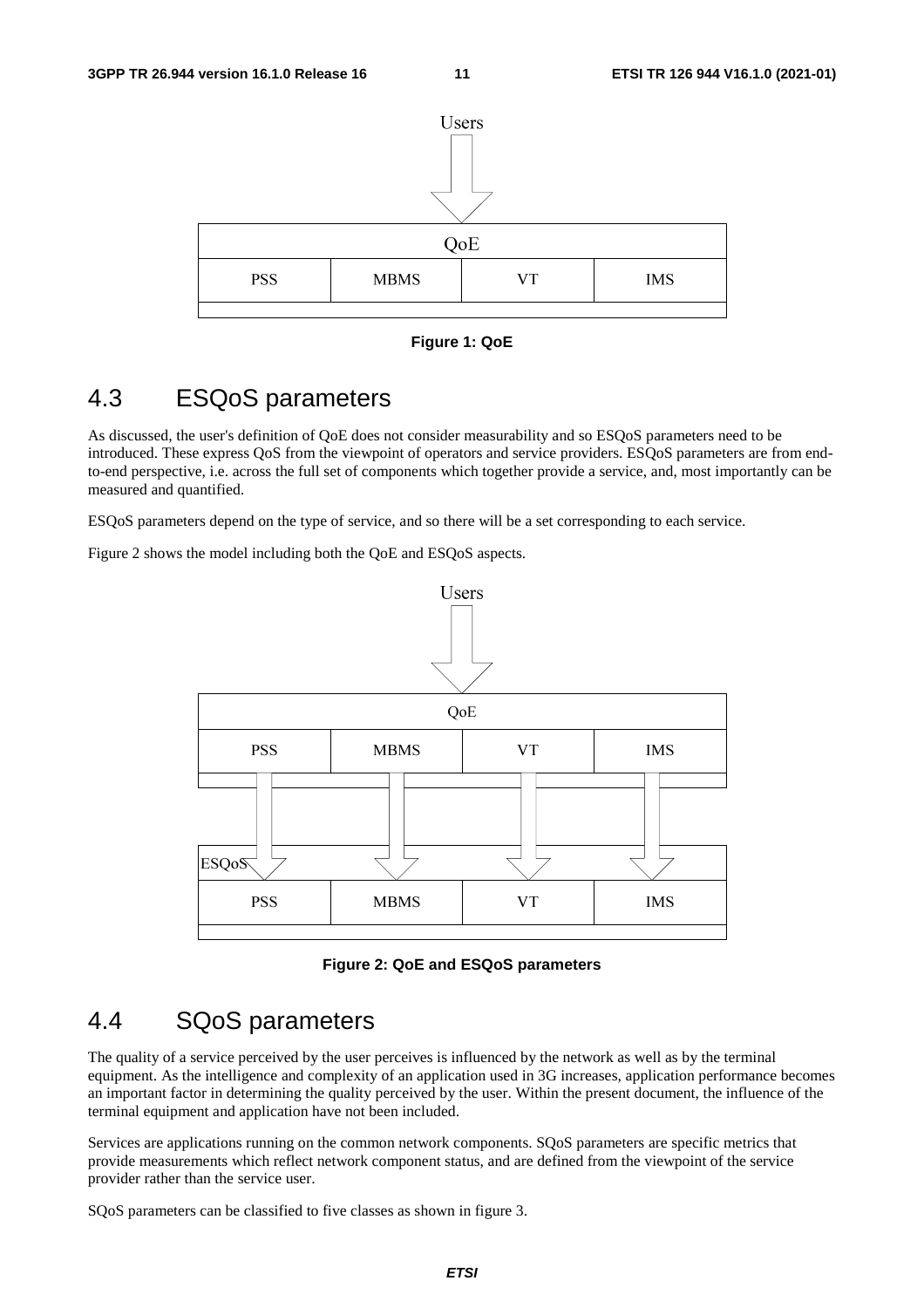Figure 1: QoE

## 4.3 ESQoS parameters

As discussed, the user's definition of QoE does not consider measurability and so ESQoS parameters need to be introduced. These express QoS from the viewpoint of operators and service providers. ESQoS parameters are from end-to-end perspective, i.e. across the full set of components which together provide a service, and, most importantly can be measured and quantified.

ESQoS parameters depend on the type of service, and so there will be a set corresponding to each service.

Figure 2 shows the model including both the QoE and ESQoS aspects.

Figure 2: QoE and ESQoS parameters

## 4.4 SQoS parameters

The quality of a service perceived by the user perceives is influenced by the network as well as by the terminal equipment. As the intelligence and complexity of an application used in 3G increases, application performance becomes an important factor in determining the quality perceived by the user. Within the present document, the influence of the terminal equipment and application have not been included.

Services are applications running on the common network components. SQoS parameters are specific metrics that provide measurements which reflect network component status, and are defined from the viewpoint of the service provider rather than the service user.

SQoS parameters can be classified to five classes as shown in figure 3.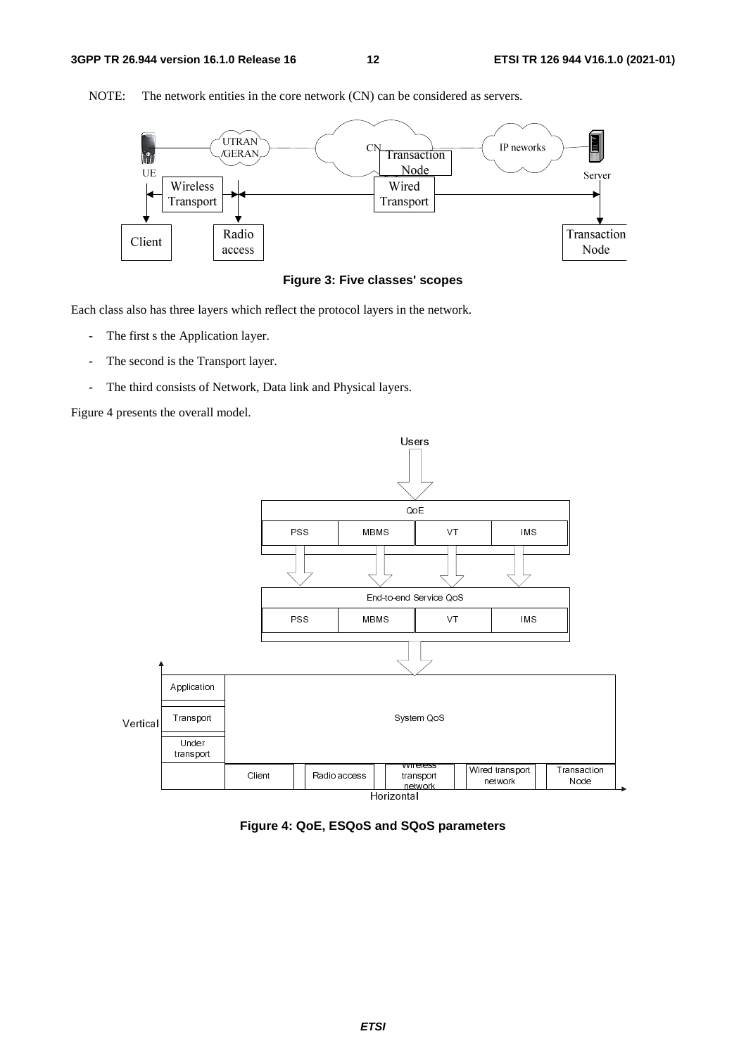NOTE: The network entities in the core network (CN) can be considered as servers.

**Figure 3: Five classes' scopes**

Each class also has three layers which reflect the protocol layers in the network.

- The first s the Application layer.
- The second is the Transport layer.
- The third consists of Network, Data link and Physical layers.

Figure 4 presents the overall model.

**Figure 4: QoE, ESQoS and SQoS parameters**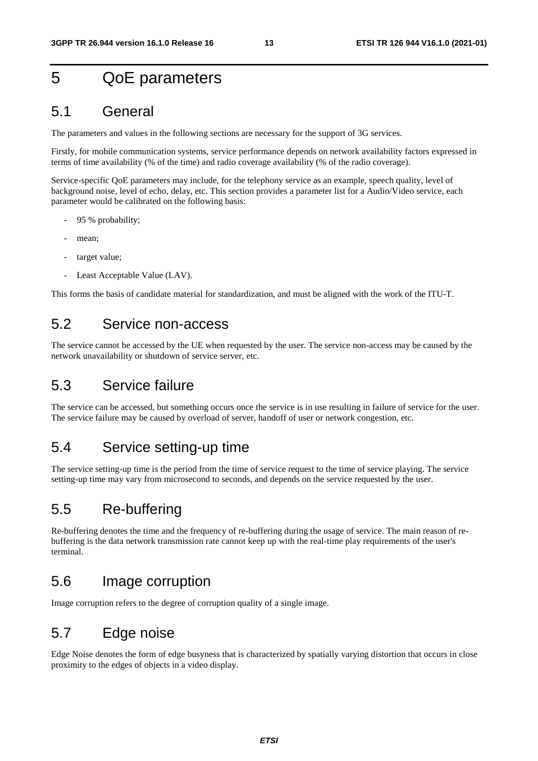# 5 QoE parameters

## 5.1 General

The parameters and values in the following sections are necessary for the support of 3G services.

Firstly, for mobile communication systems, service performance depends on network availability factors expressed in terms of time availability (% of the time) and radio coverage availability (% of the radio coverage).

Service-specific QoE parameters may include, for the telephony service as an example, speech quality, level of background noise, level of echo, delay, etc. This section provides a parameter list for a Audio/Video service, each parameter would be calibrated on the following basis:

- 95 % probability;
- mean;
- target value;
- Least Acceptable Value (LAV).

This forms the basis of candidate material for standardization, and must be aligned with the work of the ITU-T.

## 5.2 Service non-access

The service cannot be accessed by the UE when requested by the user. The service non-access may be caused by the network unavailability or shutdown of service server, etc.

## 5.3 Service failure

The service can be accessed, but something occurs once the service is in use resulting in failure of service for the user. The service failure may be caused by overload of server, handoff of user or network congestion, etc.

## 5.4 Service setting-up time

The service setting-up time is the period from the time of service request to the time of service playing. The service setting-up time may vary from microsecond to seconds, and depends on the service requested by the user.

## 5.5 Re-buffering

Re-buffering denotes the time and the frequency of re-buffering during the usage of service. The main reason of re-buffering is the data network transmission rate cannot keep up with the real-time play requirements of the user's terminal.

## 5.6 Image corruption

Image corruption refers to the degree of corruption quality of a single image.

## 5.7 Edge noise

Edge Noise denotes the form of edge busyness that is characterized by spatially varying distortion that occurs in close proximity to the edges of objects in a video display.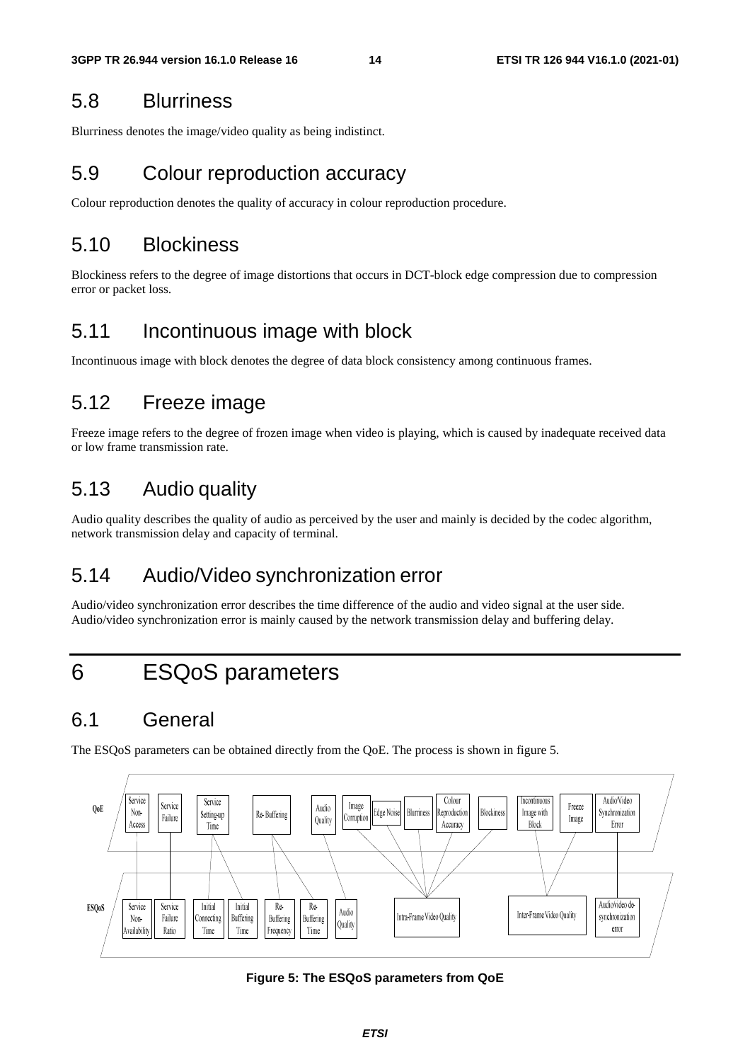## 5.8 Blurriness

Blurriness denotes the image/video quality as being indistinct.

## 5.9 Colour reproduction accuracy

Colour reproduction denotes the quality of accuracy in colour reproduction procedure.

## 5.10 Blockiness

Blockiness refers to the degree of image distortions that occurs in DCT-block edge compression due to compression error or packet loss.

## 5.11 Incontinuous image with block

Incontinuous image with block denotes the degree of data block consistency among continuous frames.

## 5.12 Freeze image

Freeze image refers to the degree of frozen image when video is playing, which is caused by inadequate received data or low frame transmission rate.

## 5.13 Audio quality

Audio quality describes the quality of audio as perceived by the user and mainly is decided by the codec algorithm, network transmission delay and capacity of terminal.

## 5.14 Audio/Video synchronization error

Audio/video synchronization error describes the time difference of the audio and video signal at the user side. Audio/video synchronization error is mainly caused by the network transmission delay and buffering delay.

# 6 ESQoS parameters

## 6.1 General

The ESQoS parameters can be obtained directly from the QoE. The process is shown in figure 5.

**Figure 5: The ESQoS parameters from QoE**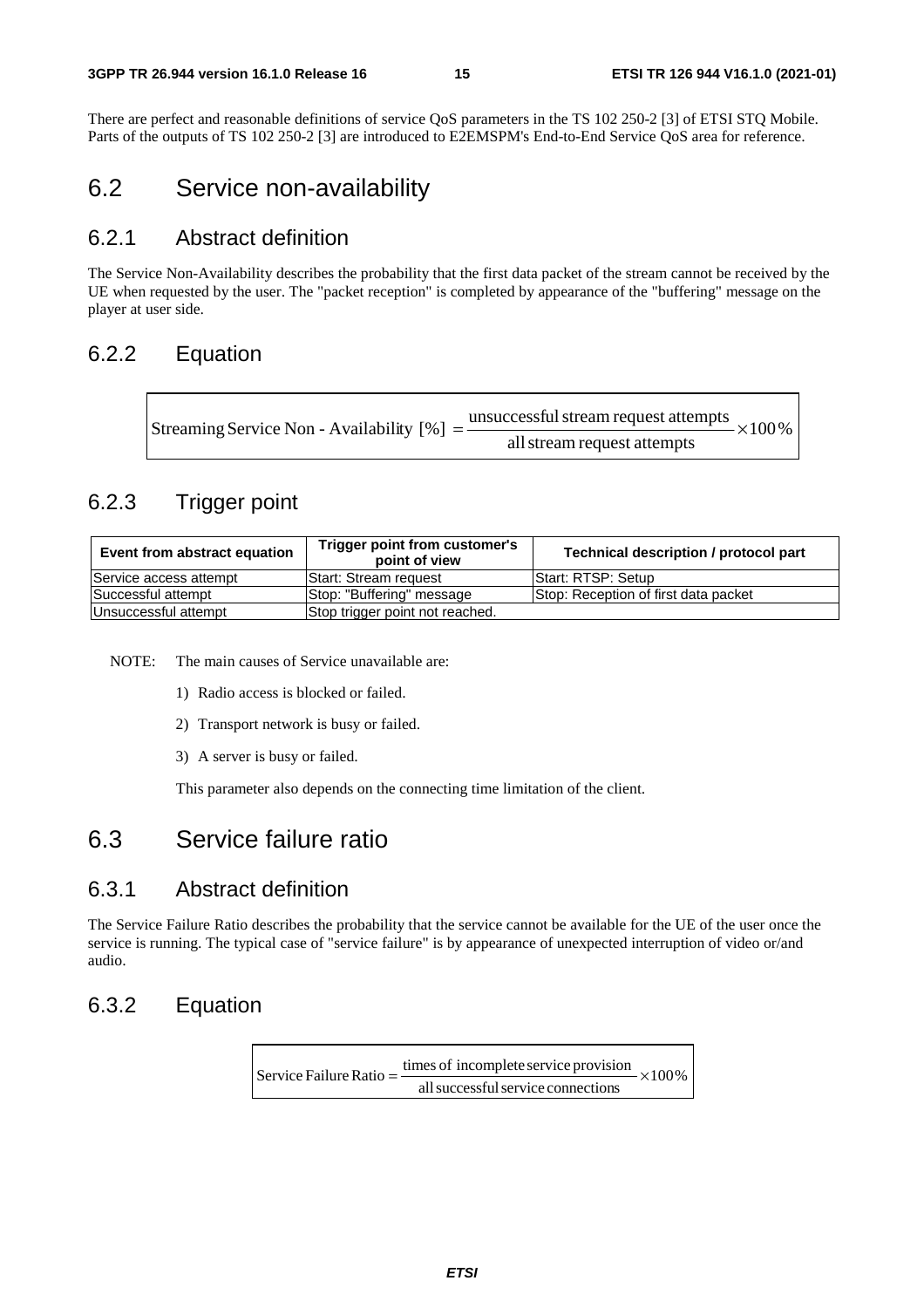There are perfect and reasonable definitions of service QoS parameters in the TS 102 250-2 [3] of ETSI STQ Mobile. Parts of the outputs of TS 102 250-2 [3] are introduced to E2EMSPM's End-to-End Service QoS area for reference.

## 6.2 Service non-availability

### 6.2.1 Abstract definition

The Service Non-Availability describes the probability that the first data packet of the stream cannot be received by the UE when requested by the user. The "packet reception" is completed by appearance of the "buffering" message on the player at user side.

### 6.2.2 Equation

$$\text{Streaming Service Non - Availability } [\%] = \frac{\text{unsuccessful stream request attempts}}{\text{all stream request attempts}} \times 100\%$$

### 6.2.3 Trigger point

| Event from abstract equation | Trigger point from customer's point of view | Technical description / protocol part |
|---|---|---|
| Service access attempt | Start: Stream request | Start: RTSP: Setup |
| Successful attempt | Stop: "Buffering" message | Stop: Reception of first data packet |
| Unsuccessful attempt | Stop trigger point not reached. | |

NOTE: The main causes of Service unavailable are:

1) Radio access is blocked or failed.
2) Transport network is busy or failed.
3) A server is busy or failed.

This parameter also depends on the connecting time limitation of the client.

## 6.3 Service failure ratio

### 6.3.1 Abstract definition

The Service Failure Ratio describes the probability that the service cannot be available for the UE of the user once the service is running. The typical case of "service failure" is by appearance of unexpected interruption of video or/and audio.

### 6.3.2 Equation

$$\text{Service Failure Ratio} = \frac{\text{times of incomplete service provision}}{\text{all successful service connections}} \times 100\%$$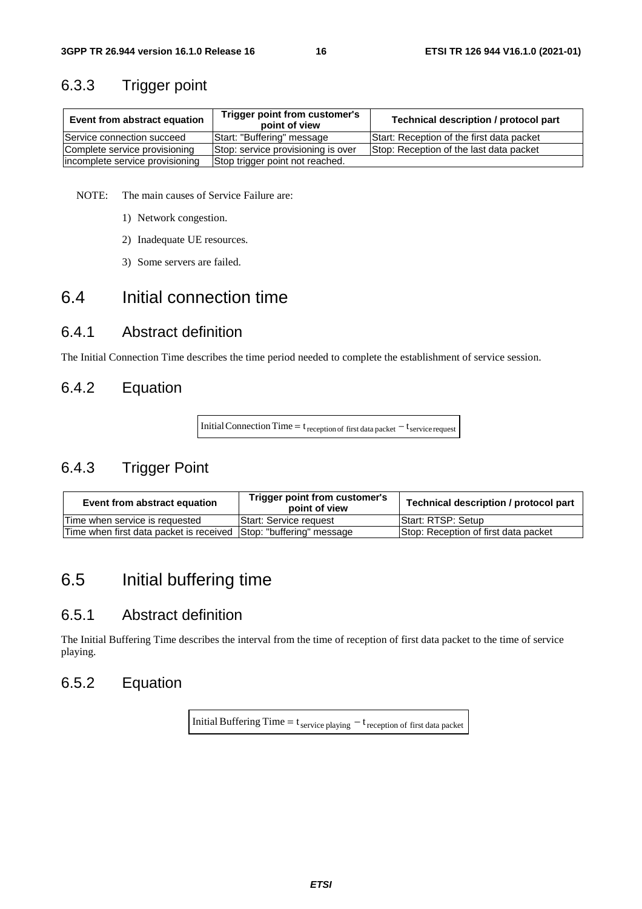### 6.3.3 Trigger point

| Event from abstract equation | Trigger point from customer's point of view | Technical description / protocol part |
| --- | --- | --- |
| Service connection succeed | Start: "Buffering" message | Start: Reception of the first data packet |
| Complete service provisioning | Stop: service provisioning is over | Stop: Reception of the last data packet |
| incomplete service provisioning | Stop trigger point not reached. | |

NOTE: The main causes of Service Failure are:

1) Network congestion.

2) Inadequate UE resources.

3) Some servers are failed.

## 6.4 Initial connection time

### 6.4.1 Abstract definition

The Initial Connection Time describes the time period needed to complete the establishment of service session.

### 6.4.2 Equation

$$\text{Initial Connection Time} = t_{\text{reception of first data packet}} - t_{\text{service request}}$$

### 6.4.3 Trigger Point

| Event from abstract equation | Trigger point from customer's point of view | Technical description / protocol part |
| --- | --- | --- |
| Time when service is requested | Start: Service request | Start: RTSP: Setup |
| Time when first data packet is received | Stop: "buffering" message | Stop: Reception of first data packet |

## 6.5 Initial buffering time

### 6.5.1 Abstract definition

The Initial Buffering Time describes the interval from the time of reception of first data packet to the time of service playing.

### 6.5.2 Equation

$$\text{Initial Buffering Time} = t_{\text{service playing}} - t_{\text{reception of first data packet}}$$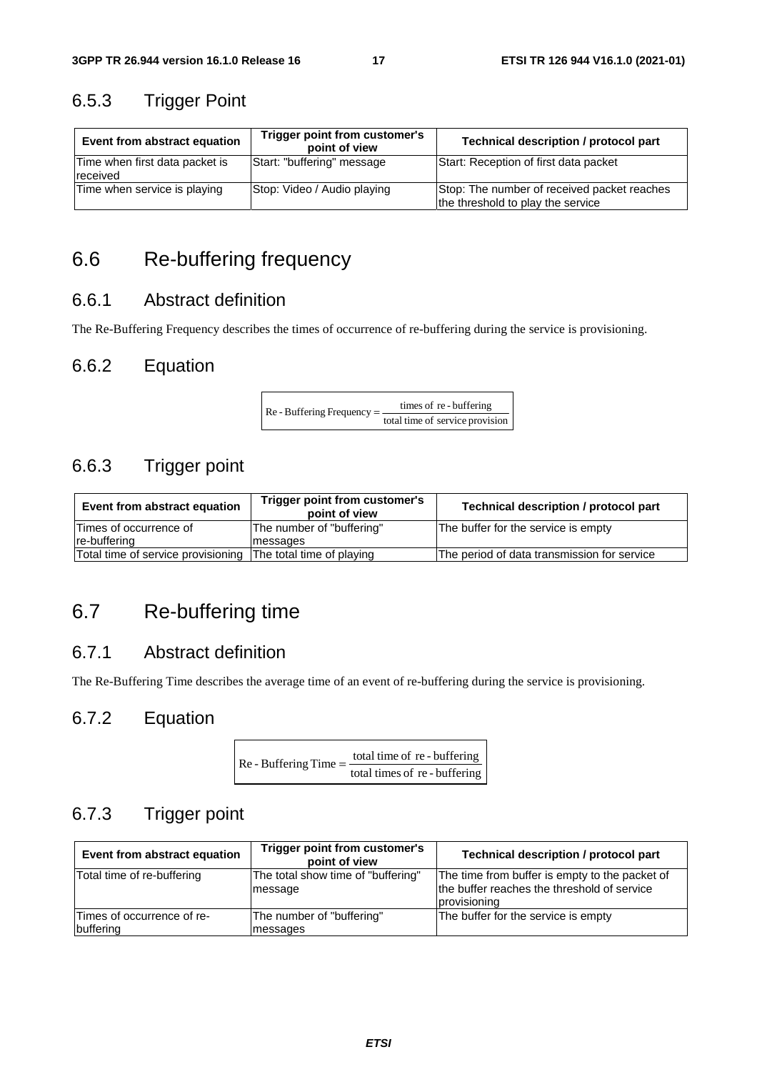### 6.5.3 Trigger Point

| Event from abstract equation | Trigger point from customer's point of view | Technical description / protocol part |
|---|---|---|
| Time when first data packet is received | Start: "buffering" message | Start: Reception of first data packet |
| Time when service is playing | Stop: Video / Audio playing | Stop: The number of received packet reaches the threshold to play the service |

## 6.6 Re-buffering frequency

### 6.6.1 Abstract definition

The Re-Buffering Frequency describes the times of occurrence of re-buffering during the service is provisioning.

### 6.6.2 Equation

$$\text{Re-Buffering Frequency} = \frac{\text{times of re-buffering}}{\text{total time of service provision}}$$

### 6.6.3 Trigger point

| Event from abstract equation | Trigger point from customer's point of view | Technical description / protocol part |
|---|---|---|
| Times of occurrence of re-buffering | The number of "buffering" messages | The buffer for the service is empty |
| Total time of service provisioning | The total time of playing | The period of data transmission for service |

## 6.7 Re-buffering time

### 6.7.1 Abstract definition

The Re-Buffering Time describes the average time of an event of re-buffering during the service is provisioning.

### 6.7.2 Equation

$$\text{Re-Buffering Time} = \frac{\text{total time of re-buffering}}{\text{total times of re-buffering}}$$

### 6.7.3 Trigger point

| Event from abstract equation | Trigger point from customer's point of view | Technical description / protocol part |
|---|---|---|
| Total time of re-buffering | The total show time of "buffering" message | The time from buffer is empty to the packet of the buffer reaches the threshold of service provisioning |
| Times of occurrence of re-buffering | The number of "buffering" messages | The buffer for the service is empty |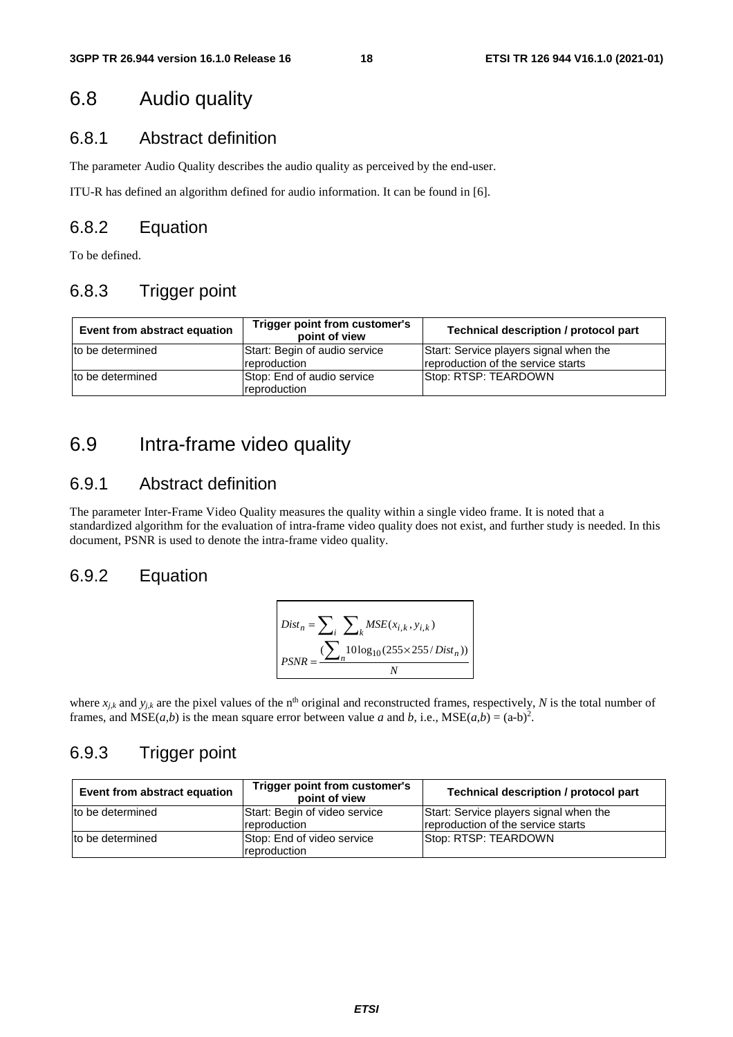## 6.8 Audio quality

### 6.8.1 Abstract definition

The parameter Audio Quality describes the audio quality as perceived by the end-user.

ITU-R has defined an algorithm defined for audio information. It can be found in [6].

### 6.8.2 Equation

To be defined.

### 6.8.3 Trigger point

| Event from abstract equation | Trigger point from customer's point of view | Technical description / protocol part |
|---|---|---|
| to be determined | Start: Begin of audio service reproduction | Start: Service players signal when the reproduction of the service starts |
| to be determined | Stop: End of audio service reproduction | Stop: RTSP: TEARDOWN |

## 6.9 Intra-frame video quality

### 6.9.1 Abstract definition

The parameter Inter-Frame Video Quality measures the quality within a single video frame. It is noted that a standardized algorithm for the evaluation of intra-frame video quality does not exist, and further study is needed. In this document, PSNR is used to denote the intra-frame video quality.

### 6.9.2 Equation

$$Dist_n = \sum_i \sum_k MSE(x_{i,k}, y_{i,k})$$

$$PSNR = \frac{(\sum_n 10\log_{10}(255 \times 255 / Dist_n))}{N}$$

where $x_{j,k}$ and $y_{j,k}$ are the pixel values of the n[th] original and reconstructed frames, respectively, $N$ is the total number of frames, and MSE($a$,$b$) is the mean square error between value $a$ and $b$, i.e., $MSE(a,b) = (a-b)^2$.

### 6.9.3 Trigger point

| Event from abstract equation | Trigger point from customer's point of view | Technical description / protocol part |
|---|---|---|
| to be determined | Start: Begin of video service reproduction | Start: Service players signal when the reproduction of the service starts |
| to be determined | Stop: End of video service reproduction | Stop: RTSP: TEARDOWN |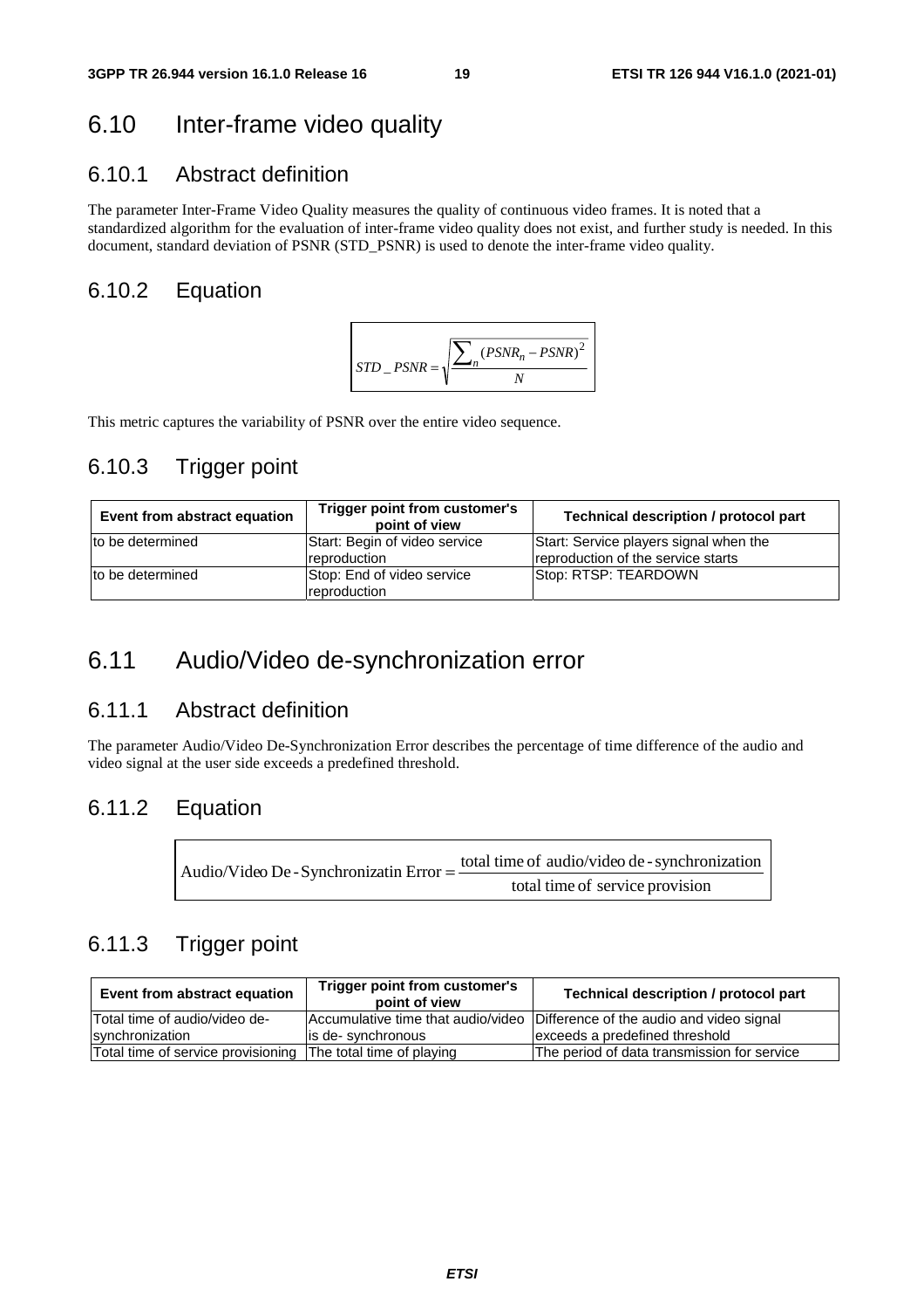## 6.10 Inter-frame video quality

### 6.10.1 Abstract definition

The parameter Inter-Frame Video Quality measures the quality of continuous video frames. It is noted that a standardized algorithm for the evaluation of inter-frame video quality does not exist, and further study is needed. In this document, standard deviation of PSNR (STD_PSNR) is used to denote the inter-frame video quality.

### 6.10.2 Equation

$$STD\_PSNR = \sqrt{\frac{\sum_{n}(PSNR_n - PSNR)^2}{N}}$$

This metric captures the variability of PSNR over the entire video sequence.

### 6.10.3 Trigger point

| Event from abstract equation | Trigger point from customer's point of view | Technical description / protocol part |
|---|---|---|
| to be determined | Start: Begin of video service reproduction | Start: Service players signal when the reproduction of the service starts |
| to be determined | Stop: End of video service reproduction | Stop: RTSP: TEARDOWN |

## 6.11 Audio/Video de-synchronization error

### 6.11.1 Abstract definition

The parameter Audio/Video De-Synchronization Error describes the percentage of time difference of the audio and video signal at the user side exceeds a predefined threshold.

### 6.11.2 Equation

$$\text{Audio/Video De-Synchronizatin Error} = \frac{\text{total time of audio/video de-synchronization}}{\text{total time of service provision}}$$

### 6.11.3 Trigger point

| Event from abstract equation | Trigger point from customer's point of view | Technical description / protocol part |
|---|---|---|
| Total time of audio/video de-synchronization | Accumulative time that audio/video is de- synchronous | Difference of the audio and video signal exceeds a predefined threshold |
| Total time of service provisioning | The total time of playing | The period of data transmission for service |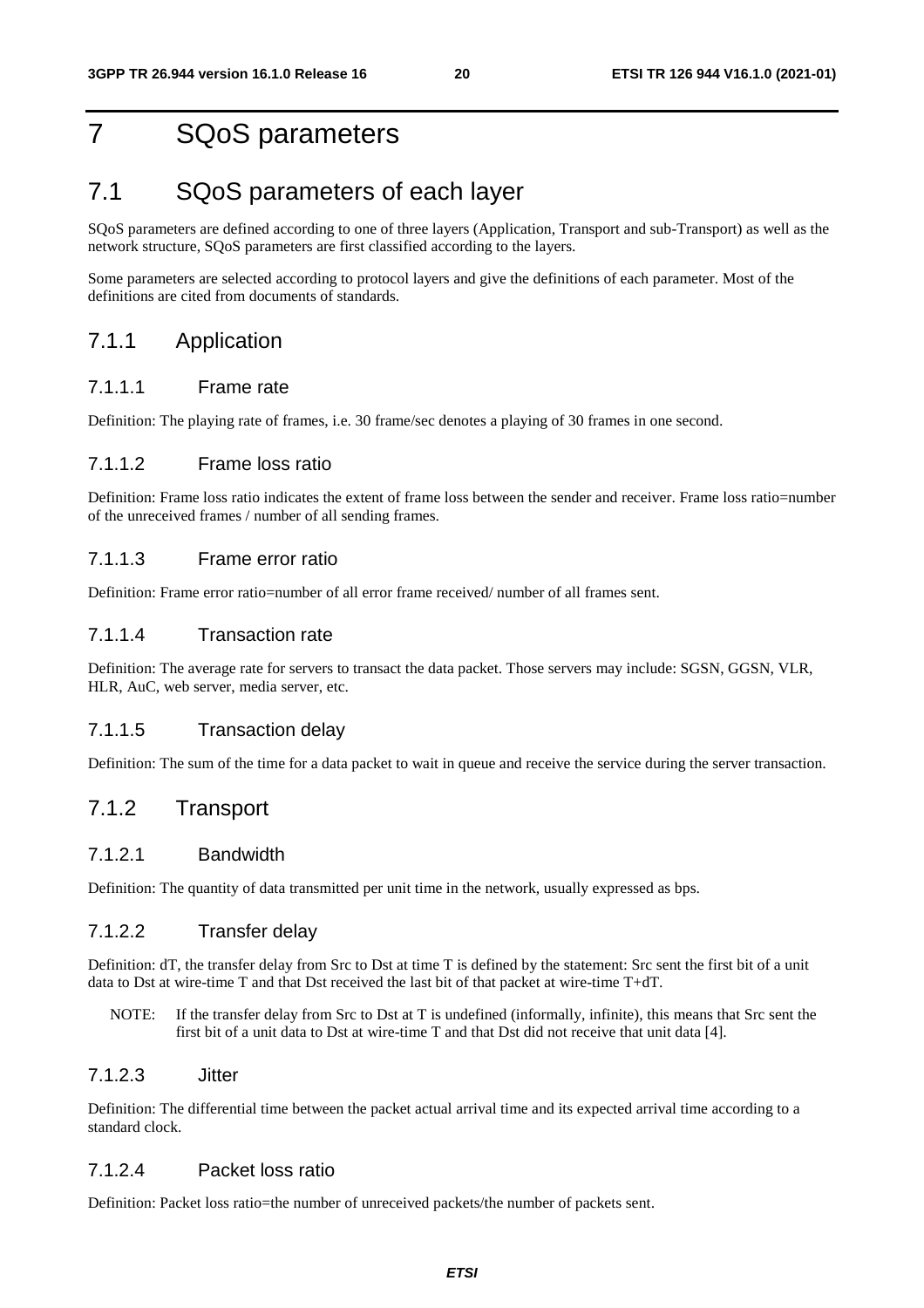# 7 SQoS parameters

## 7.1 SQoS parameters of each layer

SQoS parameters are defined according to one of three layers (Application, Transport and sub-Transport) as well as the network structure, SQoS parameters are first classified according to the layers.

Some parameters are selected according to protocol layers and give the definitions of each parameter. Most of the definitions are cited from documents of standards.

### 7.1.1 Application

#### 7.1.1.1 Frame rate

Definition: The playing rate of frames, i.e. 30 frame/sec denotes a playing of 30 frames in one second.

#### 7.1.1.2 Frame loss ratio

Definition: Frame loss ratio indicates the extent of frame loss between the sender and receiver. Frame loss ratio=number of the unreceived frames / number of all sending frames.

#### 7.1.1.3 Frame error ratio

Definition: Frame error ratio=number of all error frame received/ number of all frames sent.

#### 7.1.1.4 Transaction rate

Definition: The average rate for servers to transact the data packet. Those servers may include: SGSN, GGSN, VLR, HLR, AuC, web server, media server, etc.

#### 7.1.1.5 Transaction delay

Definition: The sum of the time for a data packet to wait in queue and receive the service during the server transaction.

### 7.1.2 Transport

#### 7.1.2.1 Bandwidth

Definition: The quantity of data transmitted per unit time in the network, usually expressed as bps.

#### 7.1.2.2 Transfer delay

Definition: dT, the transfer delay from Src to Dst at time T is defined by the statement: Src sent the first bit of a unit data to Dst at wire-time T and that Dst received the last bit of that packet at wire-time T+dT.

NOTE: If the transfer delay from Src to Dst at T is undefined (informally, infinite), this means that Src sent the first bit of a unit data to Dst at wire-time T and that Dst did not receive that unit data [4].

#### 7.1.2.3 Jitter

Definition: The differential time between the packet actual arrival time and its expected arrival time according to a standard clock.

#### 7.1.2.4 Packet loss ratio

Definition: Packet loss ratio=the number of unreceived packets/the number of packets sent.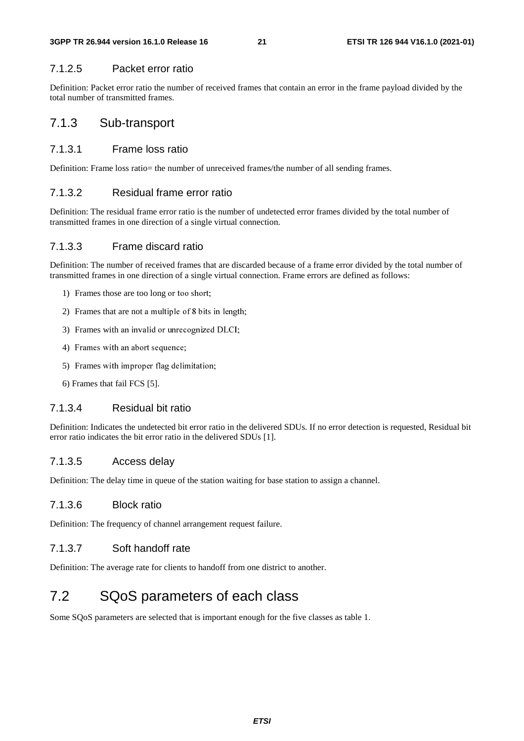#### 7.1.2.5 Packet error ratio

Definition: Packet error ratio the number of received frames that contain an error in the frame payload divided by the total number of transmitted frames.

### 7.1.3 Sub-transport

#### 7.1.3.1 Frame loss ratio

Definition: Frame loss ratio= the number of unreceived frames/the number of all sending frames.

#### 7.1.3.2 Residual frame error ratio

Definition: The residual frame error ratio is the number of undetected error frames divided by the total number of transmitted frames in one direction of a single virtual connection.

#### 7.1.3.3 Frame discard ratio

Definition: The number of received frames that are discarded because of a frame error divided by the total number of transmitted frames in one direction of a single virtual connection. Frame errors are defined as follows:

1) Frames those are too long or too short;
2) Frames that are not a multiple of 8 bits in length;
3) Frames with an invalid or unrecognized DLCI;
4) Frames with an abort sequence;
5) Frames with improper flag delimitation;
6) Frames that fail FCS [5].

#### 7.1.3.4 Residual bit ratio

Definition: Indicates the undetected bit error ratio in the delivered SDUs. If no error detection is requested, Residual bit error ratio indicates the bit error ratio in the delivered SDUs [1].

#### 7.1.3.5 Access delay

Definition: The delay time in queue of the station waiting for base station to assign a channel.

#### 7.1.3.6 Block ratio

Definition: The frequency of channel arrangement request failure.

#### 7.1.3.7 Soft handoff rate

Definition: The average rate for clients to handoff from one district to another.

## 7.2 SQoS parameters of each class

Some SQoS parameters are selected that is important enough for the five classes as table 1.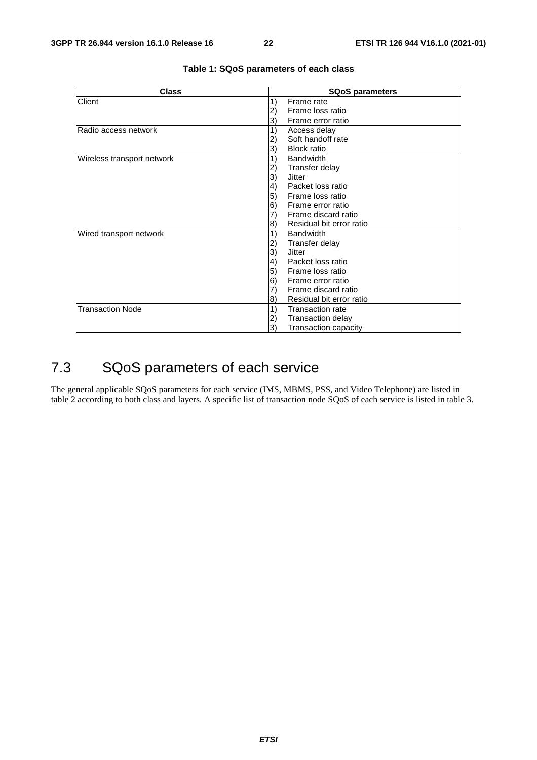**Table 1: SQoS parameters of each class**

| Class | SQoS parameters |
|---|---|
| Client | 1) Frame rate<br>2) Frame loss ratio<br>3) Frame error ratio |
| Radio access network | 1) Access delay<br>2) Soft handoff rate<br>3) Block ratio |
| Wireless transport network | 1) Bandwidth<br>2) Transfer delay<br>3) Jitter<br>4) Packet loss ratio<br>5) Frame loss ratio<br>6) Frame error ratio<br>7) Frame discard ratio<br>8) Residual bit error ratio |
| Wired transport network | 1) Bandwidth<br>2) Transfer delay<br>3) Jitter<br>4) Packet loss ratio<br>5) Frame loss ratio<br>6) Frame error ratio<br>7) Frame discard ratio<br>8) Residual bit error ratio |
| Transaction Node | 1) Transaction rate<br>2) Transaction delay<br>3) Transaction capacity |

## 7.3 SQoS parameters of each service

The general applicable SQoS parameters for each service (IMS, MBMS, PSS, and Video Telephone) are listed in table 2 according to both class and layers. A specific list of transaction node SQoS of each service is listed in table 3.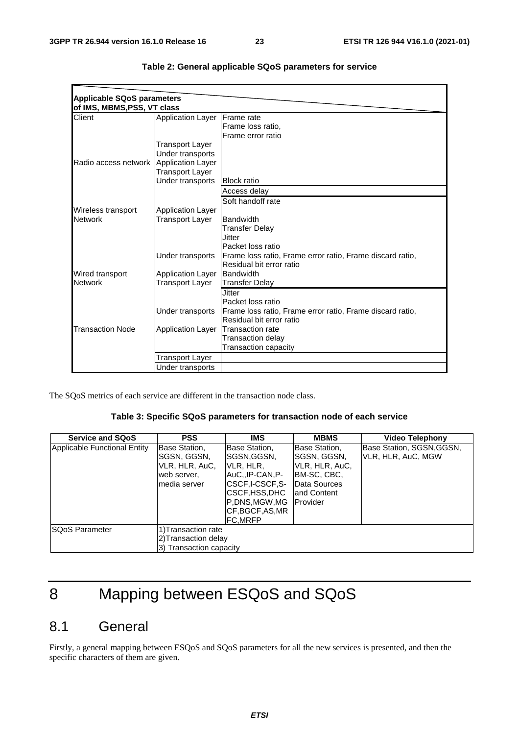**Table 2: General applicable SQoS parameters for service**

| Applicable SQoS parameters of IMS, MBMS,PSS, VT class | | |
|---|---|---|
| Client | Application Layer | Frame rate<br>Frame loss ratio,<br>Frame error ratio |
| | Transport Layer | |
| | Under transports | |
| Radio access network | Application Layer | |
| | Transport Layer | |
| | Under transports | Block ratio |
| | | Access delay |
| | | Soft handoff rate |
| Wireless transport Network | Application Layer | |
| | Transport Layer | Bandwidth<br>Transfer Delay<br>Jitter<br>Packet loss ratio |
| | Under transports | Frame loss ratio, Frame error ratio, Frame discard ratio,<br>Residual bit error ratio |
| Wired transport Network | Application Layer | Bandwidth |
| | Transport Layer | Transfer Delay |
| | | Jitter<br>Packet loss ratio |
| | Under transports | Frame loss ratio, Frame error ratio, Frame discard ratio,<br>Residual bit error ratio |
| Transaction Node | Application Layer | Transaction rate<br>Transaction delay<br>Transaction capacity |
| | Transport Layer | |
| | Under transports | |

The SQoS metrics of each service are different in the transaction node class.

**Table 3: Specific SQoS parameters for transaction node of each service**

| Service and SQoS | PSS | IMS | MBMS | Video Telephony |
|---|---|---|---|---|
| Applicable Functional Entity | Base Station, SGSN, GGSN, VLR, HLR, AuC, web server, media server | Base Station, SGSN,GGSN, VLR, HLR, AuC,,IP-CAN,P-CSCF,I-CSCF,S-CSCF,HSS,DHCP,DNS,MGW,MGCF,BGCF,AS,MRFC,MRFP | Base Station, SGSN, GGSN, VLR, HLR, AuC, BM-SC, CBC, Data Sources and Content Provider | Base Station, SGSN,GGSN, VLR, HLR, AuC, MGW |
| SQoS Parameter | 1)Transaction rate<br>2)Transaction delay<br>3) Transaction capacity | | | |

# 8 Mapping between ESQoS and SQoS

## 8.1 General

Firstly, a general mapping between ESQoS and SQoS parameters for all the new services is presented, and then the specific characters of them are given.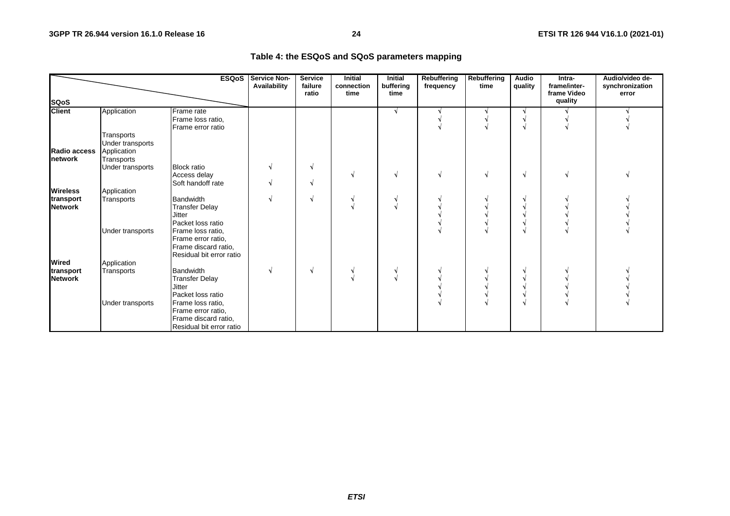**Table 4: the ESQoS and SQoS parameters mapping**

| SQoS | | ESQoS | Service Non-Availability | Service failure ratio | Initial connection time | Initial buffering time | Rebuffering frequency | Rebuffering time | Audio quality | Intra-frame/inter-frame Video quality | Audio/video de-synchronization error |
|---|---|---|---|---|---|---|---|---|---|---|---|
| **Client** | Application | Frame rate | | | | √ | √ | √ | √ | √ | √ |
| | | Frame loss ratio, | | | | | √ | √ | √ | √ | √ |
| | | Frame error ratio | | | | | √ | √ | √ | √ | √ |
| | Transports | | | | | | | | | | |
| | Under transports | | | | | | | | | | |
| **Radio access network** | Application | | | | | | | | | | |
| | Transports | | | | | | | | | | |
| | Under transports | Block ratio | √ | √ | | | | | | | |
| | | Access delay | | | √ | √ | √ | √ | √ | √ | √ |
| | | Soft handoff rate | √ | √ | | | | | | | |
| **Wireless transport Network** | Application | | | | | | | | | | |
| | Transports | Bandwidth | √ | √ | √ | √ | √ | √ | √ | √ | √ |
| | | Transfer Delay | | | √ | √ | √ | √ | √ | √ | √ |
| | | Jitter | | | | | √ | √ | √ | √ | √ |
| | | Packet loss ratio | | | | | √ | √ | √ | √ | √ |
| | Under transports | Frame loss ratio, Frame error ratio, Frame discard ratio, Residual bit error ratio | | | | | √ | √ | √ | √ | √ |
| **Wired transport Network** | Application | | | | | | | | | | |
| | Transports | Bandwidth | √ | √ | √ | √ | √ | √ | √ | √ | √ |
| | | Transfer Delay | | | √ | √ | √ | √ | √ | √ | √ |
| | | Jitter | | | | | √ | √ | √ | √ | √ |
| | | Packet loss ratio | | | | | √ | √ | √ | √ | √ |
| | Under transports | Frame loss ratio, Frame error ratio, Frame discard ratio, Residual bit error ratio | | | | | √ | √ | √ | √ | √ |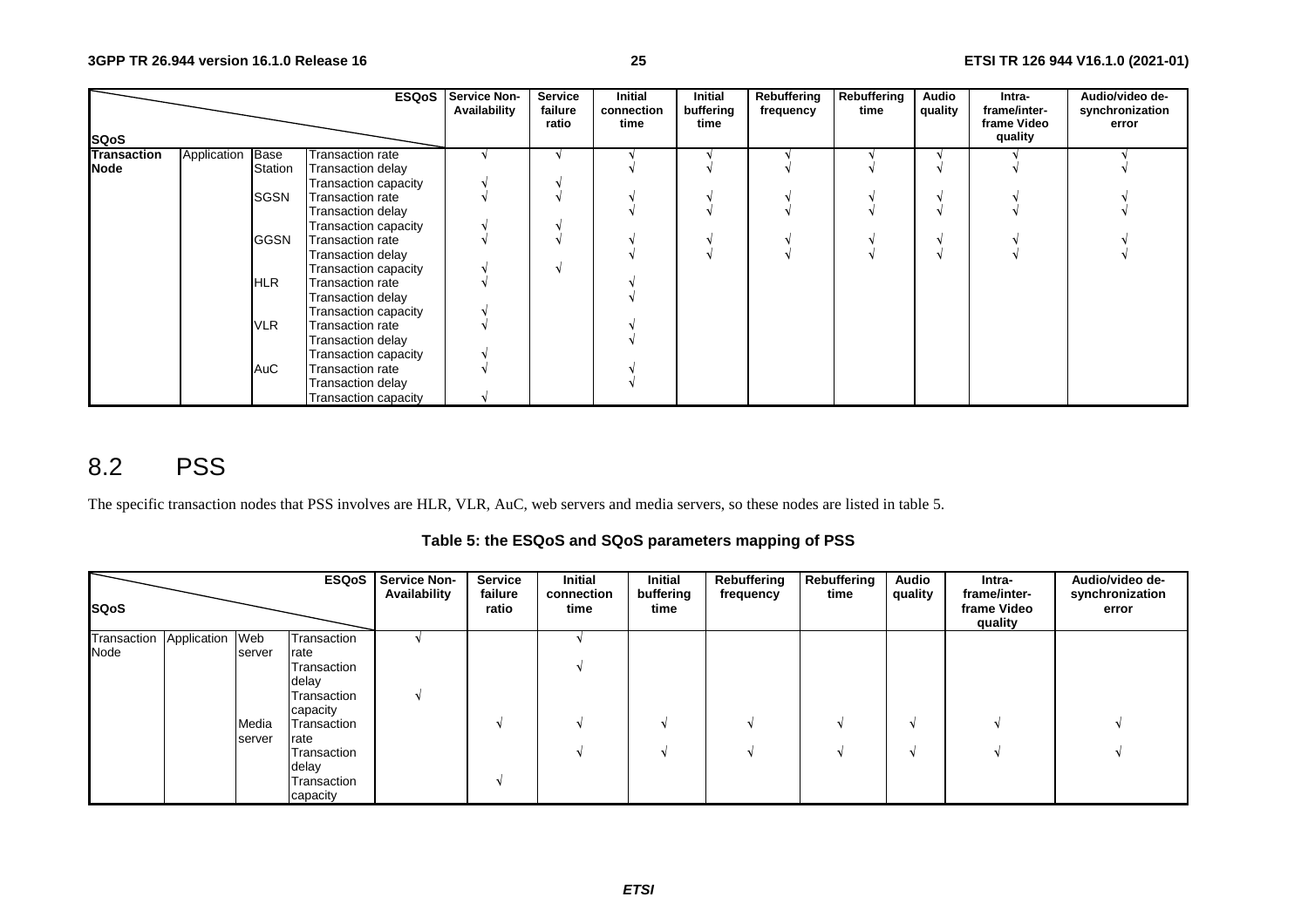| SQoS \ ESQoS | | | | Service Non-Availability | Service failure ratio | Initial connection time | Initial buffering time | Rebuffering frequency | Rebuffering time | Audio quality | Intra-frame/inter-frame Video quality | Audio/video de-synchronization error |
|---|---|---|---|---|---|---|---|---|---|---|---|---|
| **Transaction Node** | Application | Base Station | Transaction rate | √ | √ | √ | √ | √ | √ | √ | √ | √ |
| | | | Transaction delay | | | √ | √ | √ | √ | √ | √ | √ |
| | | | Transaction capacity | √ | √ | | | | | | | |
| | | SGSN | Transaction rate | √ | √ | √ | √ | √ | √ | √ | √ | √ |
| | | | Transaction delay | | | √ | √ | √ | √ | √ | √ | √ |
| | | | Transaction capacity | √ | √ | | | | | | | |
| | | GGSN | Transaction rate | √ | √ | √ | √ | √ | √ | √ | √ | √ |
| | | | Transaction delay | | | √ | √ | √ | √ | √ | √ | √ |
| | | | Transaction capacity | √ | √ | | | | | | | |
| | | HLR | Transaction rate | √ | | √ | | | | | | |
| | | | Transaction delay | | | √ | | | | | | |
| | | | Transaction capacity | √ | | | | | | | | |
| | | VLR | Transaction rate | √ | | √ | | | | | | |
| | | | Transaction delay | | | √ | | | | | | |
| | | | Transaction capacity | √ | | | | | | | | |
| | | AuC | Transaction rate | √ | | √ | | | | | | |
| | | | Transaction delay | | | √ | | | | | | |
| | | | Transaction capacity | √ | | | | | | | | |

## 8.2 PSS

The specific transaction nodes that PSS involves are HLR, VLR, AuC, web servers and media servers, so these nodes are listed in table 5.

**Table 5: the ESQoS and SQoS parameters mapping of PSS**

| SQoS \ ESQoS | | | | Service Non-Availability | Service failure ratio | Initial connection time | Initial buffering time | Rebuffering frequency | Rebuffering time | Audio quality | Intra-frame/inter-frame Video quality | Audio/video de-synchronization error |
|---|---|---|---|---|---|---|---|---|---|---|---|---|
| Transaction Node | Application | Web server | Transaction rate | √ | | √ | | | | | | |
| | | | Transaction delay | | | √ | | | | | | |
| | | | Transaction capacity | √ | | | | | | | | |
| | | Media server | Transaction rate | | √ | √ | √ | √ | √ | √ | √ | √ |
| | | | Transaction delay | | | √ | √ | √ | √ | √ | √ | √ |
| | | | Transaction capacity | | √ | | | | | | | |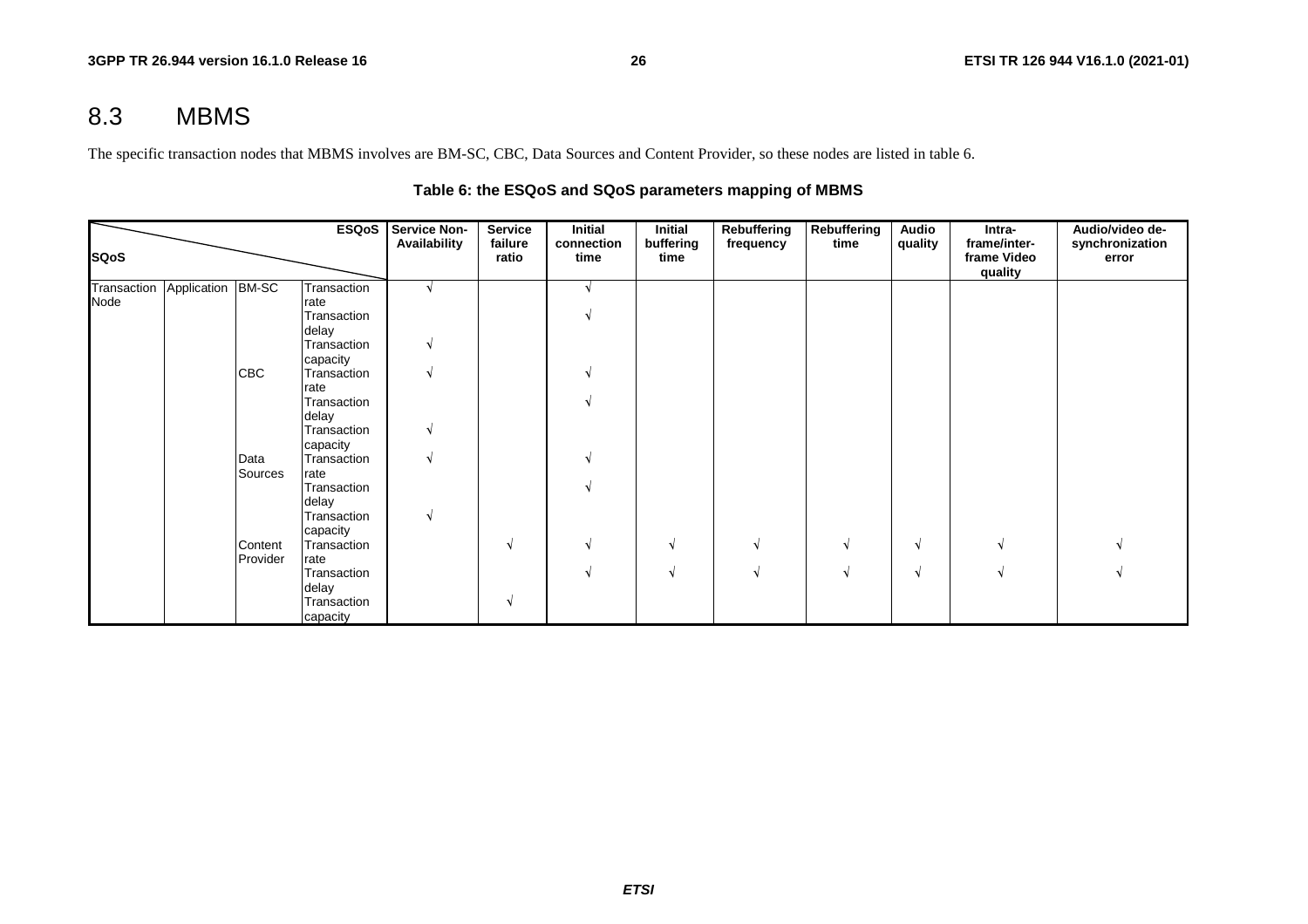## 8.3 MBMS

The specific transaction nodes that MBMS involves are BM-SC, CBC, Data Sources and Content Provider, so these nodes are listed in table 6.

**Table 6: the ESQoS and SQoS parameters mapping of MBMS**

| SQoS \ ESQoS | | | | Service Non-Availability | Service failure ratio | Initial connection time | Initial buffering time | Rebuffering frequency | Rebuffering time | Audio quality | Intra-frame/inter-frame Video quality | Audio/video de-synchronization error |
|---|---|---|---|---|---|---|---|---|---|---|---|---|
| Transaction Node | Application | BM-SC | Transaction rate | √ | | √ | | | | | | |
| | | | Transaction delay | | | √ | | | | | | |
| | | | Transaction capacity | √ | | | | | | | | |
| | | CBC | Transaction rate | √ | | √ | | | | | | |
| | | | Transaction delay | | | √ | | | | | | |
| | | | Transaction capacity | √ | | | | | | | | |
| | | Data Sources | Transaction rate | √ | | √ | | | | | | |
| | | | Transaction delay | | | √ | | | | | | |
| | | | Transaction capacity | √ | | | | | | | | |
| | | Content Provider | Transaction rate | | √ | √ | √ | √ | √ | √ | √ | √ |
| | | | Transaction delay | | | √ | √ | √ | √ | √ | √ | √ |
| | | | Transaction capacity | | √ | | | | | | | |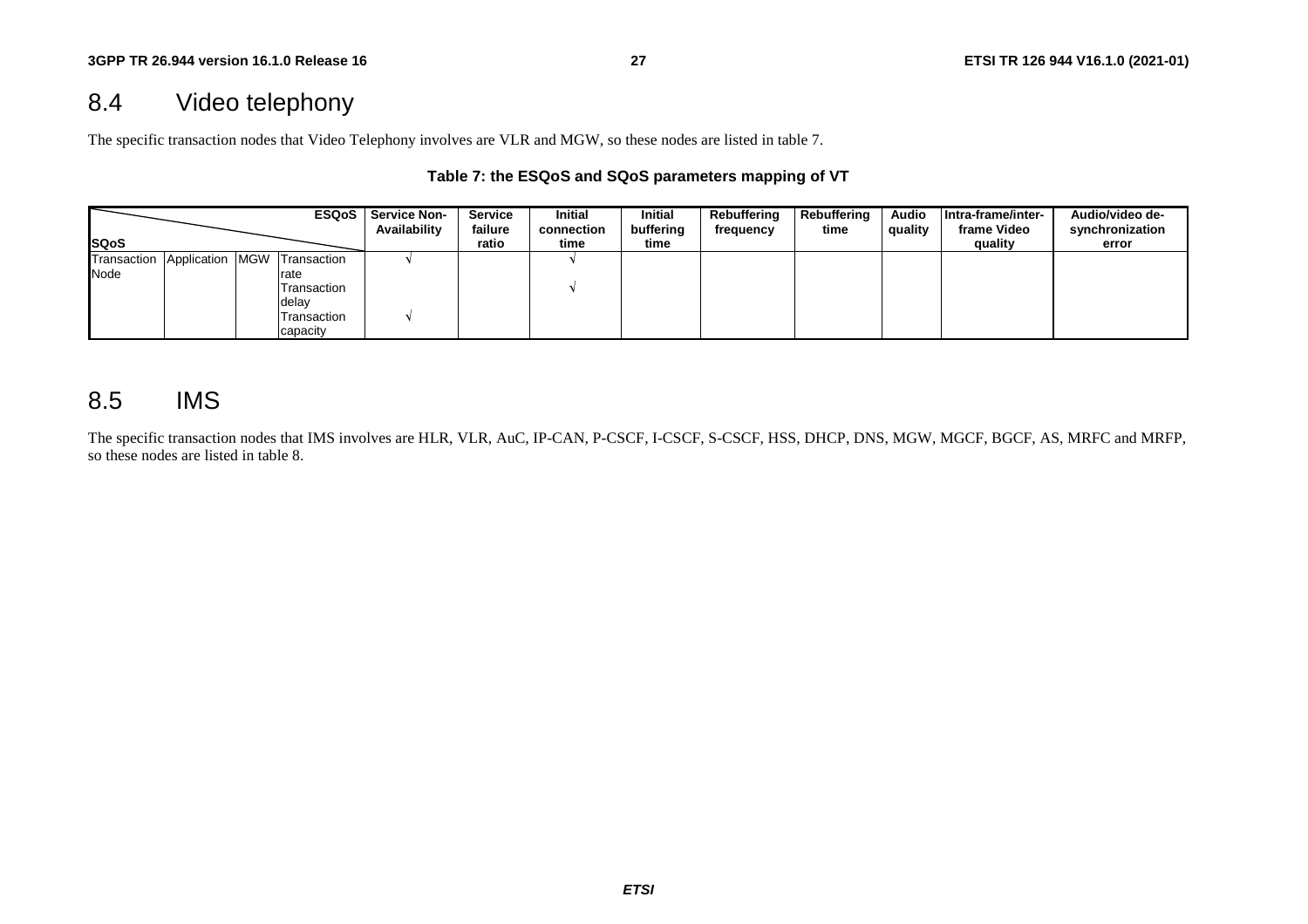## 8.4 Video telephony

The specific transaction nodes that Video Telephony involves are VLR and MGW, so these nodes are listed in table 7.

**Table 7: the ESQoS and SQoS parameters mapping of VT**

| SQoS \ ESQoS | | | | Service Non-Availability | Service failure ratio | Initial connection time | Initial buffering time | Rebuffering frequency | Rebuffering time | Audio quality | Intra-frame/inter-frame Video quality | Audio/video de-synchronization error |
|---|---|---|---|---|---|---|---|---|---|---|---|---|
| Transaction Node | Application | MGW | Transaction rate | √ | | √ | | | | | | |
| | | | Transaction delay | | | √ | | | | | | |
| | | | Transaction capacity | √ | | | | | | | | |

## 8.5 IMS

The specific transaction nodes that IMS involves are HLR, VLR, AuC, IP-CAN, P-CSCF, I-CSCF, S-CSCF, HSS, DHCP, DNS, MGW, MGCF, BGCF, AS, MRFC and MRFP, so these nodes are listed in table 8.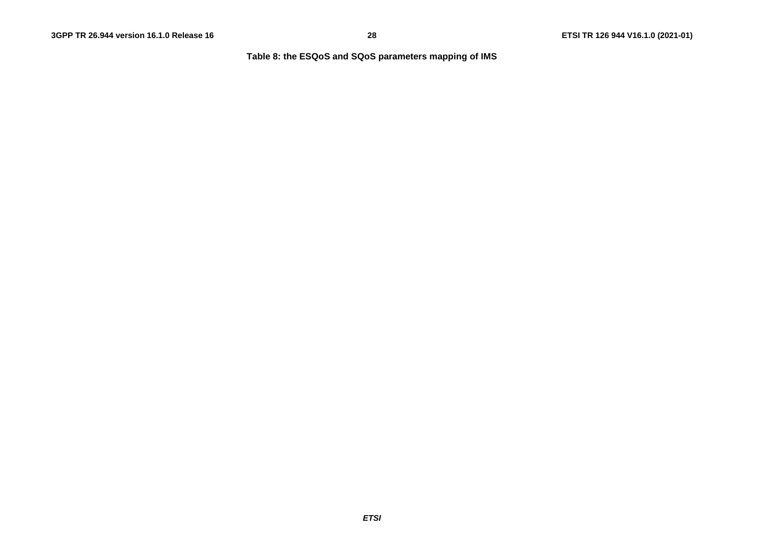**Table 8: the ESQoS and SQoS parameters mapping of IMS**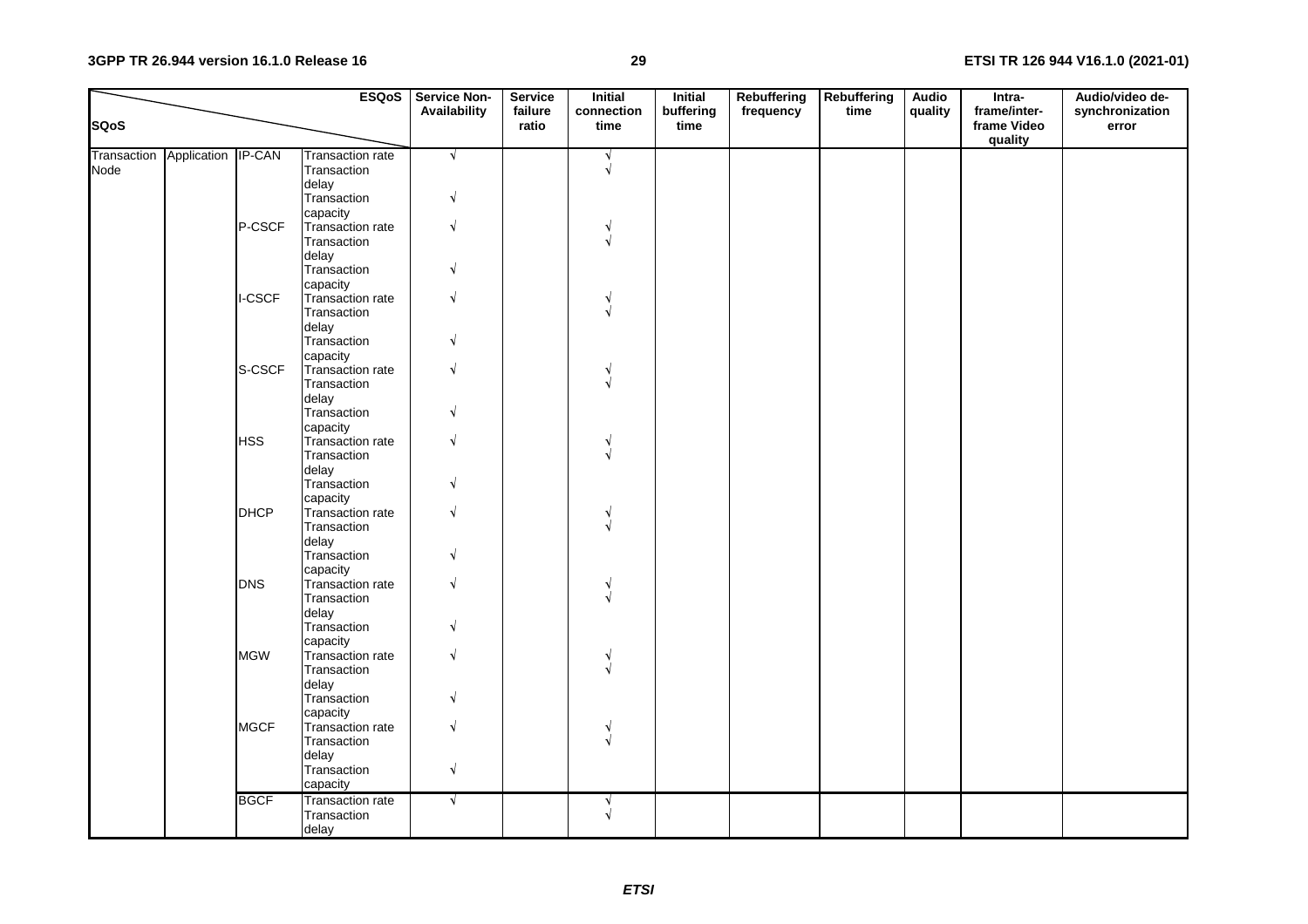| SQoS | | | ESQoS | Service Non-Availability | Service failure ratio | Initial connection time | Initial buffering time | Rebuffering frequency | Rebuffering time | Audio quality | Intra-frame/inter-frame Video quality | Audio/video de-synchronization error |
|---|---|---|---|---|---|---|---|---|---|---|---|---|
| Transaction Node | Application | IP-CAN | Transaction rate | √ | | √ | | | | | | |
| | | | Transaction delay | | | √ | | | | | | |
| | | | Transaction capacity | √ | | | | | | | | |
| | | P-CSCF | Transaction rate | √ | | √ | | | | | | |
| | | | Transaction delay | | | √ | | | | | | |
| | | | Transaction capacity | √ | | | | | | | | |
| | | I-CSCF | Transaction rate | √ | | √ | | | | | | |
| | | | Transaction delay | | | √ | | | | | | |
| | | | Transaction capacity | √ | | | | | | | | |
| | | S-CSCF | Transaction rate | √ | | √ | | | | | | |
| | | | Transaction delay | | | √ | | | | | | |
| | | | Transaction capacity | √ | | | | | | | | |
| | | HSS | Transaction rate | √ | | √ | | | | | | |
| | | | Transaction delay | | | √ | | | | | | |
| | | | Transaction capacity | √ | | | | | | | | |
| | | DHCP | Transaction rate | √ | | √ | | | | | | |
| | | | Transaction delay | | | √ | | | | | | |
| | | | Transaction capacity | √ | | | | | | | | |
| | | DNS | Transaction rate | √ | | √ | | | | | | |
| | | | Transaction delay | | | √ | | | | | | |
| | | | Transaction capacity | √ | | | | | | | | |
| | | MGW | Transaction rate | √ | | √ | | | | | | |
| | | | Transaction delay | | | √ | | | | | | |
| | | | Transaction capacity | √ | | | | | | | | |
| | | MGCF | Transaction rate | √ | | √ | | | | | | |
| | | | Transaction delay | | | √ | | | | | | |
| | | | Transaction capacity | √ | | | | | | | | |
| | | BGCF | Transaction rate | √ | | √ | | | | | | |
| | | | Transaction delay | | | √ | | | | | | |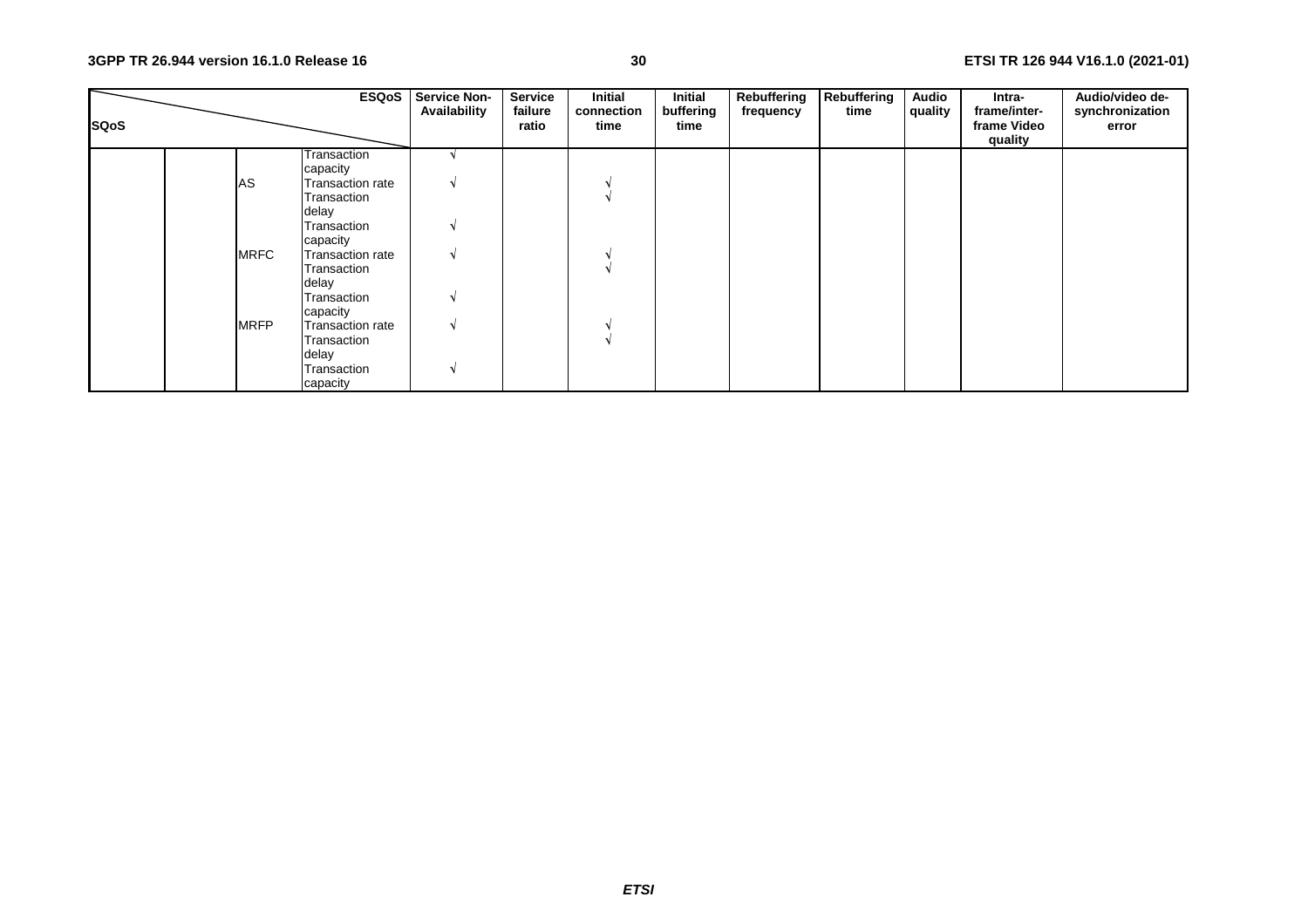| SQoS \ ESQoS | | | | Service Non-Availability | Service failure ratio | Initial connection time | Initial buffering time | Rebuffering frequency | Rebuffering time | Audio quality | Intra-frame/inter-frame Video quality | Audio/video de-synchronization error |
|---|---|---|---|---|---|---|---|---|---|---|---|---|
| | | | Transaction capacity | √ | | | | | | | | |
| | | AS | Transaction rate | √ | | √ | | | | | | |
| | | | Transaction delay | | | √ | | | | | | |
| | | | Transaction capacity | √ | | | | | | | | |
| | | MRFC | Transaction rate | √ | | √ | | | | | | |
| | | | Transaction delay | | | √ | | | | | | |
| | | | Transaction capacity | √ | | | | | | | | |
| | | MRFP | Transaction rate | √ | | √ | | | | | | |
| | | | Transaction delay | | | √ | | | | | | |
| | | | Transaction capacity | √ | | | | | | | | |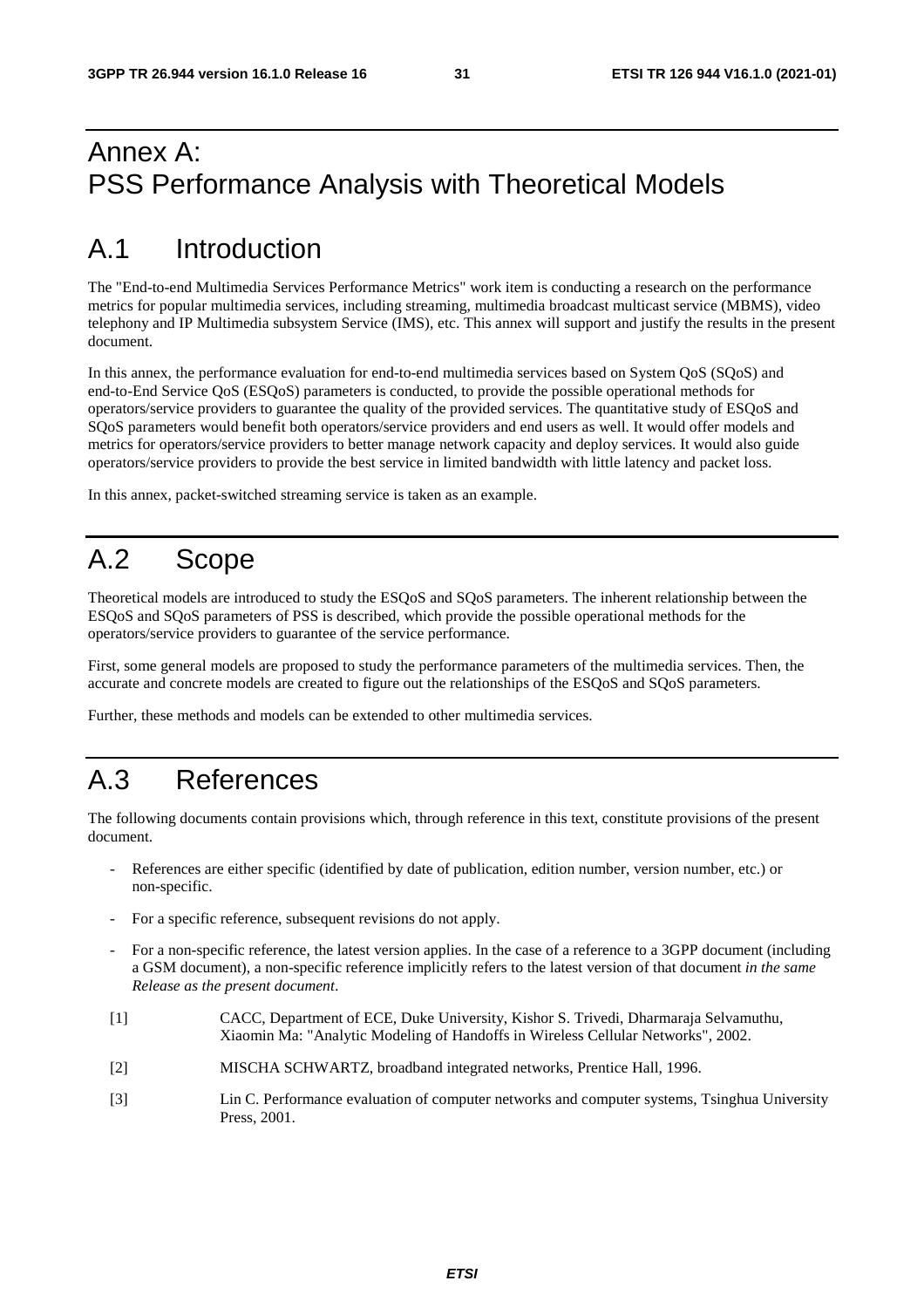# Annex A: PSS Performance Analysis with Theoretical Models

# A.1 Introduction

The "End-to-end Multimedia Services Performance Metrics" work item is conducting a research on the performance metrics for popular multimedia services, including streaming, multimedia broadcast multicast service (MBMS), video telephony and IP Multimedia subsystem Service (IMS), etc. This annex will support and justify the results in the present document.

In this annex, the performance evaluation for end-to-end multimedia services based on System QoS (SQoS) and end-to-End Service QoS (ESQoS) parameters is conducted, to provide the possible operational methods for operators/service providers to guarantee the quality of the provided services. The quantitative study of ESQoS and SQoS parameters would benefit both operators/service providers and end users as well. It would offer models and metrics for operators/service providers to better manage network capacity and deploy services. It would also guide operators/service providers to provide the best service in limited bandwidth with little latency and packet loss.

In this annex, packet-switched streaming service is taken as an example.

# A.2 Scope

Theoretical models are introduced to study the ESQoS and SQoS parameters. The inherent relationship between the ESQoS and SQoS parameters of PSS is described, which provide the possible operational methods for the operators/service providers to guarantee of the service performance.

First, some general models are proposed to study the performance parameters of the multimedia services. Then, the accurate and concrete models are created to figure out the relationships of the ESQoS and SQoS parameters.

Further, these methods and models can be extended to other multimedia services.

# A.3 References

The following documents contain provisions which, through reference in this text, constitute provisions of the present document.

- References are either specific (identified by date of publication, edition number, version number, etc.) or non-specific.
- For a specific reference, subsequent revisions do not apply.
- For a non-specific reference, the latest version applies. In the case of a reference to a 3GPP document (including a GSM document), a non-specific reference implicitly refers to the latest version of that document *in the same Release as the present document*.

[1] CACC, Department of ECE, Duke University, Kishor S. Trivedi, Dharmaraja Selvamuthu, Xiaomin Ma: "Analytic Modeling of Handoffs in Wireless Cellular Networks", 2002.

[2] MISCHA SCHWARTZ, broadband integrated networks, Prentice Hall, 1996.

[3] Lin C. Performance evaluation of computer networks and computer systems, Tsinghua University Press, 2001.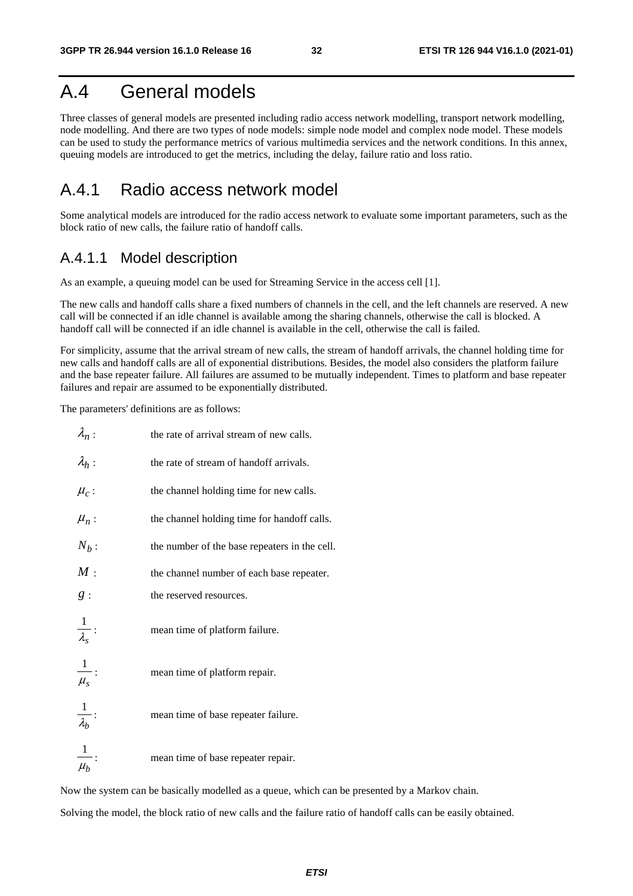# A.4 General models

Three classes of general models are presented including radio access network modelling, transport network modelling, node modelling. And there are two types of node models: simple node model and complex node model. These models can be used to study the performance metrics of various multimedia services and the network conditions. In this annex, queuing models are introduced to get the metrics, including the delay, failure ratio and loss ratio.

## A.4.1 Radio access network model

Some analytical models are introduced for the radio access network to evaluate some important parameters, such as the block ratio of new calls, the failure ratio of handoff calls.

### A.4.1.1 Model description

As an example, a queuing model can be used for Streaming Service in the access cell [1].

The new calls and handoff calls share a fixed numbers of channels in the cell, and the left channels are reserved. A new call will be connected if an idle channel is available among the sharing channels, otherwise the call is blocked. A handoff call will be connected if an idle channel is available in the cell, otherwise the call is failed.

For simplicity, assume that the arrival stream of new calls, the stream of handoff arrivals, the channel holding time for new calls and handoff calls are all of exponential distributions. Besides, the model also considers the platform failure and the base repeater failure. All failures are assumed to be mutually independent. Times to platform and base repeater failures and repair are assumed to be exponentially distributed.

The parameters' definitions are as follows:

$\lambda_n$ : the rate of arrival stream of new calls.

$\lambda_h$ : the rate of stream of handoff arrivals.

$\mu_c$ : the channel holding time for new calls.

$\mu_n$ : the channel holding time for handoff calls.

$N_b$ : the number of the base repeaters in the cell.

$M$ : the channel number of each base repeater.

$g$ : the reserved resources.

$\frac{1}{\lambda_s}$ : mean time of platform failure.

$\frac{1}{\mu_s}$ : mean time of platform repair.

$\frac{1}{\lambda_b}$ : mean time of base repeater failure.

$\frac{1}{\mu_b}$ : mean time of base repeater repair.

Now the system can be basically modelled as a queue, which can be presented by a Markov chain.

Solving the model, the block ratio of new calls and the failure ratio of handoff calls can be easily obtained.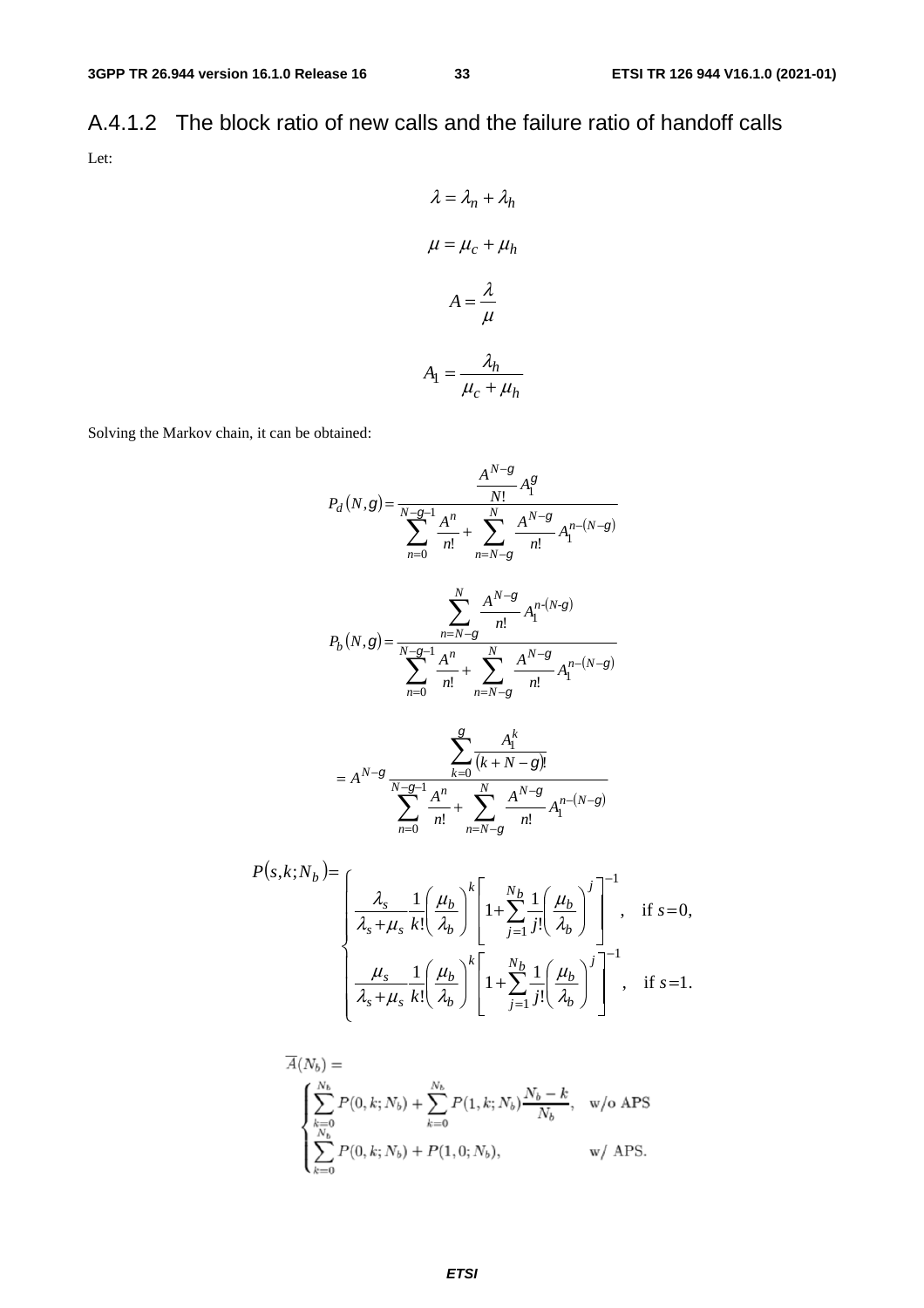### A.4.1.2 The block ratio of new calls and the failure ratio of handoff calls

Let:

$$\lambda = \lambda_n + \lambda_h$$

$$\mu = \mu_c + \mu_h$$

$$A = \frac{\lambda}{\mu}$$

$$A_1 = \frac{\lambda_h}{\mu_c + \mu_h}$$

Solving the Markov chain, it can be obtained:

$$P_d(N,g) = \frac{\frac{A^{N-g}}{N!} A_1^g}{\sum_{n=0}^{N-g-1} \frac{A^n}{n!} + \sum_{n=N-g}^{N} \frac{A^{N-g}}{n!} A_1^{n-(N-g)}}$$

$$P_b(N,g) = \frac{\sum_{n=N-g}^{N} \frac{A^{N-g}}{n!} A_1^{n-(N-g)}}{\sum_{n=0}^{N-g-1} \frac{A^n}{n!} + \sum_{n=N-g}^{N} \frac{A^{N-g}}{n!} A_1^{n-(N-g)}}$$

$$= A^{N-g} \frac{\sum_{k=0}^{g} \frac{A_1^k}{(k+N-g)!}}{\sum_{n=0}^{N-g-1} \frac{A^n}{n!} + \sum_{n=N-g}^{N} \frac{A^{N-g}}{n!} A_1^{n-(N-g)}}$$

$$P(s,k;N_b) = \begin{cases} \dfrac{\lambda_s}{\lambda_s + \mu_s} \dfrac{1}{k!} \left( \dfrac{\mu_b}{\lambda_b} \right)^k \left[ 1 + \sum_{j=1}^{N_b} \dfrac{1}{j!} \left( \dfrac{\mu_b}{\lambda_b} \right)^j \right]^{-1}, & \text{if } s = 0, \\ \dfrac{\mu_s}{\lambda_s + \mu_s} \dfrac{1}{k!} \left( \dfrac{\mu_b}{\lambda_b} \right)^k \left[ 1 + \sum_{j=1}^{N_b} \dfrac{1}{j!} \left( \dfrac{\mu_b}{\lambda_b} \right)^j \right]^{-1}, & \text{if } s = 1. \end{cases}$$

$$\overline{A}(N_b) = \begin{cases} \sum_{k=0}^{N_b} P(0,k;N_b) + \sum_{k=0}^{N_b} P(1,k;N_b) \dfrac{N_b - k}{N_b}, & \text{w/o APS} \\ \sum_{k=0}^{N_b} P(0,k;N_b) + P(1,0;N_b), & \text{w/ APS.} \end{cases}$$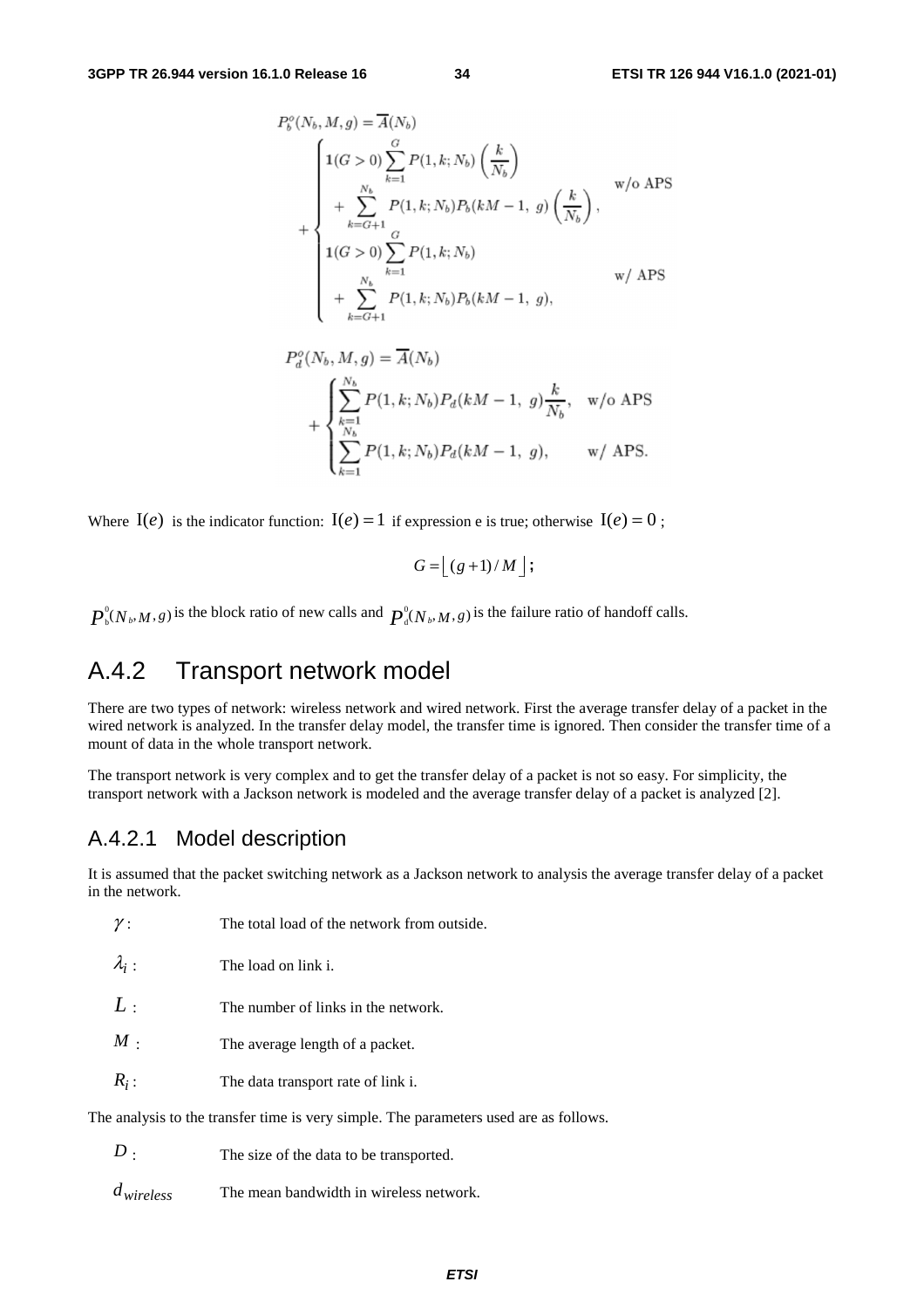$$P_b^o(N_b, M, g) = \overline{A}(N_b) + \begin{cases} \mathbf{1}(G > 0) \sum_{k=1}^{G} P(1, k; N_b) \left(\frac{k}{N_b}\right) \\ \quad + \sum_{k=G+1}^{N_b} P(1, k; N_b) P_b(kM - 1,\ g) \left(\frac{k}{N_b}\right), & \text{w/o APS} \\ \mathbf{1}(G > 0) \sum_{k=1}^{G} P(1, k; N_b) \\ \quad + \sum_{k=G+1}^{N_b} P(1, k; N_b) P_b(kM - 1,\ g), & \text{w/ APS} \end{cases}$$

$$P_d^o(N_b, M, g) = \overline{A}(N_b) + \begin{cases} \sum_{k=1}^{N_b} P(1, k; N_b) P_d(kM - 1,\ g) \frac{k}{N_b}, & \text{w/o APS} \\ \sum_{k=1}^{N_b} P(1, k; N_b) P_d(kM - 1,\ g), & \text{w/ APS.} \end{cases}$$

Where $\mathrm{I}(e)$ is the indicator function: $\mathrm{I}(e) = 1$ if expression e is true; otherwise $\mathrm{I}(e) = 0$ ;

$$G = \lfloor (g+1)/M \rfloor ;$$

$P_b^0(N_b, M, g)$ is the block ratio of new calls and $P_d^0(N_b, M, g)$ is the failure ratio of handoff calls.

## A.4.2 Transport network model

There are two types of network: wireless network and wired network. First the average transfer delay of a packet in the wired network is analyzed. In the transfer delay model, the transfer time is ignored. Then consider the transfer time of a mount of data in the whole transport network.

The transport network is very complex and to get the transfer delay of a packet is not so easy. For simplicity, the transport network with a Jackson network is modeled and the average transfer delay of a packet is analyzed [2].

### A.4.2.1 Model description

It is assumed that the packet switching network as a Jackson network to analysis the average transfer delay of a packet in the network.

$\gamma$ : The total load of the network from outside.

$\lambda_i$ : The load on link i.

$L$ : The number of links in the network.

$M$ : The average length of a packet.

$R_i$ : The data transport rate of link i.

The analysis to the transfer time is very simple. The parameters used are as follows.

$D$ : The size of the data to be transported.

$d_{wireless}$ The mean bandwidth in wireless network.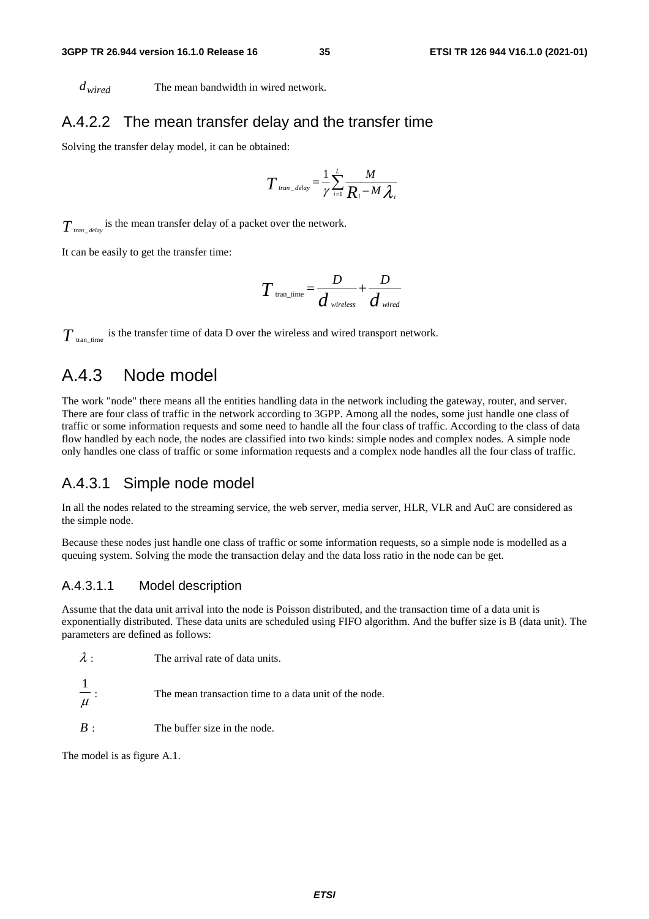$d_{wired}$ The mean bandwidth in wired network.

### A.4.2.2 The mean transfer delay and the transfer time

Solving the transfer delay model, it can be obtained:

$$T_{tran\_delay} = \frac{1}{\gamma}\sum_{i=1}^{L}\frac{M}{R_i - M\lambda_i}$$

$T_{tran\_delay}$ is the mean transfer delay of a packet over the network.

It can be easily to get the transfer time:

$$T_{\text{tran\_time}} = \frac{D}{d_{wireless}} + \frac{D}{d_{wired}}$$

$T_{\text{tran\_time}}$ is the transfer time of data D over the wireless and wired transport network.

## A.4.3 Node model

The work "node" there means all the entities handling data in the network including the gateway, router, and server. There are four class of traffic in the network according to 3GPP. Among all the nodes, some just handle one class of traffic or some information requests and some need to handle all the four class of traffic. According to the class of data flow handled by each node, the nodes are classified into two kinds: simple nodes and complex nodes. A simple node only handles one class of traffic or some information requests and a complex node handles all the four class of traffic.

### A.4.3.1 Simple node model

In all the nodes related to the streaming service, the web server, media server, HLR, VLR and AuC are considered as the simple node.

Because these nodes just handle one class of traffic or some information requests, so a simple node is modelled as a queuing system. Solving the mode the transaction delay and the data loss ratio in the node can be get.

#### A.4.3.1.1 Model description

Assume that the data unit arrival into the node is Poisson distributed, and the transaction time of a data unit is exponentially distributed. These data units are scheduled using FIFO algorithm. And the buffer size is B (data unit). The parameters are defined as follows:

$\lambda$ : The arrival rate of data units.

$\frac{1}{\mu}$ : The mean transaction time to a data unit of the node.

$B$ : The buffer size in the node.

The model is as figure A.1.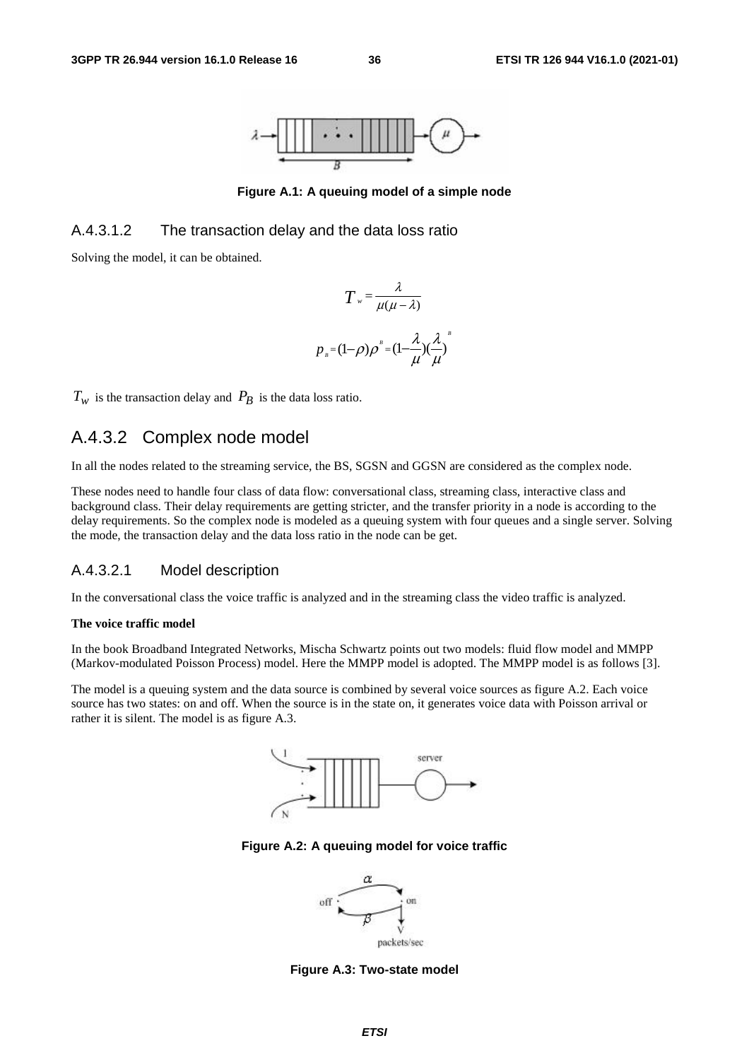Figure A.1: A queuing model of a simple node

### A.4.3.1.2 The transaction delay and the data loss ratio

Solving the model, it can be obtained.

$$T_w = \frac{\lambda}{\mu(\mu - \lambda)}$$

$$p_B = (1-\rho)\rho^B = (1-\frac{\lambda}{\mu})(\frac{\lambda}{\mu})^B$$

$T_w$ is the transaction delay and $P_B$ is the data loss ratio.

## A.4.3.2 Complex node model

In all the nodes related to the streaming service, the BS, SGSN and GGSN are considered as the complex node.

These nodes need to handle four class of data flow: conversational class, streaming class, interactive class and background class. Their delay requirements are getting stricter, and the transfer priority in a node is according to the delay requirements. So the complex node is modeled as a queuing system with four queues and a single server. Solving the mode, the transaction delay and the data loss ratio in the node can be get.

### A.4.3.2.1 Model description

In the conversational class the voice traffic is analyzed and in the streaming class the video traffic is analyzed.

**The voice traffic model**

In the book Broadband Integrated Networks, Mischa Schwartz points out two models: fluid flow model and MMPP (Markov-modulated Poisson Process) model. Here the MMPP model is adopted. The MMPP model is as follows [3].

The model is a queuing system and the data source is combined by several voice sources as figure A.2. Each voice source has two states: on and off. When the source is in the state on, it generates voice data with Poisson arrival or rather it is silent. The model is as figure A.3.

Figure A.2: A queuing model for voice traffic

Figure A.3: Two-state model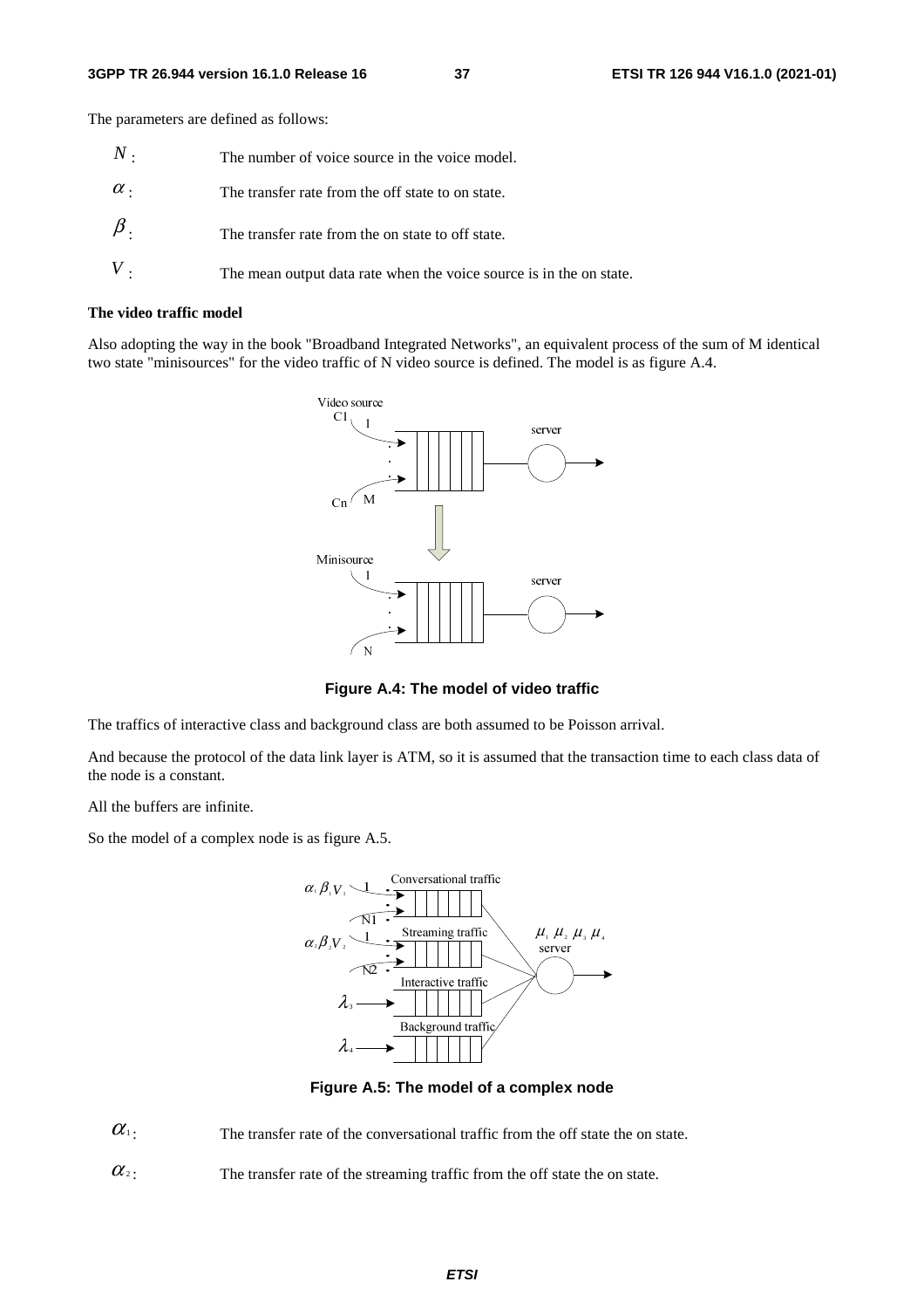The parameters are defined as follows:

$N$: The number of voice source in the voice model.

$\alpha$: The transfer rate from the off state to on state.

$\beta$: The transfer rate from the on state to off state.

$V$: The mean output data rate when the voice source is in the on state.

**The video traffic model**

Also adopting the way in the book "Broadband Integrated Networks", an equivalent process of the sum of M identical two state "minisources" for the video traffic of N video source is defined. The model is as figure A.4.

**Figure A.4: The model of video traffic**

The traffics of interactive class and background class are both assumed to be Poisson arrival.

And because the protocol of the data link layer is ATM, so it is assumed that the transaction time to each class data of the node is a constant.

All the buffers are infinite.

So the model of a complex node is as figure A.5.

**Figure A.5: The model of a complex node**

$\alpha_1$: The transfer rate of the conversational traffic from the off state the on state.

$\alpha_2$: The transfer rate of the streaming traffic from the off state the on state.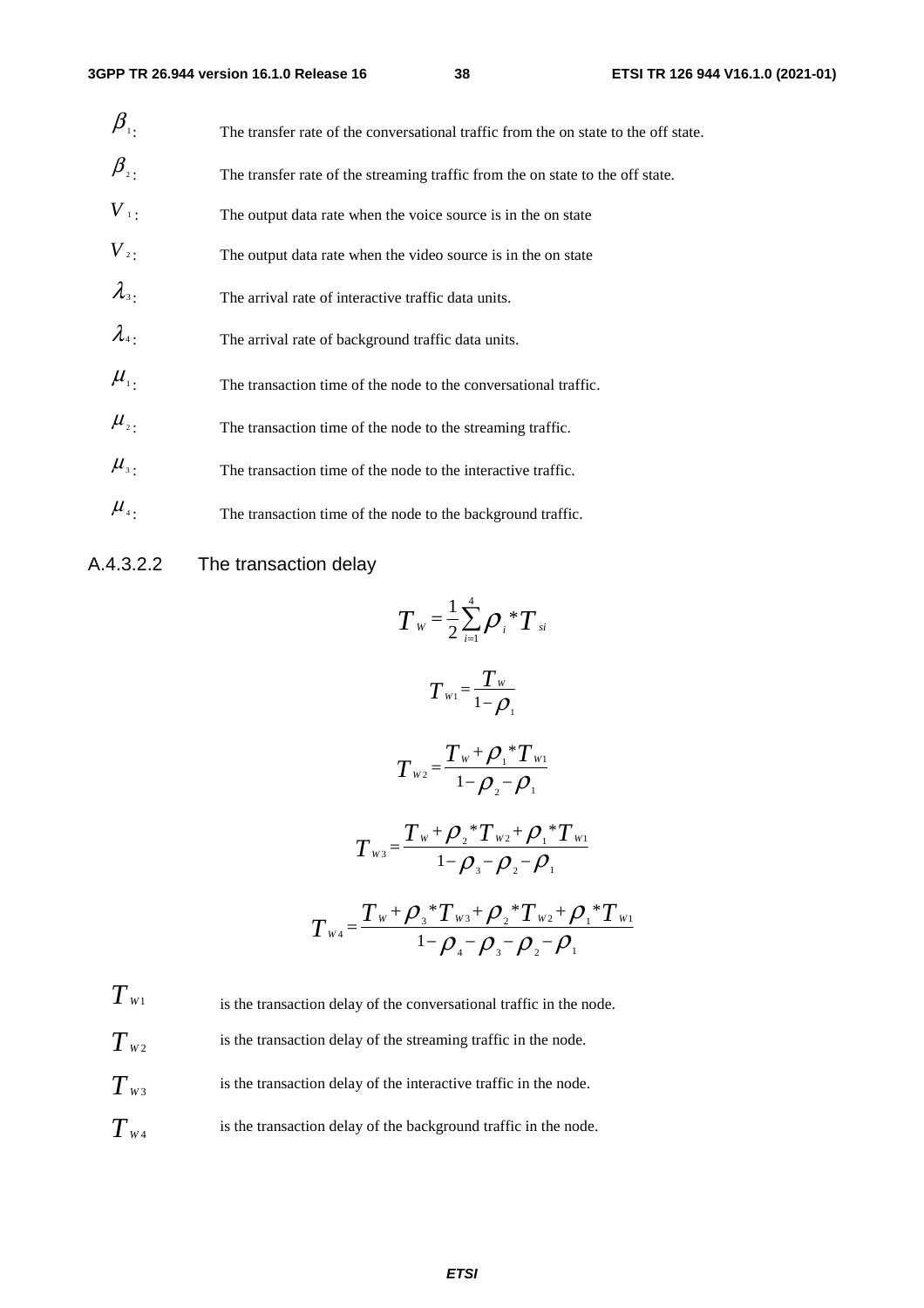$\beta_1$: The transfer rate of the conversational traffic from the on state to the off state.

$\beta_2$: The transfer rate of the streaming traffic from the on state to the off state.

$V_1$: The output data rate when the voice source is in the on state

$V_2$: The output data rate when the video source is in the on state

$\lambda_3$: The arrival rate of interactive traffic data units.

$\lambda_4$: The arrival rate of background traffic data units.

$\mu_1$: The transaction time of the node to the conversational traffic.

$\mu_2$: The transaction time of the node to the streaming traffic.

$\mu_3$: The transaction time of the node to the interactive traffic.

$\mu_4$: The transaction time of the node to the background traffic.

#### A.4.3.2.2 The transaction delay

$$T_W = \frac{1}{2}\sum_{i=1}^{4} \rho_i * T_{si}$$

$$T_{W1} = \frac{T_W}{1-\rho_1}$$

$$T_{W2} = \frac{T_W + \rho_1 * T_{W1}}{1-\rho_2-\rho_1}$$

$$T_{W3} = \frac{T_W + \rho_2 * T_{W2} + \rho_1 * T_{W1}}{1-\rho_3-\rho_2-\rho_1}$$

$$T_{W4} = \frac{T_W + \rho_3 * T_{W3} + \rho_2 * T_{W2} + \rho_1 * T_{W1}}{1-\rho_4-\rho_3-\rho_2-\rho_1}$$

$T_{W1}$ is the transaction delay of the conversational traffic in the node.

$T_{W2}$ is the transaction delay of the streaming traffic in the node.

$T_{W3}$ is the transaction delay of the interactive traffic in the node.

$T_{W4}$ is the transaction delay of the background traffic in the node.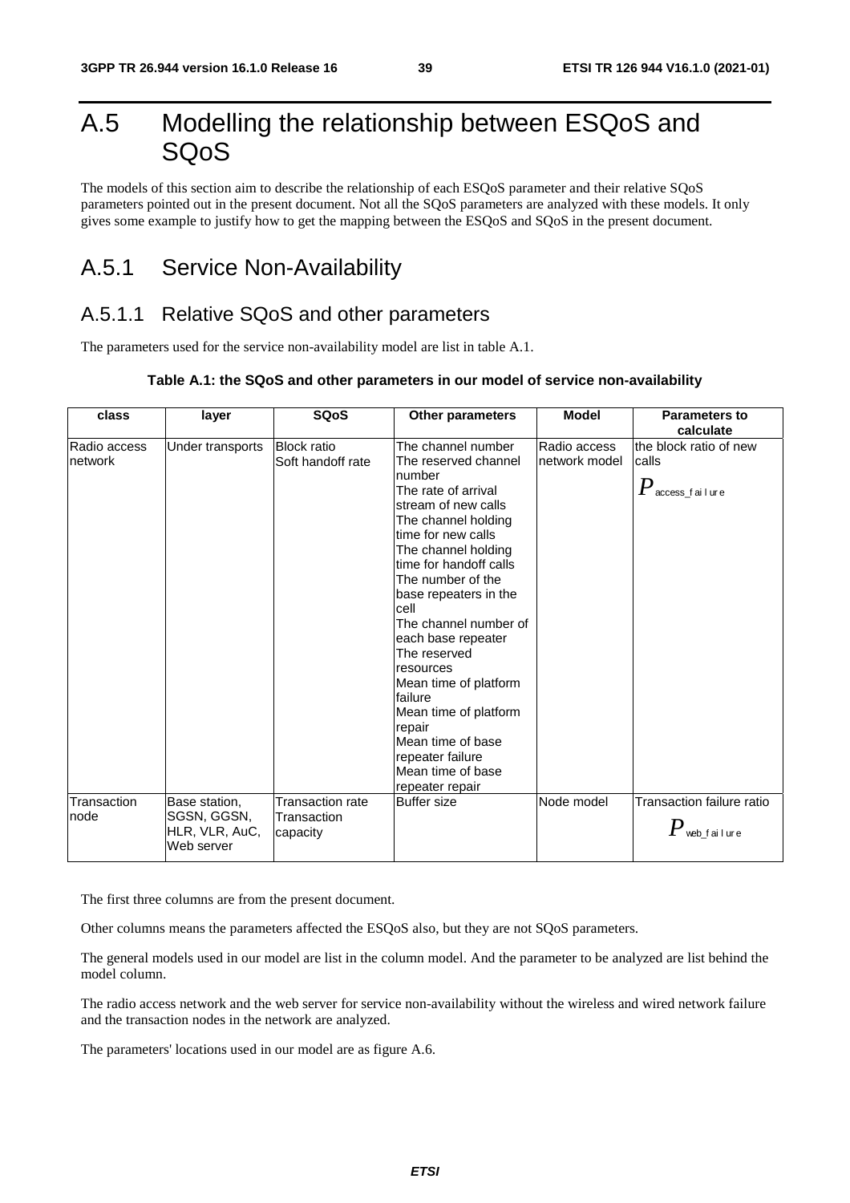# A.5 Modelling the relationship between ESQoS and SQoS

The models of this section aim to describe the relationship of each ESQoS parameter and their relative SQoS parameters pointed out in the present document. Not all the SQoS parameters are analyzed with these models. It only gives some example to justify how to get the mapping between the ESQoS and SQoS in the present document.

## A.5.1 Service Non-Availability

### A.5.1.1 Relative SQoS and other parameters

The parameters used for the service non-availability model are list in table A.1.

**Table A.1: the SQoS and other parameters in our model of service non-availability**

| class | layer | SQoS | Other parameters | Model | Parameters to calculate |
|---|---|---|---|---|---|
| Radio access network | Under transports | Block ratio<br>Soft handoff rate | The channel number<br>The reserved channel number<br>The rate of arrival stream of new calls<br>The channel holding time for new calls<br>The channel holding time for handoff calls<br>The number of the base repeaters in the cell<br>The channel number of each base repeater<br>The reserved resources<br>Mean time of platform failure<br>Mean time of platform repair<br>Mean time of base repeater failure<br>Mean time of base repeater repair | Radio access network model | the block ratio of new calls<br>$P_{access\_failure}$ |
| Transaction node | Base station, SGSN, GGSN, HLR, VLR, AuC, Web server | Transaction rate<br>Transaction capacity | Buffer size | Node model | Transaction failure ratio<br>$P_{web\_failure}$ |

The first three columns are from the present document.

Other columns means the parameters affected the ESQoS also, but they are not SQoS parameters.

The general models used in our model are list in the column model. And the parameter to be analyzed are list behind the model column.

The radio access network and the web server for service non-availability without the wireless and wired network failure and the transaction nodes in the network are analyzed.

The parameters' locations used in our model are as figure A.6.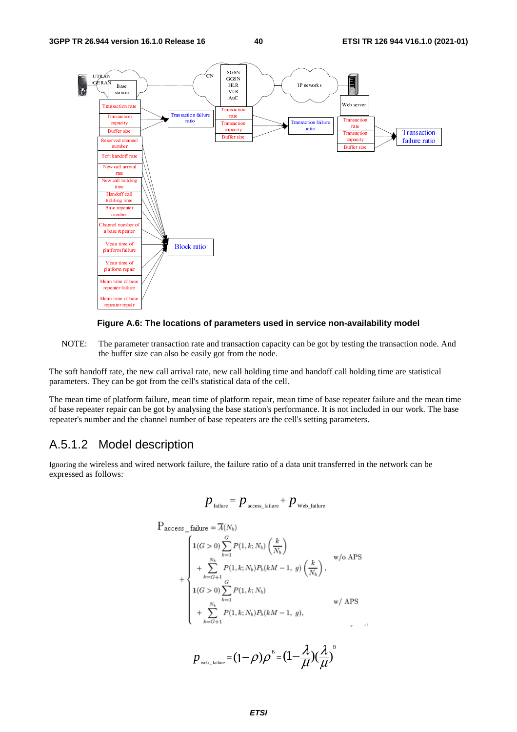Figure A.6: The locations of parameters used in service non-availability model

NOTE: The parameter transaction rate and transaction capacity can be got by testing the transaction node. And the buffer size can also be easily got from the node.

The soft handoff rate, the new call arrival rate, new call holding time and handoff call holding time are statistical parameters. They can be got from the cell's statistical data of the cell.

The mean time of platform failure, mean time of platform repair, mean time of base repeater failure and the mean time of base repeater repair can be got by analysing the base station's performance. It is not included in our work. The base repeater's number and the channel number of base repeaters are the cell's setting parameters.

## A.5.1.2 Model description

Ignoring the wireless and wired network failure, the failure ratio of a data unit transferred in the network can be expressed as follows:

$$p_{\text{failure}} = p_{\text{access\_failure}} + p_{\text{Web\_failure}}$$

$$P_{\text{access\_failure}} = \overline{A}(N_b) + \begin{cases} \mathbf{1}(G>0)\sum_{k=1}^{G} P(1,k;N_b)\left(\frac{k}{N_b}\right) & \\ \quad + \sum_{k=G+1}^{N_b} P(1,k;N_b)P_b(kM-1,\ g)\left(\frac{k}{N_b}\right), & \text{w/o APS} \\ \mathbf{1}(G>0)\sum_{k=1}^{G} P(1,k;N_b) & \\ \quad + \sum_{k=G+1}^{N_b} P(1,k;N_b)P_b(kM-1,\ g), & \text{w/ APS} \end{cases}$$

$$p_{\text{web\_failure}} = (1-\rho)\rho^{B} = \left(1-\frac{\lambda}{\mu}\right)\left(\frac{\lambda}{\mu}\right)^{B}$$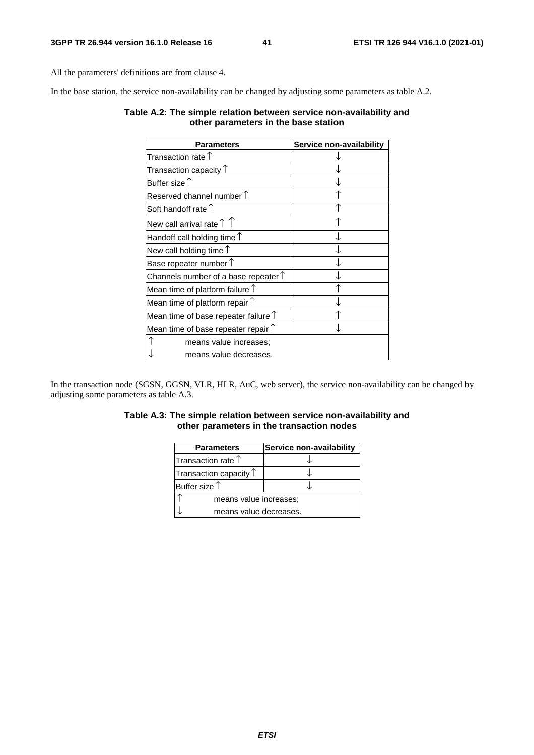All the parameters' definitions are from clause 4.

In the base station, the service non-availability can be changed by adjusting some parameters as table A.2.

**Table A.2: The simple relation between service non-availability and other parameters in the base station**

| Parameters | Service non-availability |
|---|---|
| Transaction rate ↑ | ↓ |
| Transaction capacity ↑ | ↓ |
| Buffer size ↑ | ↓ |
| Reserved channel number ↑ | ↑ |
| Soft handoff rate ↑ | ↑ |
| New call arrival rate ↑ ↑ | ↑ |
| Handoff call holding time ↑ | ↓ |
| New call holding time ↑ | ↓ |
| Base repeater number ↑ | ↓ |
| Channels number of a base repeater ↑ | ↓ |
| Mean time of platform failure ↑ | ↑ |
| Mean time of platform repair ↑ | ↓ |
| Mean time of base repeater failure ↑ | ↑ |
| Mean time of base repeater repair ↑ | ↓ |
| ↑ means value increases; | |
| ↓ means value decreases. | |

In the transaction node (SGSN, GGSN, VLR, HLR, AuC, web server), the service non-availability can be changed by adjusting some parameters as table A.3.

**Table A.3: The simple relation between service non-availability and other parameters in the transaction nodes**

| Parameters | Service non-availability |
|---|---|
| Transaction rate ↑ | ↓ |
| Transaction capacity ↑ | ↓ |
| Buffer size ↑ | ↓ |
| ↑ means value increases; | |
| ↓ means value decreases. | |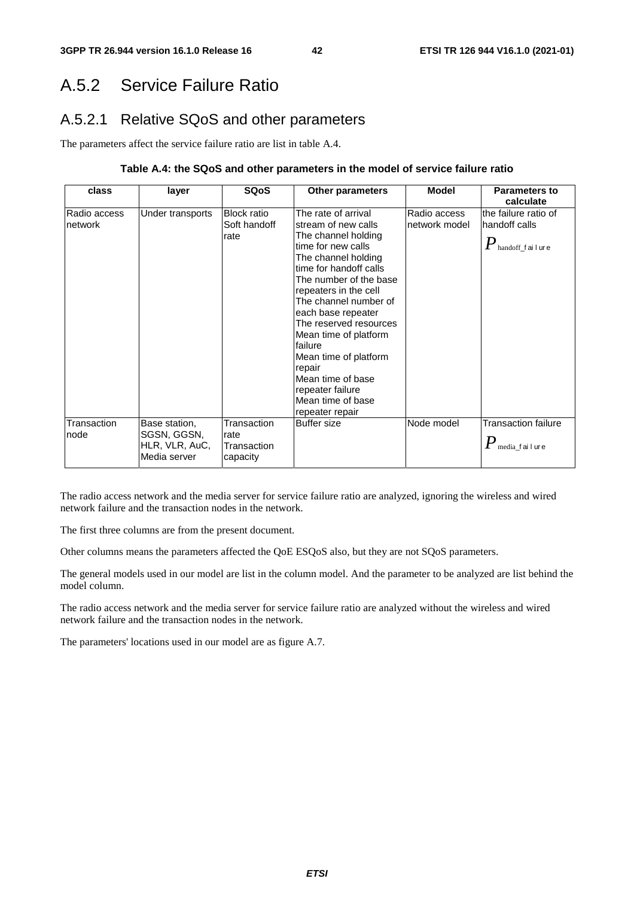## A.5.2 Service Failure Ratio

### A.5.2.1 Relative SQoS and other parameters

The parameters affect the service failure ratio are list in table A.4.

**Table A.4: the SQoS and other parameters in the model of service failure ratio**

| class | layer | SQoS | Other parameters | Model | Parameters to calculate |
|---|---|---|---|---|---|
| Radio access network | Under transports | Block ratio<br>Soft handoff rate | The rate of arrival stream of new calls<br>The channel holding time for new calls<br>The channel holding time for handoff calls<br>The number of the base repeaters in the cell<br>The channel number of each base repeater<br>The reserved resources<br>Mean time of platform failure<br>Mean time of platform repair<br>Mean time of base repeater failure<br>Mean time of base repeater repair | Radio access network model | the failure ratio of handoff calls<br>$P_{\text{handoff\_failure}}$ |
| Transaction node | Base station, SGSN, GGSN, HLR, VLR, AuC, Media server | Transaction rate<br>Transaction capacity | Buffer size | Node model | Transaction failure<br>$P_{\text{media\_failure}}$ |

The radio access network and the media server for service failure ratio are analyzed, ignoring the wireless and wired network failure and the transaction nodes in the network.

The first three columns are from the present document.

Other columns means the parameters affected the QoE ESQoS also, but they are not SQoS parameters.

The general models used in our model are list in the column model. And the parameter to be analyzed are list behind the model column.

The radio access network and the media server for service failure ratio are analyzed without the wireless and wired network failure and the transaction nodes in the network.

The parameters' locations used in our model are as figure A.7.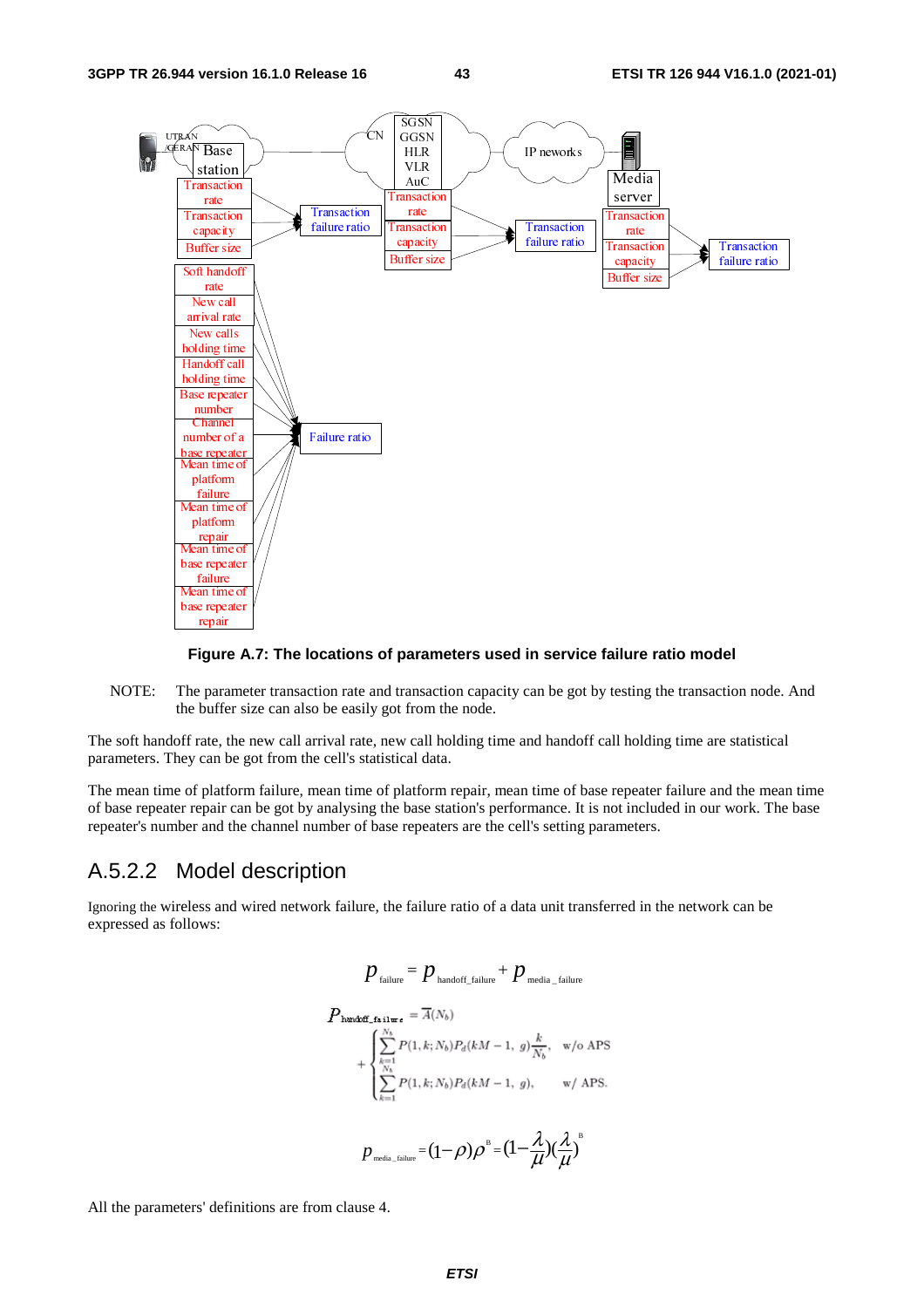Figure A.7: The locations of parameters used in service failure ratio model

NOTE: The parameter transaction rate and transaction capacity can be got by testing the transaction node. And the buffer size can also be easily got from the node.

The soft handoff rate, the new call arrival rate, new call holding time and handoff call holding time are statistical parameters. They can be got from the cell's statistical data.

The mean time of platform failure, mean time of platform repair, mean time of base repeater failure and the mean time of base repeater repair can be got by analysing the base station's performance. It is not included in our work. The base repeater's number and the channel number of base repeaters are the cell's setting parameters.

## A.5.2.2 Model description

Ignoring the wireless and wired network failure, the failure ratio of a data unit transferred in the network can be expressed as follows:

$$p_{\text{failure}} = p_{\text{handoff\_failure}} + p_{\text{media\_failure}}$$

$$P_{\text{handoff\_failure}} = \bar{A}(N_b) + \begin{cases} \sum_{k=1}^{N_b} P(1,k;N_b) P_d(kM-1,\ g)\dfrac{k}{N_b}, & \text{w/o APS} \\ \sum_{k=1}^{N_b} P(1,k;N_b) P_d(kM-1,\ g), & \text{w/ APS.} \end{cases}$$

$$p_{\text{media\_failure}} = (1-\rho)\rho^{B} = (1-\frac{\lambda}{\mu})(\frac{\lambda}{\mu})^{B}$$

All the parameters' definitions are from clause 4.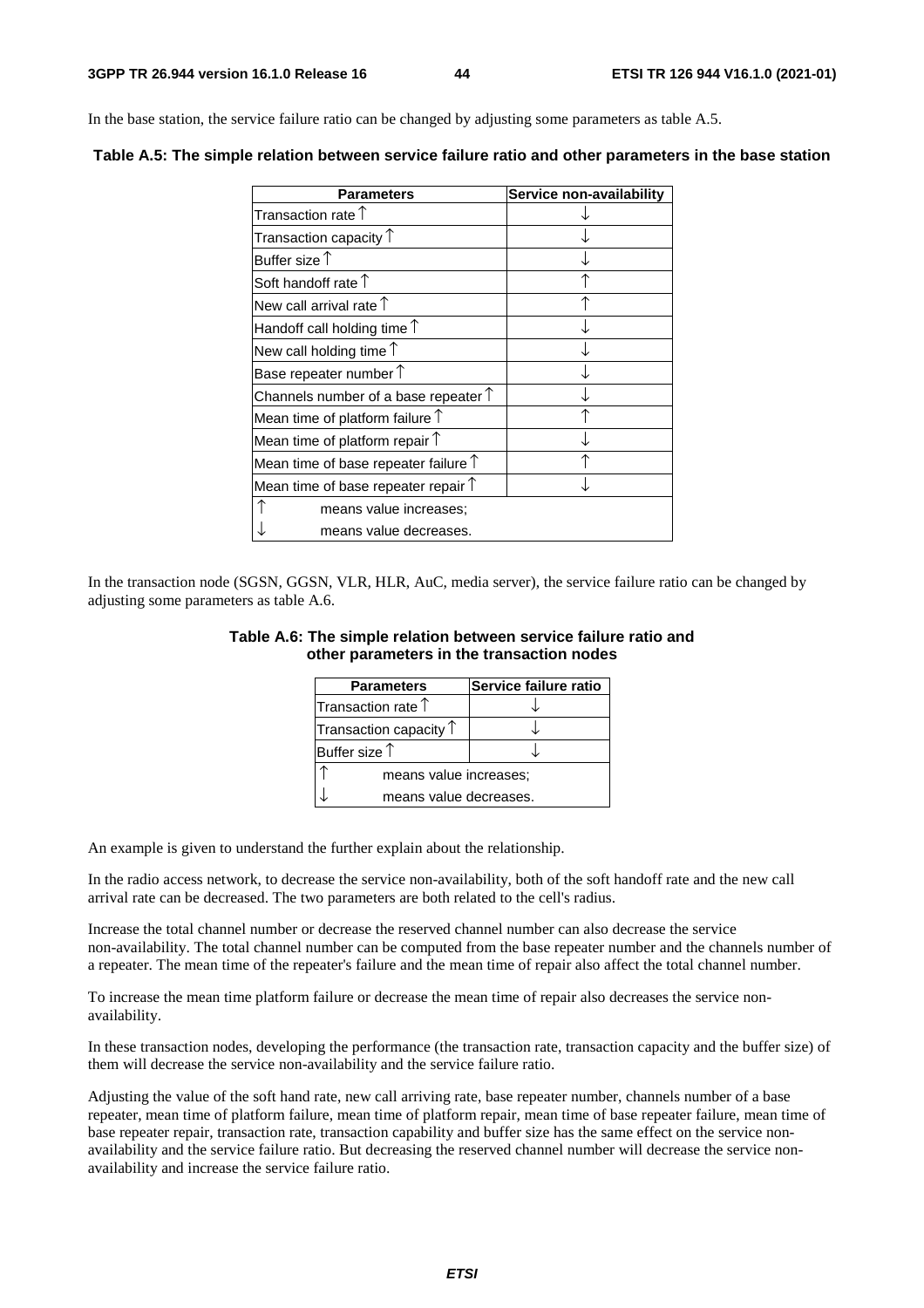In the base station, the service failure ratio can be changed by adjusting some parameters as table A.5.

**Table A.5: The simple relation between service failure ratio and other parameters in the base station**

| Parameters | Service non-availability |
|---|---|
| Transaction rate ↑ | ↓ |
| Transaction capacity ↑ | ↓ |
| Buffer size ↑ | ↓ |
| Soft handoff rate ↑ | ↑ |
| New call arrival rate ↑ | ↑ |
| Handoff call holding time ↑ | ↓ |
| New call holding time ↑ | ↓ |
| Base repeater number ↑ | ↓ |
| Channels number of a base repeater ↑ | ↓ |
| Mean time of platform failure ↑ | ↑ |
| Mean time of platform repair ↑ | ↓ |
| Mean time of base repeater failure ↑ | ↑ |
| Mean time of base repeater repair ↑ | ↓ |
| ↑ means value increases; | |
| ↓ means value decreases. | |

In the transaction node (SGSN, GGSN, VLR, HLR, AuC, media server), the service failure ratio can be changed by adjusting some parameters as table A.6.

**Table A.6: The simple relation between service failure ratio and other parameters in the transaction nodes**

| Parameters | Service failure ratio |
|---|---|
| Transaction rate ↑ | ↓ |
| Transaction capacity ↑ | ↓ |
| Buffer size ↑ | ↓ |
| ↑ means value increases; | |
| ↓ means value decreases. | |

An example is given to understand the further explain about the relationship.

In the radio access network, to decrease the service non-availability, both of the soft handoff rate and the new call arrival rate can be decreased. The two parameters are both related to the cell's radius.

Increase the total channel number or decrease the reserved channel number can also decrease the service non-availability. The total channel number can be computed from the base repeater number and the channels number of a repeater. The mean time of the repeater's failure and the mean time of repair also affect the total channel number.

To increase the mean time platform failure or decrease the mean time of repair also decreases the service non-availability.

In these transaction nodes, developing the performance (the transaction rate, transaction capacity and the buffer size) of them will decrease the service non-availability and the service failure ratio.

Adjusting the value of the soft hand rate, new call arriving rate, base repeater number, channels number of a base repeater, mean time of platform failure, mean time of platform repair, mean time of base repeater failure, mean time of base repeater repair, transaction rate, transaction capability and buffer size has the same effect on the service non-availability and the service failure ratio. But decreasing the reserved channel number will decrease the service non-availability and increase the service failure ratio.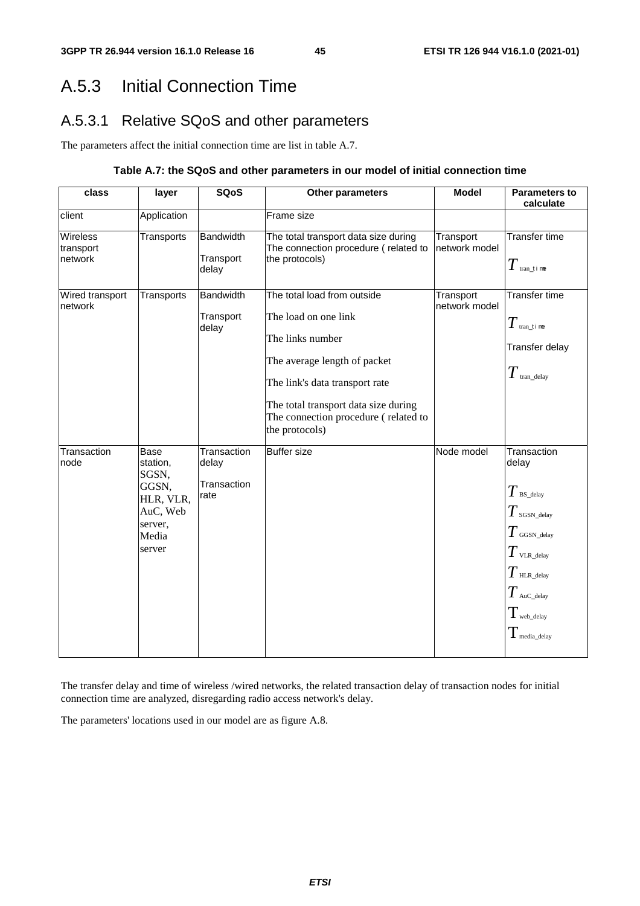# A.5.3 Initial Connection Time

## A.5.3.1 Relative SQoS and other parameters

The parameters affect the initial connection time are list in table A.7.

**Table A.7: the SQoS and other parameters in our model of initial connection time**

| class | layer | SQoS | Other parameters | Model | Parameters to calculate |
|---|---|---|---|---|---|
| client | Application | | Frame size | | |
| Wireless transport network | Transports | Bandwidth<br><br>Transport delay | The total transport data size during The connection procedure ( related to the protocols) | Transport network model | Transfer time<br><br>$T_{\text{tran\_time}}$ |
| Wired transport network | Transports | Bandwidth<br><br>Transport delay | The total load from outside<br><br>The load on one link<br><br>The links number<br><br>The average length of packet<br><br>The link's data transport rate<br><br>The total transport data size during The connection procedure ( related to the protocols) | Transport network model | Transfer time<br><br>$T_{\text{tran\_time}}$<br><br>Transfer delay<br><br>$T_{\text{tran\_delay}}$ |
| Transaction node | Base station, SGSN, GGSN, HLR, VLR, AuC, Web server, Media server | Transaction delay<br><br>Transaction rate | Buffer size | Node model | Transaction delay<br><br>$T_{\text{BS\_delay}}$<br>$T_{\text{SGSN\_delay}}$<br>$T_{\text{GGSN\_delay}}$<br>$T_{\text{VLR\_delay}}$<br>$T_{\text{HLR\_delay}}$<br>$T_{\text{AuC\_delay}}$<br>$\mathrm{T}_{\text{web\_delay}}$<br>$\mathrm{T}_{\text{media\_delay}}$ |

The transfer delay and time of wireless /wired networks, the related transaction delay of transaction nodes for initial connection time are analyzed, disregarding radio access network's delay.

The parameters' locations used in our model are as figure A.8.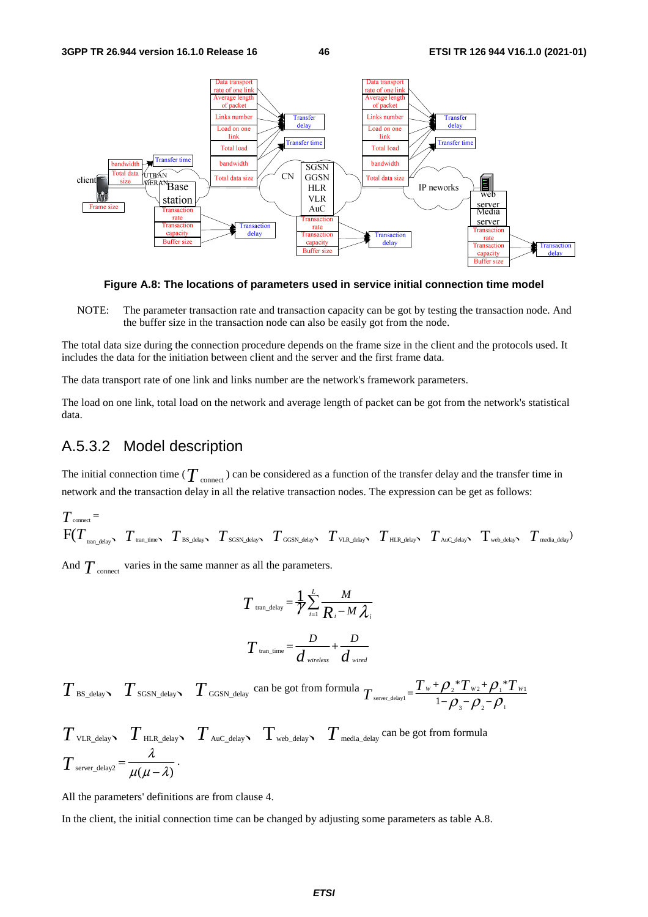Figure A.8: The locations of parameters used in service initial connection time model

NOTE: The parameter transaction rate and transaction capacity can be got by testing the transaction node. And the buffer size in the transaction node can also be easily got from the node.

The total data size during the connection procedure depends on the frame size in the client and the protocols used. It includes the data for the initiation between client and the server and the first frame data.

The data transport rate of one link and links number are the network's framework parameters.

The load on one link, total load on the network and average length of packet can be got from the network's statistical data.

## A.5.3.2 Model description

The initial connection time ($T_{connect}$) can be considered as a function of the transfer delay and the transfer time in network and the transaction delay in all the relative transaction nodes. The expression can be get as follows:

$$T_{connect} = F(T_{tran\_delay}, T_{tran\_time}, T_{BS\_delay}, T_{SGSN\_delay}, T_{GGSN\_delay}, T_{VLR\_delay}, T_{HLR\_delay}, T_{AuC\_delay}, T_{web\_delay}, T_{media\_delay})$$

And $T_{connect}$ varies in the same manner as all the parameters.

$$T_{tran\_delay} = \frac{1}{\gamma} \sum_{i=1}^{L} \frac{M}{R_i - M\lambda_i}$$

$$T_{tran\_time} = \frac{D}{d_{wireless}} + \frac{D}{d_{wired}}$$

$T_{BS\_delay}$, $T_{SGSN\_delay}$, $T_{GGSN\_delay}$ can be got from formula $T_{server\_delay1} = \dfrac{T_W + \rho_2 * T_{W2} + \rho_1 * T_{W1}}{1 - \rho_3 - \rho_2 - \rho_1}$

$T_{VLR\_delay}$, $T_{HLR\_delay}$, $T_{AuC\_delay}$, $T_{web\_delay}$, $T_{media\_delay}$ can be got from formula $T_{server\_delay2} = \dfrac{\lambda}{\mu(\mu - \lambda)}$.

All the parameters' definitions are from clause 4.

In the client, the initial connection time can be changed by adjusting some parameters as table A.8.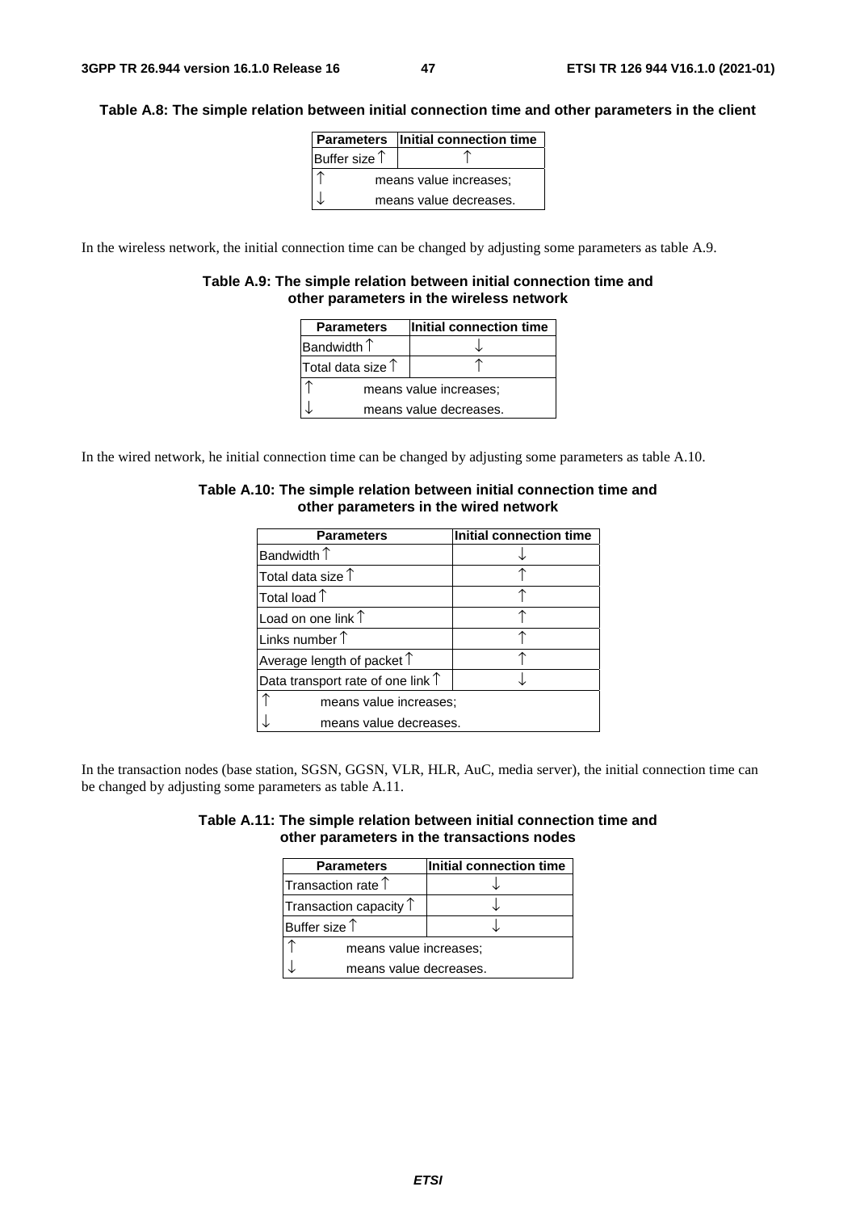**Table A.8: The simple relation between initial connection time and other parameters in the client**

| Parameters | Initial connection time |
|---|---|
| Buffer size ↑ | ↑ |
| ↑ means value increases; | |
| ↓ means value decreases. | |

In the wireless network, the initial connection time can be changed by adjusting some parameters as table A.9.

**Table A.9: The simple relation between initial connection time and other parameters in the wireless network**

| Parameters | Initial connection time |
|---|---|
| Bandwidth ↑ | ↓ |
| Total data size ↑ | ↑ |
| ↑ means value increases; | |
| ↓ means value decreases. | |

In the wired network, he initial connection time can be changed by adjusting some parameters as table A.10.

**Table A.10: The simple relation between initial connection time and other parameters in the wired network**

| Parameters | Initial connection time |
|---|---|
| Bandwidth ↑ | ↓ |
| Total data size ↑ | ↑ |
| Total load ↑ | ↑ |
| Load on one link ↑ | ↑ |
| Links number ↑ | ↑ |
| Average length of packet ↑ | ↑ |
| Data transport rate of one link ↑ | ↓ |
| ↑ means value increases; | |
| ↓ means value decreases. | |

In the transaction nodes (base station, SGSN, GGSN, VLR, HLR, AuC, media server), the initial connection time can be changed by adjusting some parameters as table A.11.

**Table A.11: The simple relation between initial connection time and other parameters in the transactions nodes**

| Parameters | Initial connection time |
|---|---|
| Transaction rate ↑ | ↓ |
| Transaction capacity ↑ | ↓ |
| Buffer size ↑ | ↓ |
| ↑ means value increases; | |
| ↓ means value decreases. | |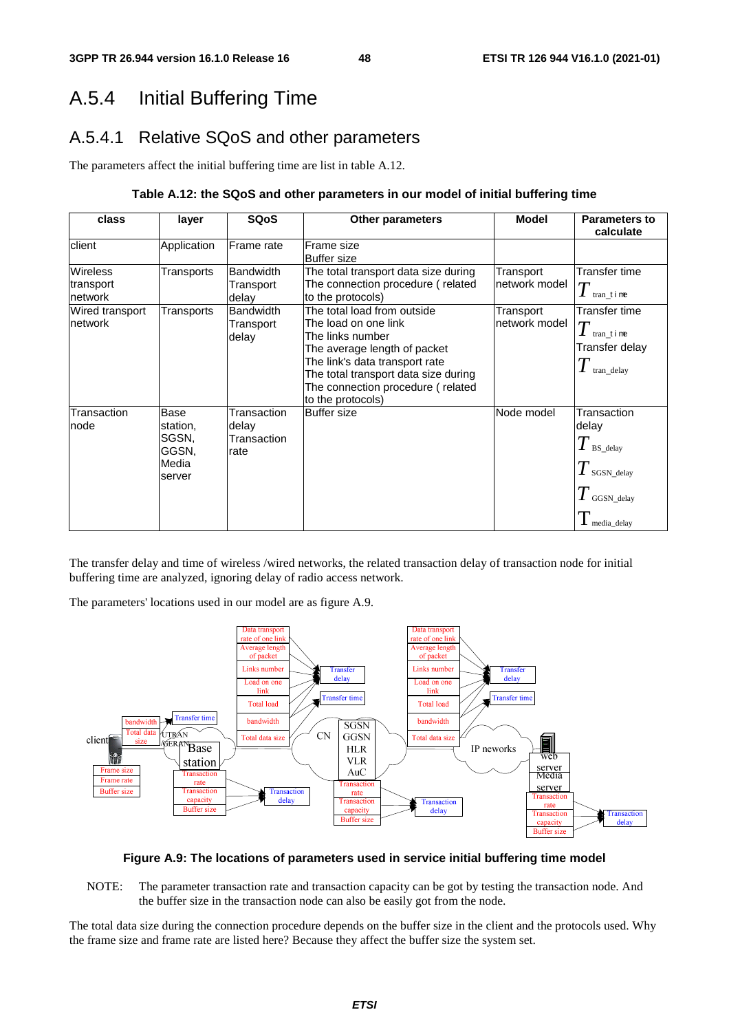## A.5.4 Initial Buffering Time

### A.5.4.1 Relative SQoS and other parameters

The parameters affect the initial buffering time are list in table A.12.

**Table A.12: the SQoS and other parameters in our model of initial buffering time**

| class | layer | SQoS | Other parameters | Model | Parameters to calculate |
|---|---|---|---|---|---|
| client | Application | Frame rate | Frame size<br>Buffer size | | |
| Wireless transport network | Transports | Bandwidth<br>Transport delay | The total transport data size during The connection procedure ( related to the protocols) | Transport network model | Transfer time<br>$T_{tran\_time}$ |
| Wired transport network | Transports | Bandwidth<br>Transport delay | The total load from outside<br>The load on one link<br>The links number<br>The average length of packet<br>The link's data transport rate<br>The total transport data size during The connection procedure ( related to the protocols) | Transport network model | Transfer time<br>$T_{tran\_time}$<br>Transfer delay<br>$T_{tran\_delay}$ |
| Transaction node | Base station, SGSN, GGSN, Media server | Transaction delay<br>Transaction rate | Buffer size | Node model | Transaction delay<br>$T_{BS\_delay}$<br>$T_{SGSN\_delay}$<br>$T_{GGSN\_delay}$<br>$T_{media\_delay}$ |

The transfer delay and time of wireless /wired networks, the related transaction delay of transaction node for initial buffering time are analyzed, ignoring delay of radio access network.

The parameters' locations used in our model are as figure A.9.

**Figure A.9: The locations of parameters used in service initial buffering time model**

NOTE: The parameter transaction rate and transaction capacity can be got by testing the transaction node. And the buffer size in the transaction node can also be easily got from the node.

The total data size during the connection procedure depends on the buffer size in the client and the protocols used. Why the frame size and frame rate are listed here? Because they affect the buffer size the system set.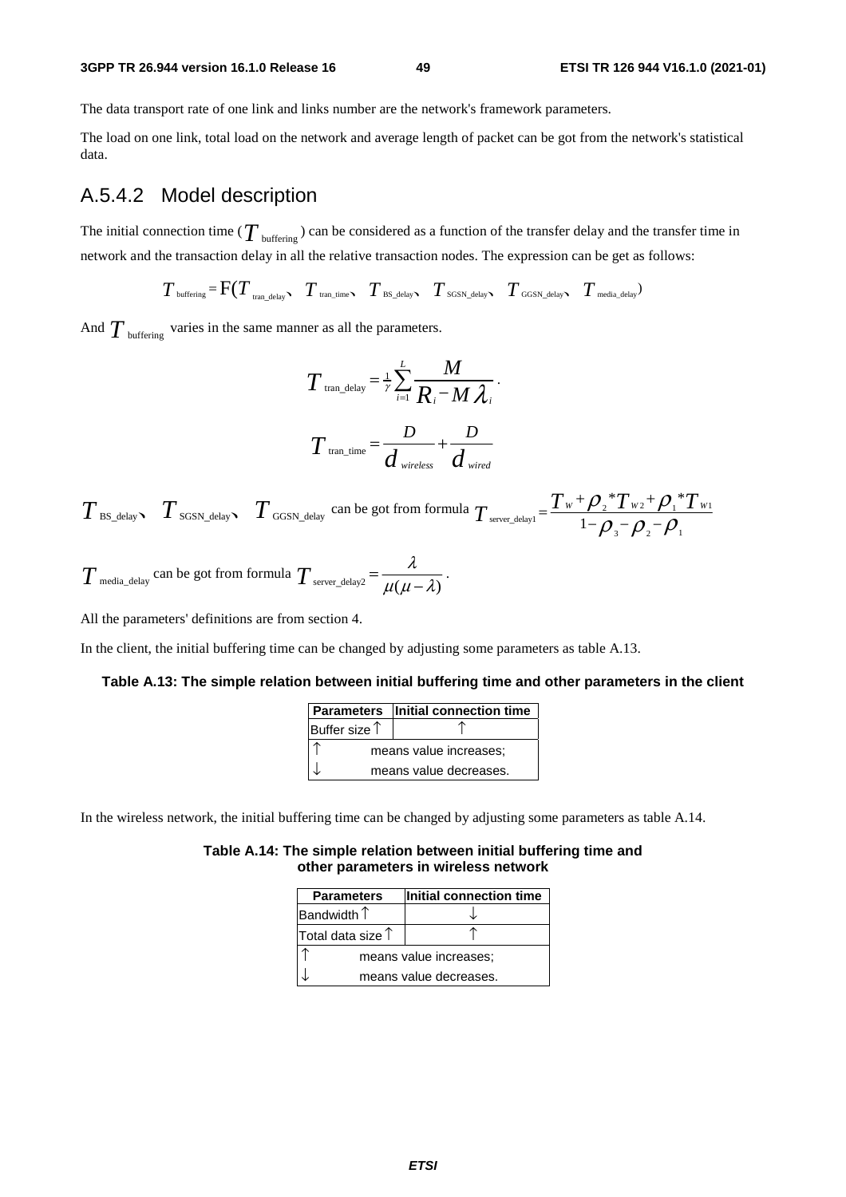The data transport rate of one link and links number are the network's framework parameters.

The load on one link, total load on the network and average length of packet can be got from the network's statistical data.

## A.5.4.2 Model description

The initial connection time ($T_{\text{buffering}}$) can be considered as a function of the transfer delay and the transfer time in network and the transaction delay in all the relative transaction nodes. The expression can be get as follows:

$$T_{\text{buffering}} = \text{F}(T_{\text{tran\_delay}}、T_{\text{tran\_time}}、T_{\text{BS\_delay}}、T_{\text{SGSN\_delay}}、T_{\text{GGSN\_delay}}、T_{\text{media\_delay}})$$

And $T_{\text{buffering}}$ varies in the same manner as all the parameters.

$$T_{\text{tran\_delay}} = \frac{1}{\gamma}\sum_{i=1}^{L}\frac{M}{R_i - M\lambda_i}.$$

$$T_{\text{tran\_time}} = \frac{D}{d_{wireless}} + \frac{D}{d_{wired}}$$

$T_{\text{BS\_delay}}$、$T_{\text{SGSN\_delay}}$、$T_{\text{GGSN\_delay}}$ can be got from formula $T_{\text{server\_delay1}} = \dfrac{T_W + \rho_2 * T_{W2} + \rho_1 * T_{W1}}{1 - \rho_3 - \rho_2 - \rho_1}$

$T_{\text{media\_delay}}$ can be got from formula $T_{\text{server\_delay2}} = \dfrac{\lambda}{\mu(\mu - \lambda)}$.

All the parameters' definitions are from section 4.

In the client, the initial buffering time can be changed by adjusting some parameters as table A.13.

**Table A.13: The simple relation between initial buffering time and other parameters in the client**

| Parameters | Initial connection time |
|---|---|
| Buffer size ↑ | ↑ |
| ↑ | means value increases; |
| ↓ | means value decreases. |

In the wireless network, the initial buffering time can be changed by adjusting some parameters as table A.14.

**Table A.14: The simple relation between initial buffering time and other parameters in wireless network**

| Parameters | Initial connection time |
|---|---|
| Bandwidth ↑ | ↓ |
| Total data size ↑ | ↑ |
| ↑ | means value increases; |
| ↓ | means value decreases. |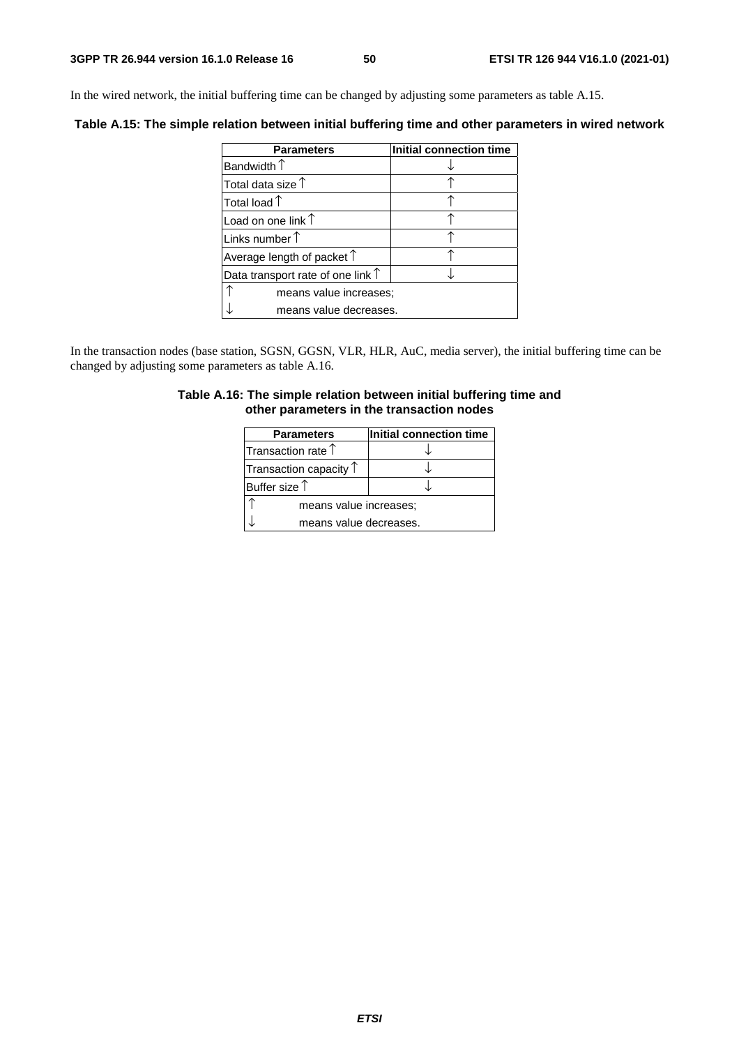In the wired network, the initial buffering time can be changed by adjusting some parameters as table A.15.

**Table A.15: The simple relation between initial buffering time and other parameters in wired network**

| Parameters | Initial connection time |
|---|---|
| Bandwidth ↑ | ↓ |
| Total data size ↑ | ↑ |
| Total load ↑ | ↑ |
| Load on one link ↑ | ↑ |
| Links number ↑ | ↑ |
| Average length of packet ↑ | ↑ |
| Data transport rate of one link ↑ | ↓ |
| ↑ means value increases; | |
| ↓ means value decreases. | |

In the transaction nodes (base station, SGSN, GGSN, VLR, HLR, AuC, media server), the initial buffering time can be changed by adjusting some parameters as table A.16.

**Table A.16: The simple relation between initial buffering time and other parameters in the transaction nodes**

| Parameters | Initial connection time |
|---|---|
| Transaction rate ↑ | ↓ |
| Transaction capacity ↑ | ↓ |
| Buffer size ↑ | ↓ |
| ↑ means value increases; | |
| ↓ means value decreases. | |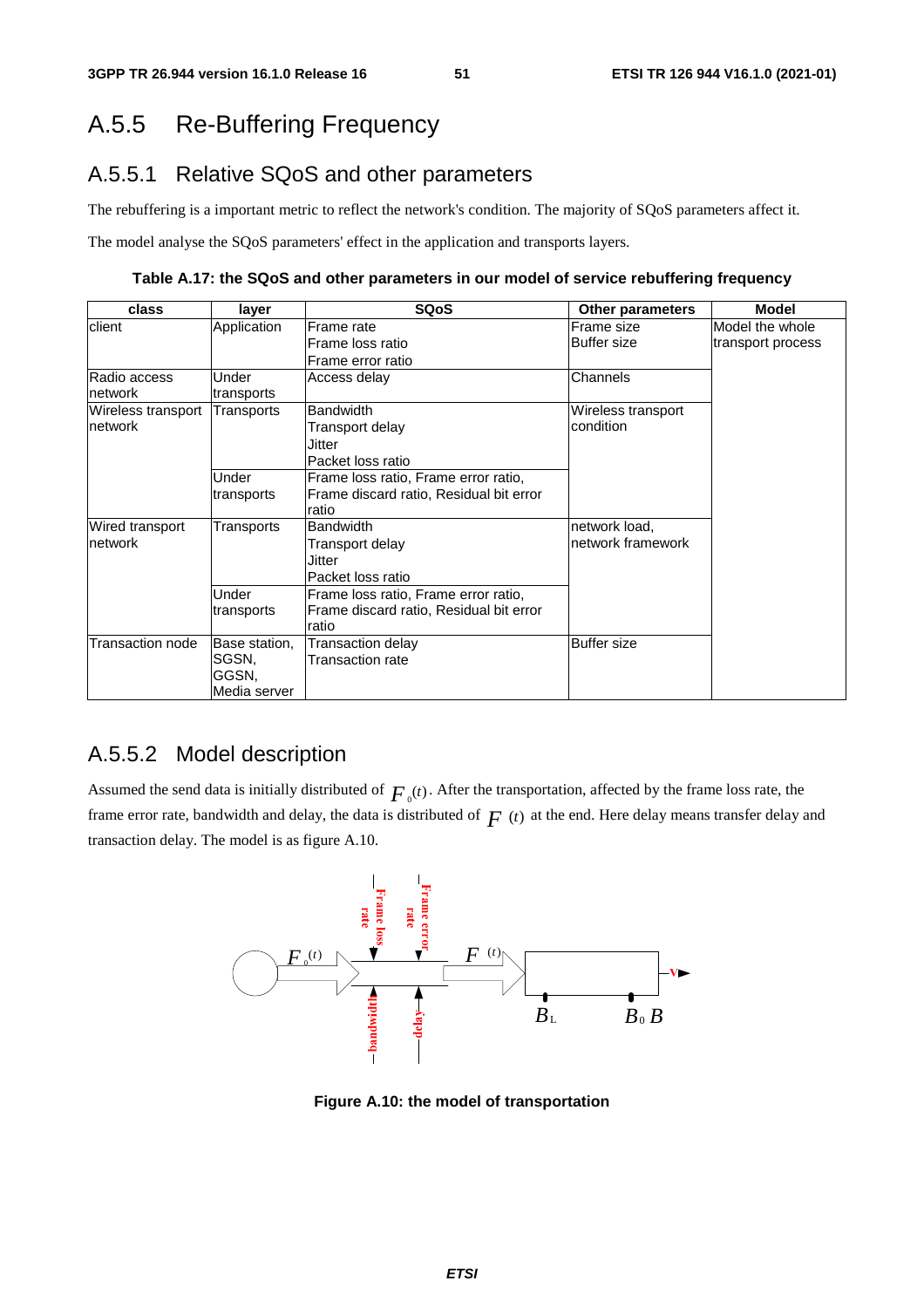# A.5.5 Re-Buffering Frequency

## A.5.5.1 Relative SQoS and other parameters

The rebuffering is a important metric to reflect the network's condition. The majority of SQoS parameters affect it.

The model analyse the SQoS parameters' effect in the application and transports layers.

**Table A.17: the SQoS and other parameters in our model of service rebuffering frequency**

| class | layer | SQoS | Other parameters | Model |
|---|---|---|---|---|
| client | Application | Frame rate<br>Frame loss ratio<br>Frame error ratio | Frame size<br>Buffer size | Model the whole transport process |
| Radio access network | Under transports | Access delay | Channels | |
| Wireless transport network | Transports | Bandwidth<br>Transport delay<br>Jitter<br>Packet loss ratio | Wireless transport condition | |
| | Under transports | Frame loss ratio, Frame error ratio, Frame discard ratio, Residual bit error ratio | | |
| Wired transport network | Transports | Bandwidth<br>Transport delay<br>Jitter<br>Packet loss ratio | network load, network framework | |
| | Under transports | Frame loss ratio, Frame error ratio, Frame discard ratio, Residual bit error ratio | | |
| Transaction node | Base station, SGSN, GGSN, Media server | Transaction delay<br>Transaction rate | Buffer size | |

## A.5.5.2 Model description

Assumed the send data is initially distributed of $F_0(t)$. After the transportation, affected by the frame loss rate, the frame error rate, bandwidth and delay, the data is distributed of $F(t)$ at the end. Here delay means transfer delay and transaction delay. The model is as figure A.10.

**Figure A.10: the model of transportation**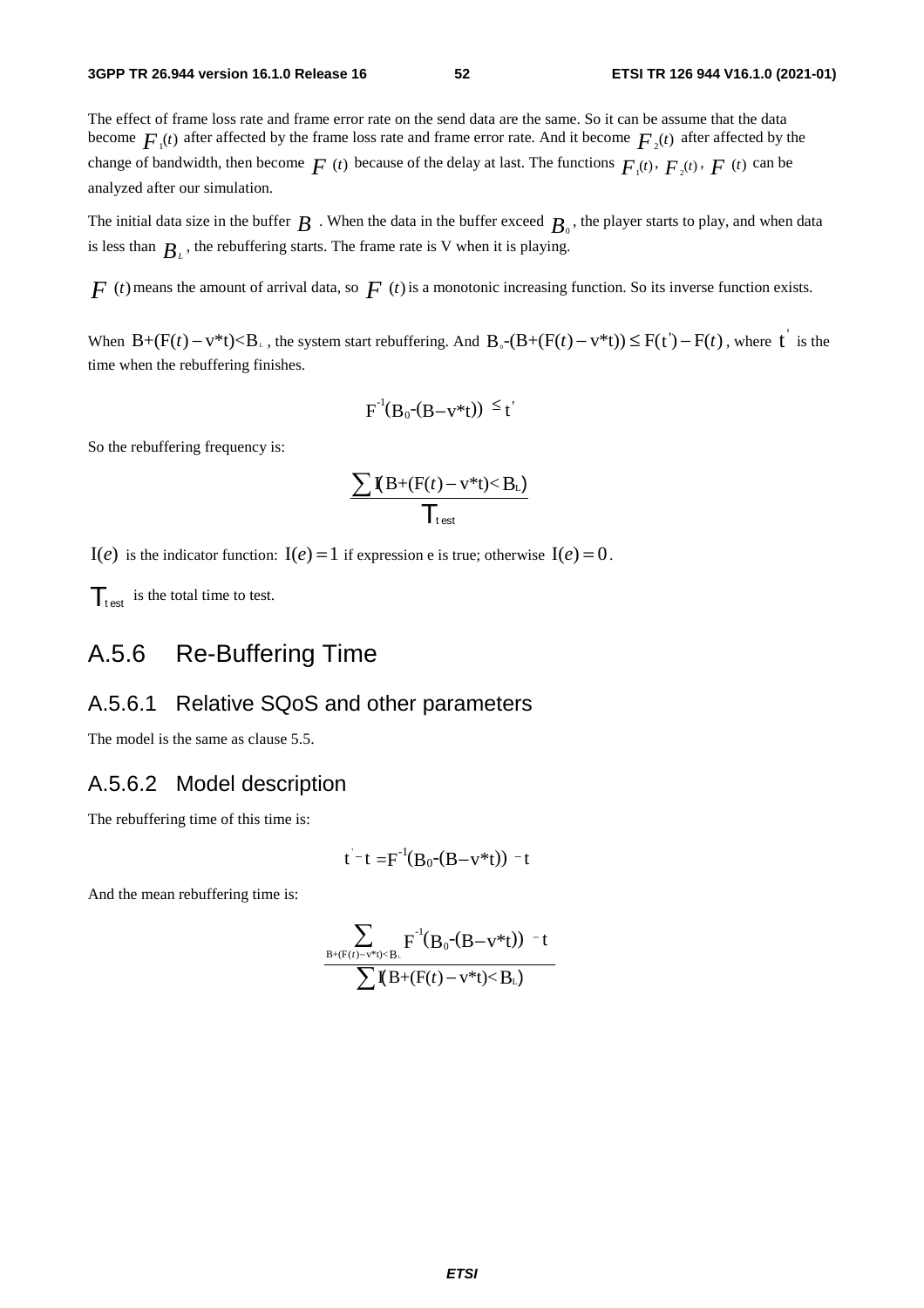The effect of frame loss rate and frame error rate on the send data are the same. So it can be assume that the data become $F_1(t)$ after affected by the frame loss rate and frame error rate. And it become $F_2(t)$ after affected by the change of bandwidth, then become $F(t)$ because of the delay at last. The functions $F_1(t)$, $F_2(t)$, $F(t)$ can be analyzed after our simulation.

The initial data size in the buffer $B$. When the data in the buffer exceed $B_0$, the player starts to play, and when data is less than $B_L$, the rebuffering starts. The frame rate is V when it is playing.

$F(t)$ means the amount of arrival data, so $F(t)$ is a monotonic increasing function. So its inverse function exists.

When $B+(F(t)-v*t)<B_L$, the system start rebuffering. And $B_0-(B+(F(t)-v*t)) \leq F(t')-F(t)$, where $t'$ is the time when the rebuffering finishes.

$$F^{-1}(B_0-(B-v*t)) \leq t'$$

So the rebuffering frequency is:

$$\frac{\sum I(B+(F(t)-v*t)<B_L)}{T_{test}}$$

$I(e)$ is the indicator function: $I(e)=1$ if expression e is true; otherwise $I(e)=0$.

$T_{test}$ is the total time to test.

## A.5.6 Re-Buffering Time

### A.5.6.1 Relative SQoS and other parameters

The model is the same as clause 5.5.

### A.5.6.2 Model description

The rebuffering time of this time is:

$$t'-t = F^{-1}(B_0-(B-v*t)) - t$$

And the mean rebuffering time is:

$$\frac{\sum_{B+(F(t)-v*t)<B_L} F^{-1}(B_0-(B-v*t)) - t}{\sum I(B+(F(t)-v*t)<B_L)}$$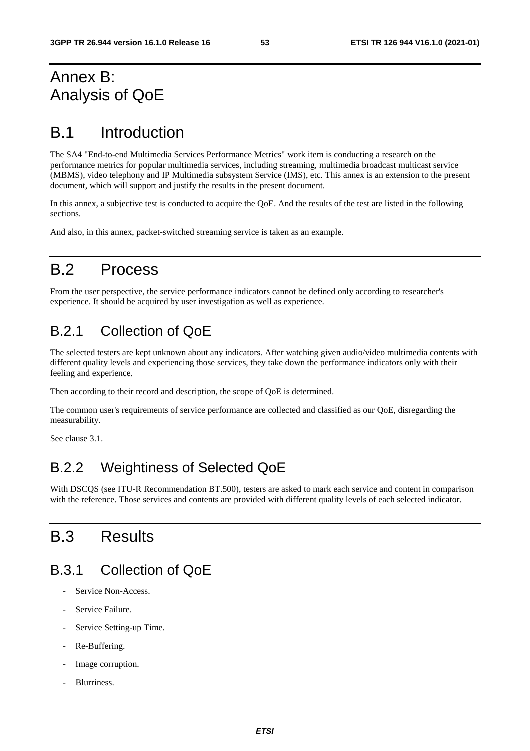# Annex B: Analysis of QoE

## B.1 Introduction

The SA4 "End-to-end Multimedia Services Performance Metrics" work item is conducting a research on the performance metrics for popular multimedia services, including streaming, multimedia broadcast multicast service (MBMS), video telephony and IP Multimedia subsystem Service (IMS), etc. This annex is an extension to the present document, which will support and justify the results in the present document.

In this annex, a subjective test is conducted to acquire the QoE. And the results of the test are listed in the following sections.

And also, in this annex, packet-switched streaming service is taken as an example.

## B.2 Process

From the user perspective, the service performance indicators cannot be defined only according to researcher's experience. It should be acquired by user investigation as well as experience.

### B.2.1 Collection of QoE

The selected testers are kept unknown about any indicators. After watching given audio/video multimedia contents with different quality levels and experiencing those services, they take down the performance indicators only with their feeling and experience.

Then according to their record and description, the scope of QoE is determined.

The common user's requirements of service performance are collected and classified as our QoE, disregarding the measurability.

See clause 3.1.

### B.2.2 Weightiness of Selected QoE

With DSCQS (see ITU-R Recommendation BT.500), testers are asked to mark each service and content in comparison with the reference. Those services and contents are provided with different quality levels of each selected indicator.

## B.3 Results

### B.3.1 Collection of QoE

- Service Non-Access.
- Service Failure.
- Service Setting-up Time.
- Re-Buffering.
- Image corruption.
- Blurriness.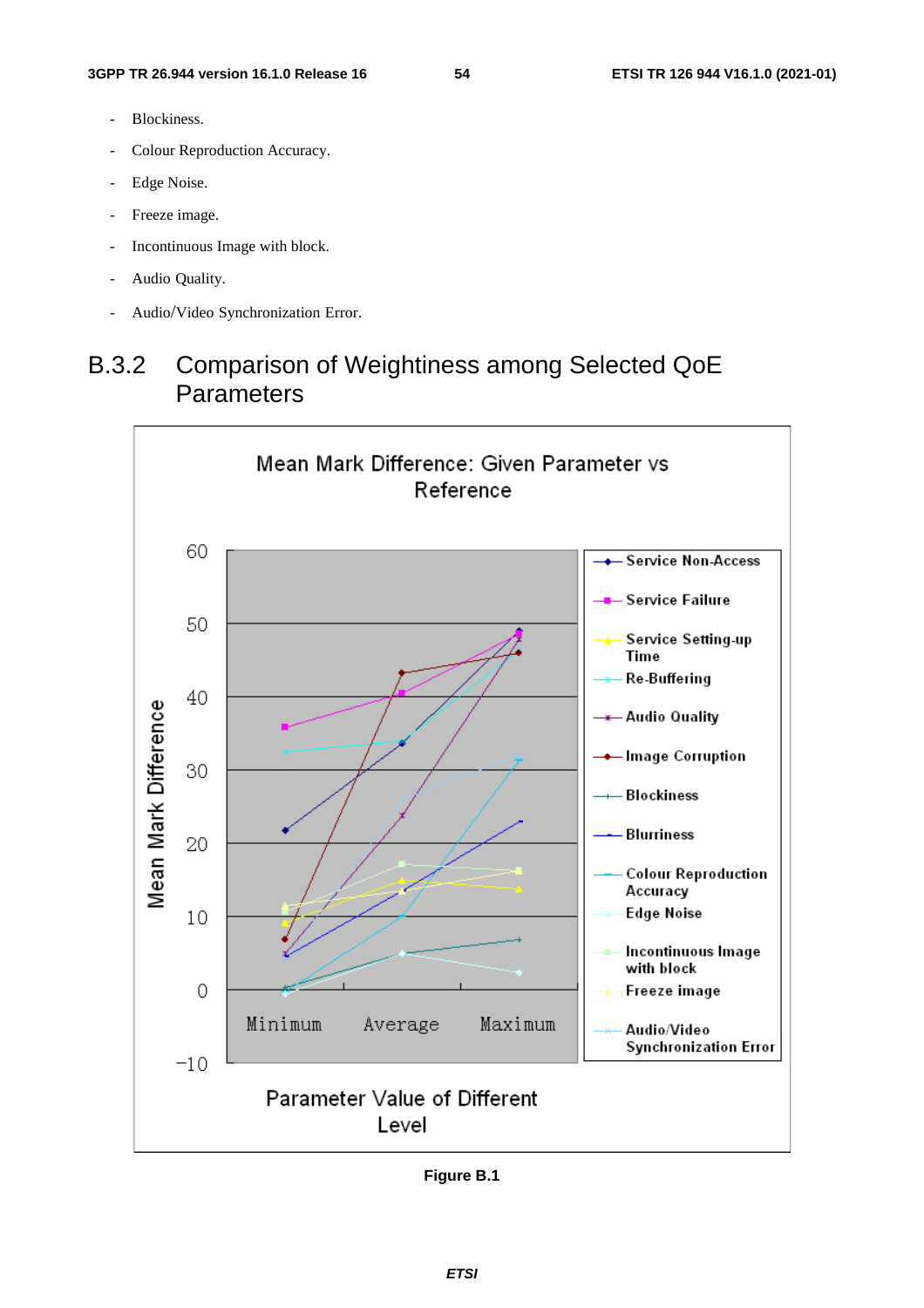- Blockiness.
- Colour Reproduction Accuracy.
- Edge Noise.
- Freeze image.
- Incontinuous Image with block.
- Audio Quality.
- Audio/Video Synchronization Error.

## B.3.2 Comparison of Weightiness among Selected QoE Parameters

Figure B.1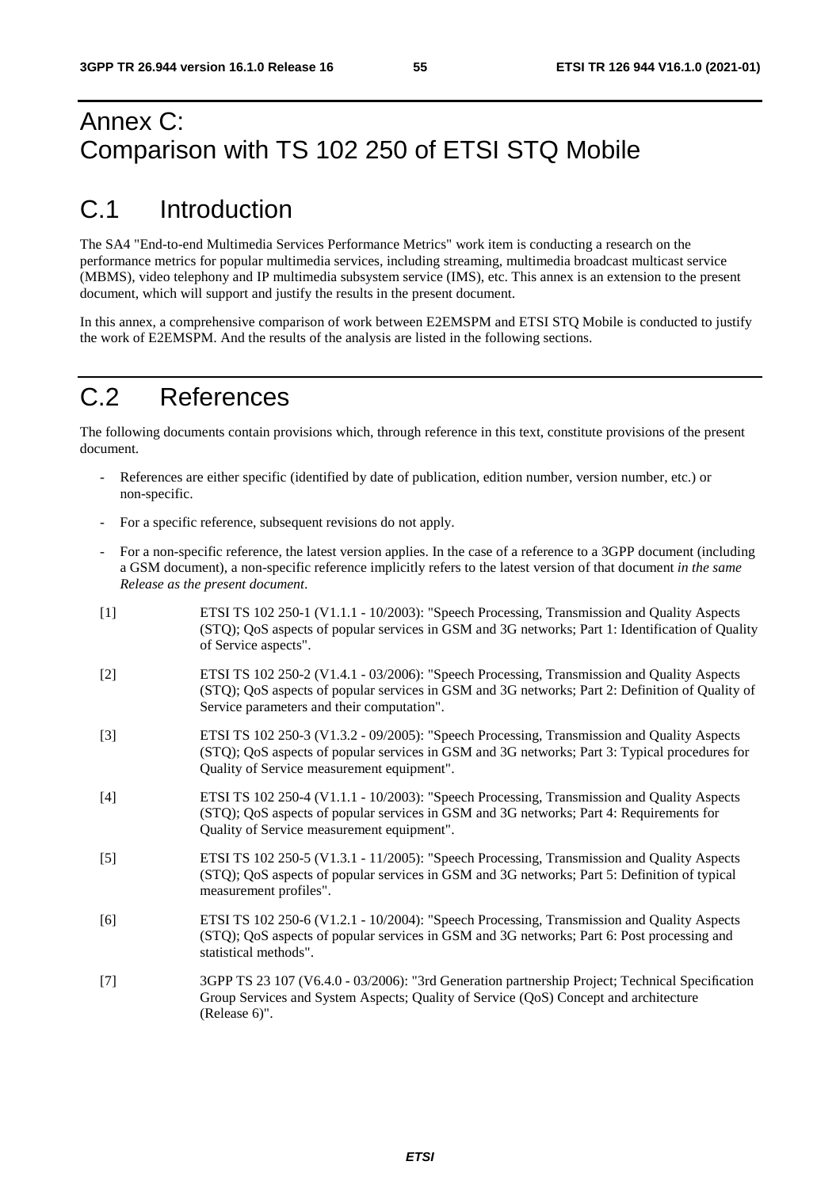# Annex C: Comparison with TS 102 250 of ETSI STQ Mobile

## C.1 Introduction

The SA4 "End-to-end Multimedia Services Performance Metrics" work item is conducting a research on the performance metrics for popular multimedia services, including streaming, multimedia broadcast multicast service (MBMS), video telephony and IP multimedia subsystem service (IMS), etc. This annex is an extension to the present document, which will support and justify the results in the present document.

In this annex, a comprehensive comparison of work between E2EMSPM and ETSI STQ Mobile is conducted to justify the work of E2EMSPM. And the results of the analysis are listed in the following sections.

## C.2 References

The following documents contain provisions which, through reference in this text, constitute provisions of the present document.

- References are either specific (identified by date of publication, edition number, version number, etc.) or non-specific.
- For a specific reference, subsequent revisions do not apply.
- For a non-specific reference, the latest version applies. In the case of a reference to a 3GPP document (including a GSM document), a non-specific reference implicitly refers to the latest version of that document *in the same Release as the present document*.

[1] ETSI TS 102 250-1 (V1.1.1 - 10/2003): "Speech Processing, Transmission and Quality Aspects (STQ); QoS aspects of popular services in GSM and 3G networks; Part 1: Identification of Quality of Service aspects".

[2] ETSI TS 102 250-2 (V1.4.1 - 03/2006): "Speech Processing, Transmission and Quality Aspects (STQ); QoS aspects of popular services in GSM and 3G networks; Part 2: Definition of Quality of Service parameters and their computation".

[3] ETSI TS 102 250-3 (V1.3.2 - 09/2005): "Speech Processing, Transmission and Quality Aspects (STQ); QoS aspects of popular services in GSM and 3G networks; Part 3: Typical procedures for Quality of Service measurement equipment".

[4] ETSI TS 102 250-4 (V1.1.1 - 10/2003): "Speech Processing, Transmission and Quality Aspects (STQ); QoS aspects of popular services in GSM and 3G networks; Part 4: Requirements for Quality of Service measurement equipment".

[5] ETSI TS 102 250-5 (V1.3.1 - 11/2005): "Speech Processing, Transmission and Quality Aspects (STQ); QoS aspects of popular services in GSM and 3G networks; Part 5: Definition of typical measurement profiles".

[6] ETSI TS 102 250-6 (V1.2.1 - 10/2004): "Speech Processing, Transmission and Quality Aspects (STQ); QoS aspects of popular services in GSM and 3G networks; Part 6: Post processing and statistical methods".

[7] 3GPP TS 23 107 (V6.4.0 - 03/2006): "3rd Generation partnership Project; Technical Specification Group Services and System Aspects; Quality of Service (QoS) Concept and architecture (Release 6)".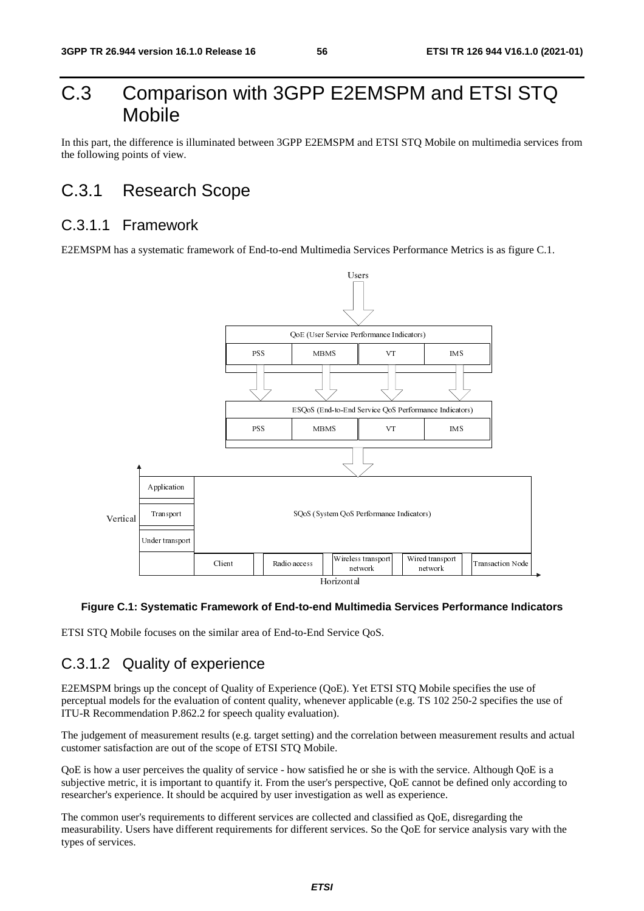# C.3 Comparison with 3GPP E2EMSPM and ETSI STQ Mobile

In this part, the difference is illuminated between 3GPP E2EMSPM and ETSI STQ Mobile on multimedia services from the following points of view.

## C.3.1 Research Scope

### C.3.1.1 Framework

E2EMSPM has a systematic framework of End-to-end Multimedia Services Performance Metrics is as figure C.1.

**Figure C.1: Systematic Framework of End-to-end Multimedia Services Performance Indicators**

ETSI STQ Mobile focuses on the similar area of End-to-End Service QoS.

### C.3.1.2 Quality of experience

E2EMSPM brings up the concept of Quality of Experience (QoE). Yet ETSI STQ Mobile specifies the use of perceptual models for the evaluation of content quality, whenever applicable (e.g. TS 102 250-2 specifies the use of ITU-R Recommendation P.862.2 for speech quality evaluation).

The judgement of measurement results (e.g. target setting) and the correlation between measurement results and actual customer satisfaction are out of the scope of ETSI STQ Mobile.

QoE is how a user perceives the quality of service - how satisfied he or she is with the service. Although QoE is a subjective metric, it is important to quantify it. From the user's perspective, QoE cannot be defined only according to researcher's experience. It should be acquired by user investigation as well as experience.

The common user's requirements to different services are collected and classified as QoE, disregarding the measurability. Users have different requirements for different services. So the QoE for service analysis vary with the types of services.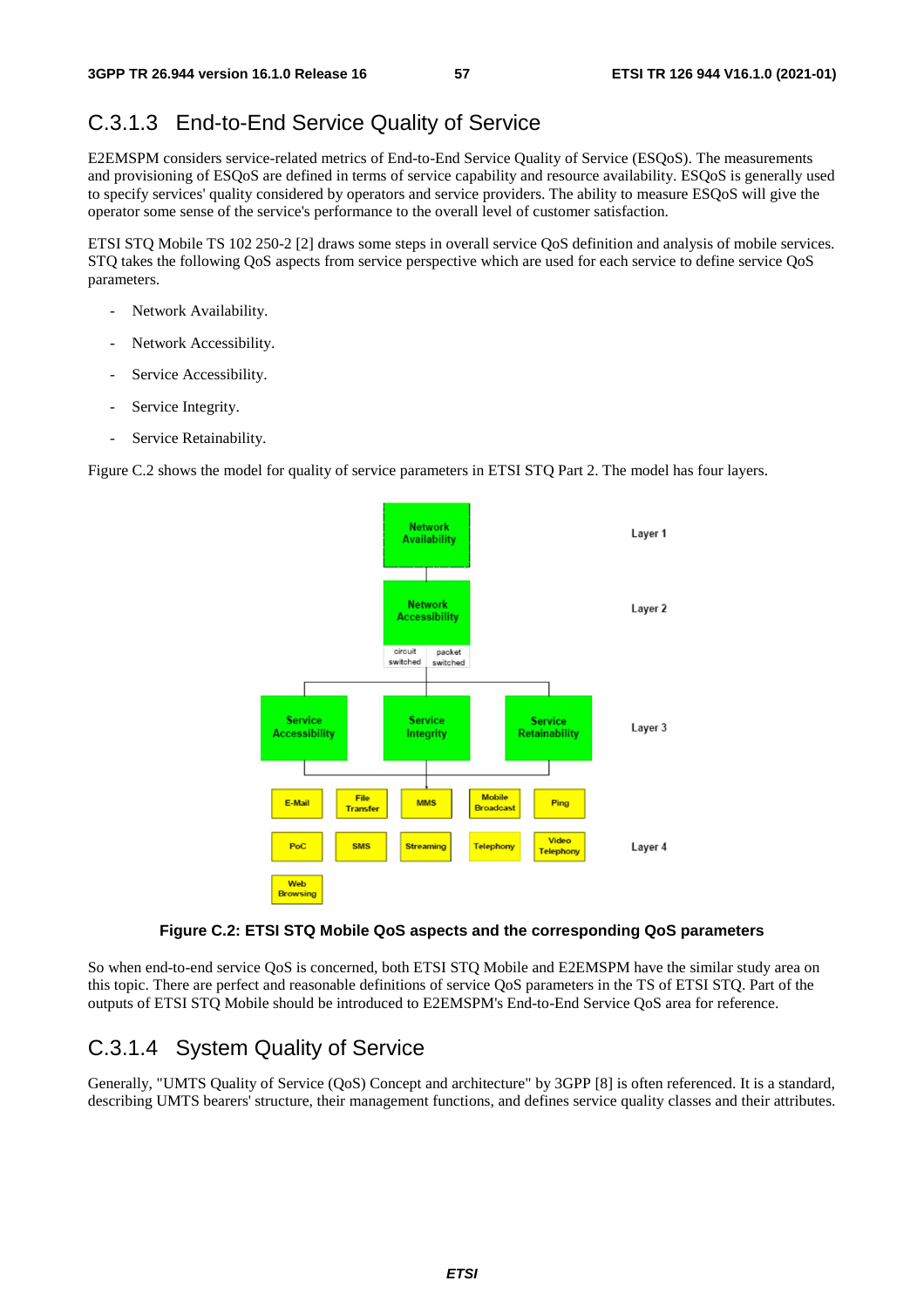## C.3.1.3 End-to-End Service Quality of Service

E2EMSPM considers service-related metrics of End-to-End Service Quality of Service (ESQoS). The measurements and provisioning of ESQoS are defined in terms of service capability and resource availability. ESQoS is generally used to specify services' quality considered by operators and service providers. The ability to measure ESQoS will give the operator some sense of the service's performance to the overall level of customer satisfaction.

ETSI STQ Mobile TS 102 250-2 [2] draws some steps in overall service QoS definition and analysis of mobile services. STQ takes the following QoS aspects from service perspective which are used for each service to define service QoS parameters.

- Network Availability.
- Network Accessibility.
- Service Accessibility.
- Service Integrity.
- Service Retainability.

Figure C.2 shows the model for quality of service parameters in ETSI STQ Part 2. The model has four layers.

**Figure C.2: ETSI STQ Mobile QoS aspects and the corresponding QoS parameters**

So when end-to-end service QoS is concerned, both ETSI STQ Mobile and E2EMSPM have the similar study area on this topic. There are perfect and reasonable definitions of service QoS parameters in the TS of ETSI STQ. Part of the outputs of ETSI STQ Mobile should be introduced to E2EMSPM's End-to-End Service QoS area for reference.

## C.3.1.4 System Quality of Service

Generally, "UMTS Quality of Service (QoS) Concept and architecture" by 3GPP [8] is often referenced. It is a standard, describing UMTS bearers' structure, their management functions, and defines service quality classes and their attributes.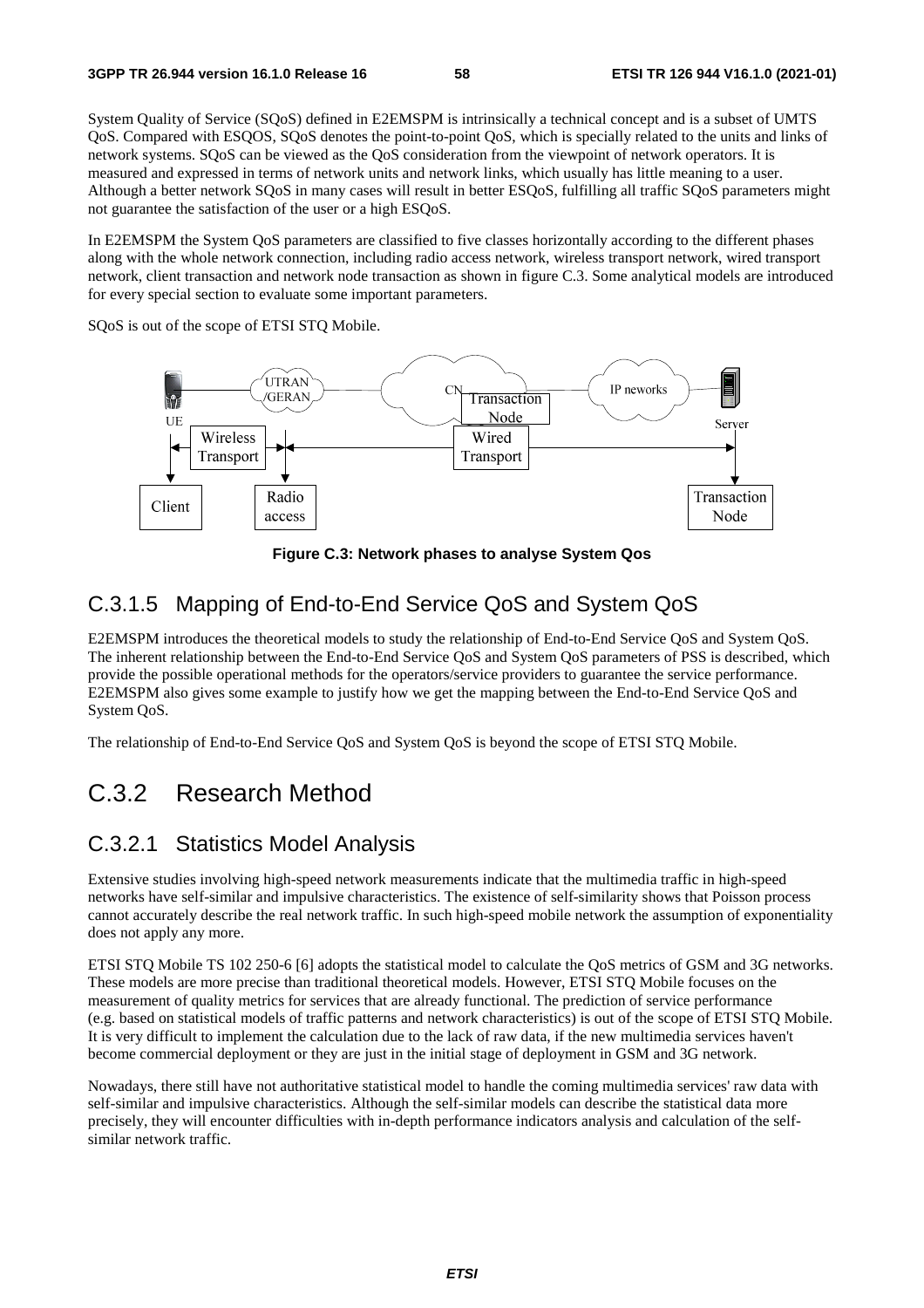System Quality of Service (SQoS) defined in E2EMSPM is intrinsically a technical concept and is a subset of UMTS QoS. Compared with ESQOS, SQoS denotes the point-to-point QoS, which is specially related to the units and links of network systems. SQoS can be viewed as the QoS consideration from the viewpoint of network operators. It is measured and expressed in terms of network units and network links, which usually has little meaning to a user. Although a better network SQoS in many cases will result in better ESQoS, fulfilling all traffic SQoS parameters might not guarantee the satisfaction of the user or a high ESQoS.

In E2EMSPM the System QoS parameters are classified to five classes horizontally according to the different phases along with the whole network connection, including radio access network, wireless transport network, wired transport network, client transaction and network node transaction as shown in figure C.3. Some analytical models are introduced for every special section to evaluate some important parameters.

SQoS is out of the scope of ETSI STQ Mobile.

**Figure C.3: Network phases to analyse System Qos**

### C.3.1.5 Mapping of End-to-End Service QoS and System QoS

E2EMSPM introduces the theoretical models to study the relationship of End-to-End Service QoS and System QoS. The inherent relationship between the End-to-End Service QoS and System QoS parameters of PSS is described, which provide the possible operational methods for the operators/service providers to guarantee the service performance. E2EMSPM also gives some example to justify how we get the mapping between the End-to-End Service QoS and System QoS.

The relationship of End-to-End Service QoS and System QoS is beyond the scope of ETSI STQ Mobile.

## C.3.2 Research Method

### C.3.2.1 Statistics Model Analysis

Extensive studies involving high-speed network measurements indicate that the multimedia traffic in high-speed networks have self-similar and impulsive characteristics. The existence of self-similarity shows that Poisson process cannot accurately describe the real network traffic. In such high-speed mobile network the assumption of exponentiality does not apply any more.

ETSI STQ Mobile TS 102 250-6 [6] adopts the statistical model to calculate the QoS metrics of GSM and 3G networks. These models are more precise than traditional theoretical models. However, ETSI STQ Mobile focuses on the measurement of quality metrics for services that are already functional. The prediction of service performance (e.g. based on statistical models of traffic patterns and network characteristics) is out of the scope of ETSI STQ Mobile. It is very difficult to implement the calculation due to the lack of raw data, if the new multimedia services haven't become commercial deployment or they are just in the initial stage of deployment in GSM and 3G network.

Nowadays, there still have not authoritative statistical model to handle the coming multimedia services' raw data with self-similar and impulsive characteristics. Although the self-similar models can describe the statistical data more precisely, they will encounter difficulties with in-depth performance indicators analysis and calculation of the self-similar network traffic.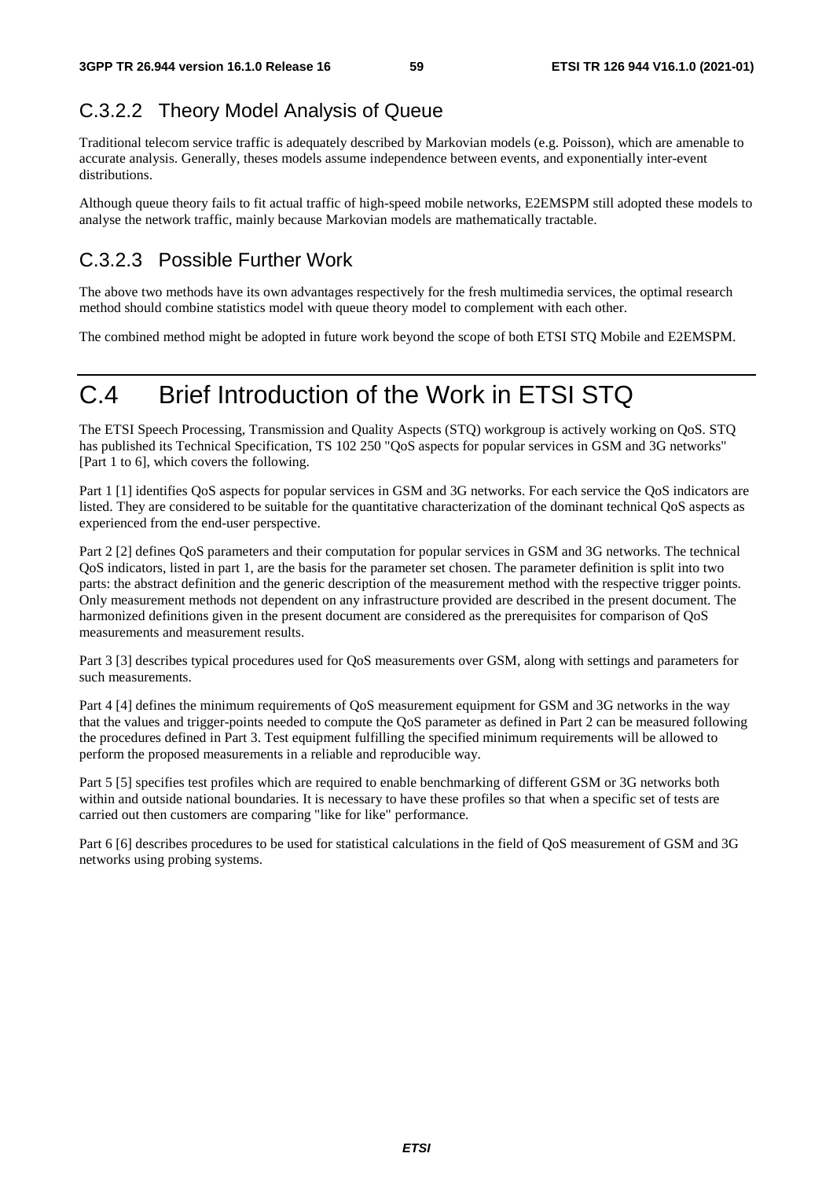### C.3.2.2 Theory Model Analysis of Queue

Traditional telecom service traffic is adequately described by Markovian models (e.g. Poisson), which are amenable to accurate analysis. Generally, theses models assume independence between events, and exponentially inter-event distributions.

Although queue theory fails to fit actual traffic of high-speed mobile networks, E2EMSPM still adopted these models to analyse the network traffic, mainly because Markovian models are mathematically tractable.

### C.3.2.3 Possible Further Work

The above two methods have its own advantages respectively for the fresh multimedia services, the optimal research method should combine statistics model with queue theory model to complement with each other.

The combined method might be adopted in future work beyond the scope of both ETSI STQ Mobile and E2EMSPM.

# C.4 Brief Introduction of the Work in ETSI STQ

The ETSI Speech Processing, Transmission and Quality Aspects (STQ) workgroup is actively working on QoS. STQ has published its Technical Specification, TS 102 250 "QoS aspects for popular services in GSM and 3G networks" [Part 1 to 6], which covers the following.

Part 1 [1] identifies QoS aspects for popular services in GSM and 3G networks. For each service the QoS indicators are listed. They are considered to be suitable for the quantitative characterization of the dominant technical QoS aspects as experienced from the end-user perspective.

Part 2 [2] defines QoS parameters and their computation for popular services in GSM and 3G networks. The technical QoS indicators, listed in part 1, are the basis for the parameter set chosen. The parameter definition is split into two parts: the abstract definition and the generic description of the measurement method with the respective trigger points. Only measurement methods not dependent on any infrastructure provided are described in the present document. The harmonized definitions given in the present document are considered as the prerequisites for comparison of QoS measurements and measurement results.

Part 3 [3] describes typical procedures used for QoS measurements over GSM, along with settings and parameters for such measurements.

Part 4 [4] defines the minimum requirements of QoS measurement equipment for GSM and 3G networks in the way that the values and trigger-points needed to compute the QoS parameter as defined in Part 2 can be measured following the procedures defined in Part 3. Test equipment fulfilling the specified minimum requirements will be allowed to perform the proposed measurements in a reliable and reproducible way.

Part 5 [5] specifies test profiles which are required to enable benchmarking of different GSM or 3G networks both within and outside national boundaries. It is necessary to have these profiles so that when a specific set of tests are carried out then customers are comparing "like for like" performance.

Part 6 [6] describes procedures to be used for statistical calculations in the field of QoS measurement of GSM and 3G networks using probing systems.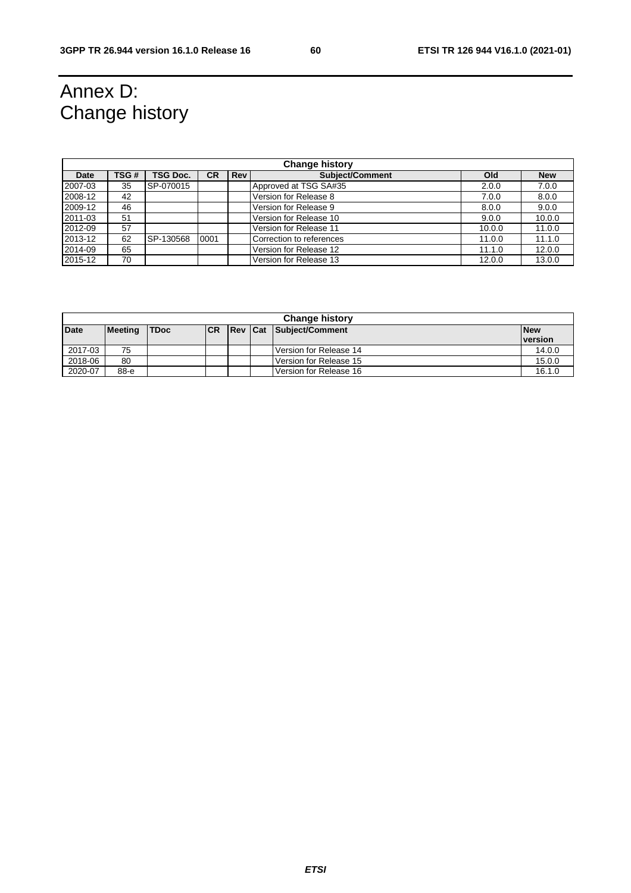# Annex D:
Change history

| Change history | | | | | | | |
|---|---|---|---|---|---|---|---|
| **Date** | **TSG #** | **TSG Doc.** | **CR** | **Rev** | **Subject/Comment** | **Old** | **New** |
| 2007-03 | 35 | SP-070015 | | | Approved at TSG SA#35 | 2.0.0 | 7.0.0 |
| 2008-12 | 42 | | | | Version for Release 8 | 7.0.0 | 8.0.0 |
| 2009-12 | 46 | | | | Version for Release 9 | 8.0.0 | 9.0.0 |
| 2011-03 | 51 | | | | Version for Release 10 | 9.0.0 | 10.0.0 |
| 2012-09 | 57 | | | | Version for Release 11 | 10.0.0 | 11.0.0 |
| 2013-12 | 62 | SP-130568 | 0001 | | Correction to references | 11.0.0 | 11.1.0 |
| 2014-09 | 65 | | | | Version for Release 12 | 11.1.0 | 12.0.0 |
| 2015-12 | 70 | | | | Version for Release 13 | 12.0.0 | 13.0.0 |

| Change history | | | | | | | |
|---|---|---|---|---|---|---|---|
| **Date** | **Meeting** | **TDoc** | **CR** | **Rev** | **Cat** | **Subject/Comment** | **New version** |
| 2017-03 | 75 | | | | | Version for Release 14 | 14.0.0 |
| 2018-06 | 80 | | | | | Version for Release 15 | 15.0.0 |
| 2020-07 | 88-e | | | | | Version for Release 16 | 16.1.0 |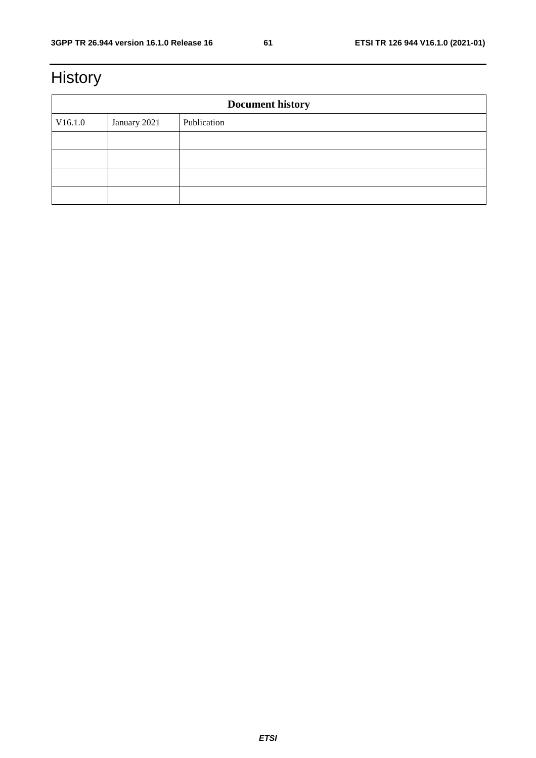# History

| Document history | | |
|---|---|---|
| V16.1.0 | January 2021 | Publication |
| | | |
| | | |
| | | |
| | | |